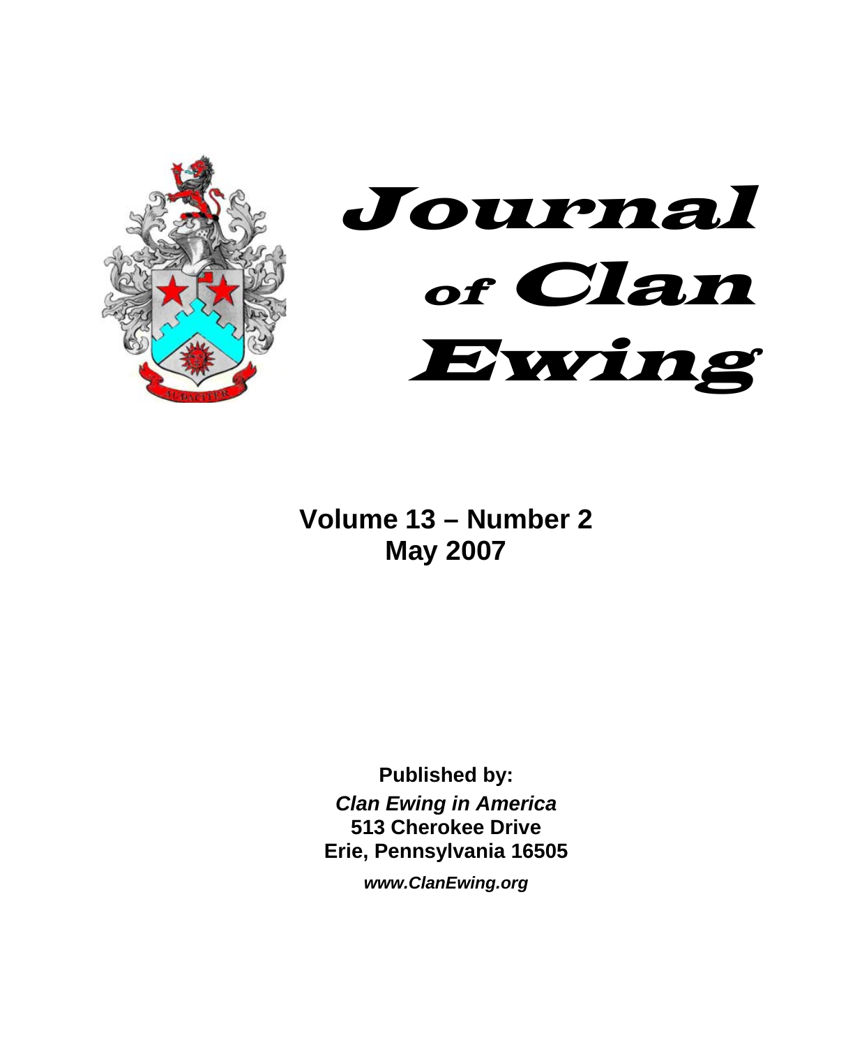# Journal of Clan Ewing

**Volume 13 – Number 2**
**May 2007**

**Published by:**
***Clan Ewing in America***
**513 Cherokee Drive**
**Erie, Pennsylvania 16505**

***www.ClanEwing.org***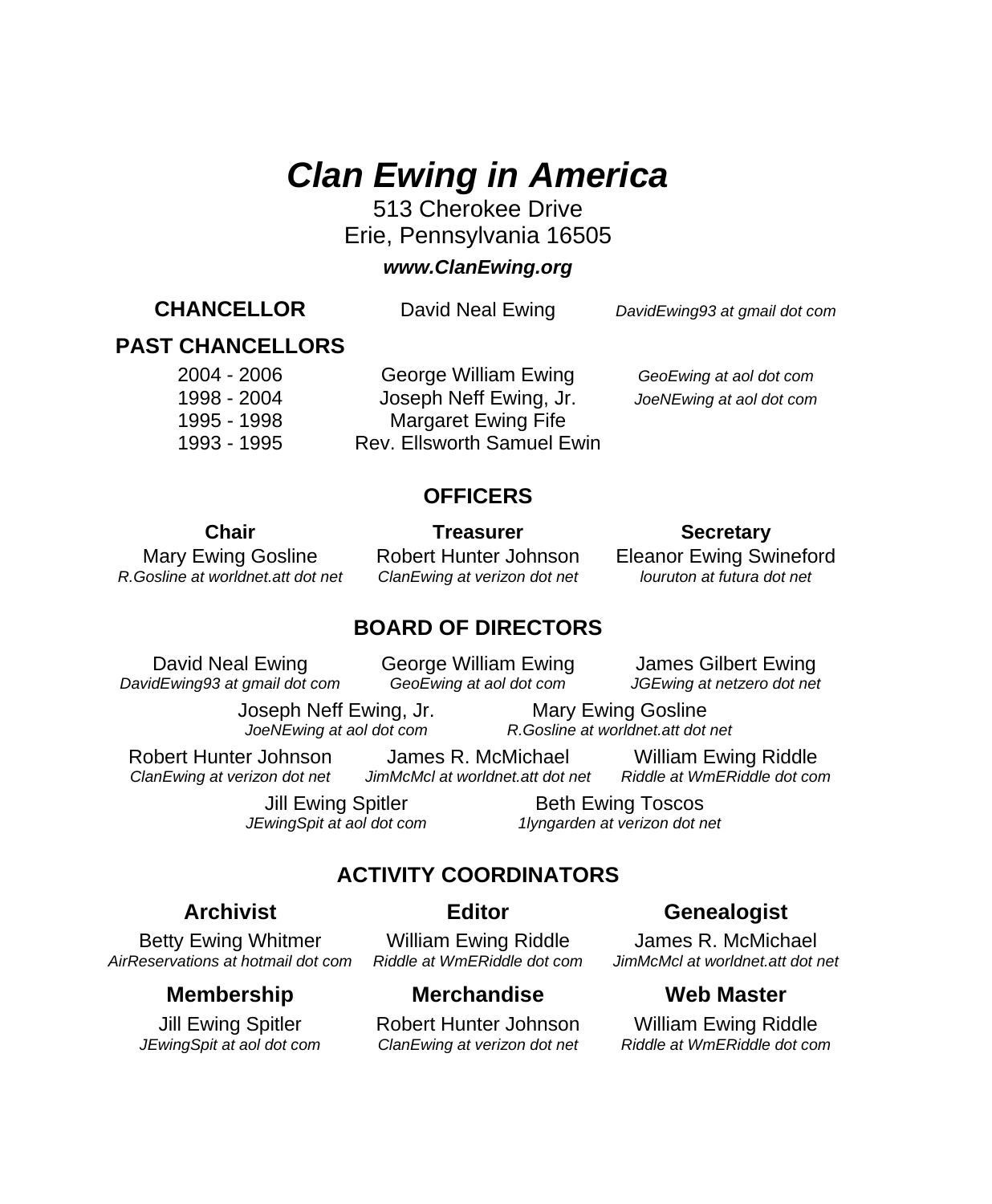# *Clan Ewing in America*

513 Cherokee Drive
Erie, Pennsylvania 16505

***www.ClanEwing.org***

**CHANCELLOR** David Neal Ewing *DavidEwing93 at gmail dot com*

## PAST CHANCELLORS

| | | |
|---|---|---|
| 2004 - 2006 | George William Ewing | *GeoEwing at aol dot com* |
| 1998 - 2004 | Joseph Neff Ewing, Jr. | *JoeNEwing at aol dot com* |
| 1995 - 1998 | Margaret Ewing Fife | |
| 1993 - 1995 | Rev. Ellsworth Samuel Ewin | |

## OFFICERS

**Chair**
Mary Ewing Gosline
*R.Gosline at worldnet.att dot net*

**Treasurer**
Robert Hunter Johnson
*ClanEwing at verizon dot net*

**Secretary**
Eleanor Ewing Swineford
*louruton at futura dot net*

## BOARD OF DIRECTORS

David Neal Ewing
*DavidEwing93 at gmail dot com*

George William Ewing
*GeoEwing at aol dot com*

James Gilbert Ewing
*JGEwing at netzero dot net*

Joseph Neff Ewing, Jr.
*JoeNEwing at aol dot com*

Mary Ewing Gosline
*R.Gosline at worldnet.att dot net*

Robert Hunter Johnson
*ClanEwing at verizon dot net*

James R. McMichael
*JimMcMcl at worldnet.att dot net*

William Ewing Riddle
*Riddle at WmERiddle dot com*

Jill Ewing Spitler
*JEwingSpit at aol dot com*

Beth Ewing Toscos
*1lyngarden at verizon dot net*

## ACTIVITY COORDINATORS

**Archivist**
Betty Ewing Whitmer
*AirReservations at hotmail dot com*

**Editor**
William Ewing Riddle
*Riddle at WmERiddle dot com*

**Genealogist**
James R. McMichael
*JimMcMcl at worldnet.att dot net*

**Membership**
Jill Ewing Spitler
*JEwingSpit at aol dot com*

**Merchandise**
Robert Hunter Johnson
*ClanEwing at verizon dot net*

**Web Master**
William Ewing Riddle
*Riddle at WmERiddle dot com*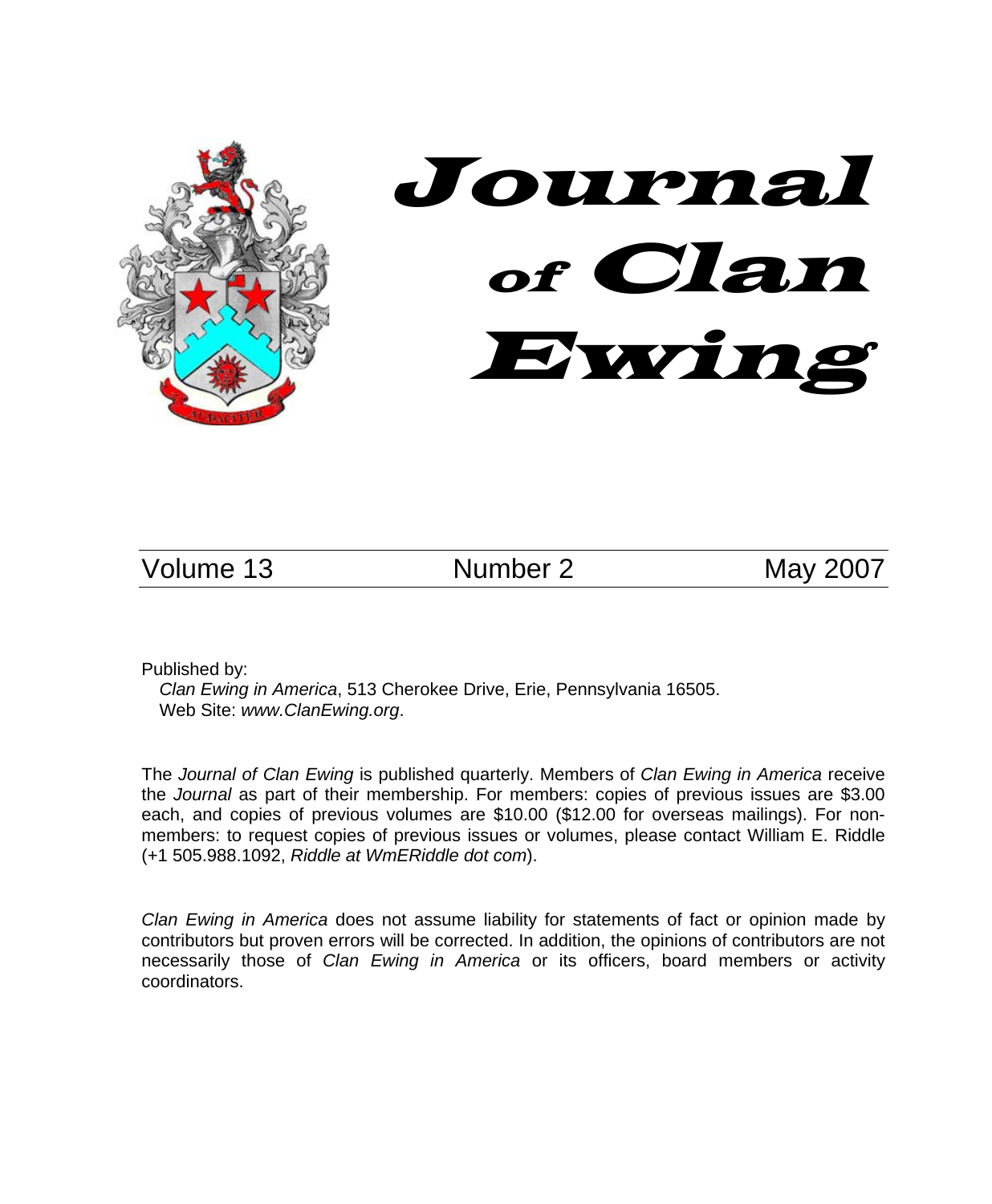# Journal of Clan Ewing

Volume 13 | Number 2 | May 2007

Published by:

*Clan Ewing in America*, 513 Cherokee Drive, Erie, Pennsylvania 16505.
Web Site: *www.ClanEwing.org*.

The *Journal of Clan Ewing* is published quarterly. Members of *Clan Ewing in America* receive the *Journal* as part of their membership. For members: copies of previous issues are $3.00 each, and copies of previous volumes are $10.00 ($12.00 for overseas mailings). For non-members: to request copies of previous issues or volumes, please contact William E. Riddle (+1 505.988.1092, *Riddle at WmERiddle dot com*).

*Clan Ewing in America* does not assume liability for statements of fact or opinion made by contributors but proven errors will be corrected. In addition, the opinions of contributors are not necessarily those of *Clan Ewing in America* or its officers, board members or activity coordinators.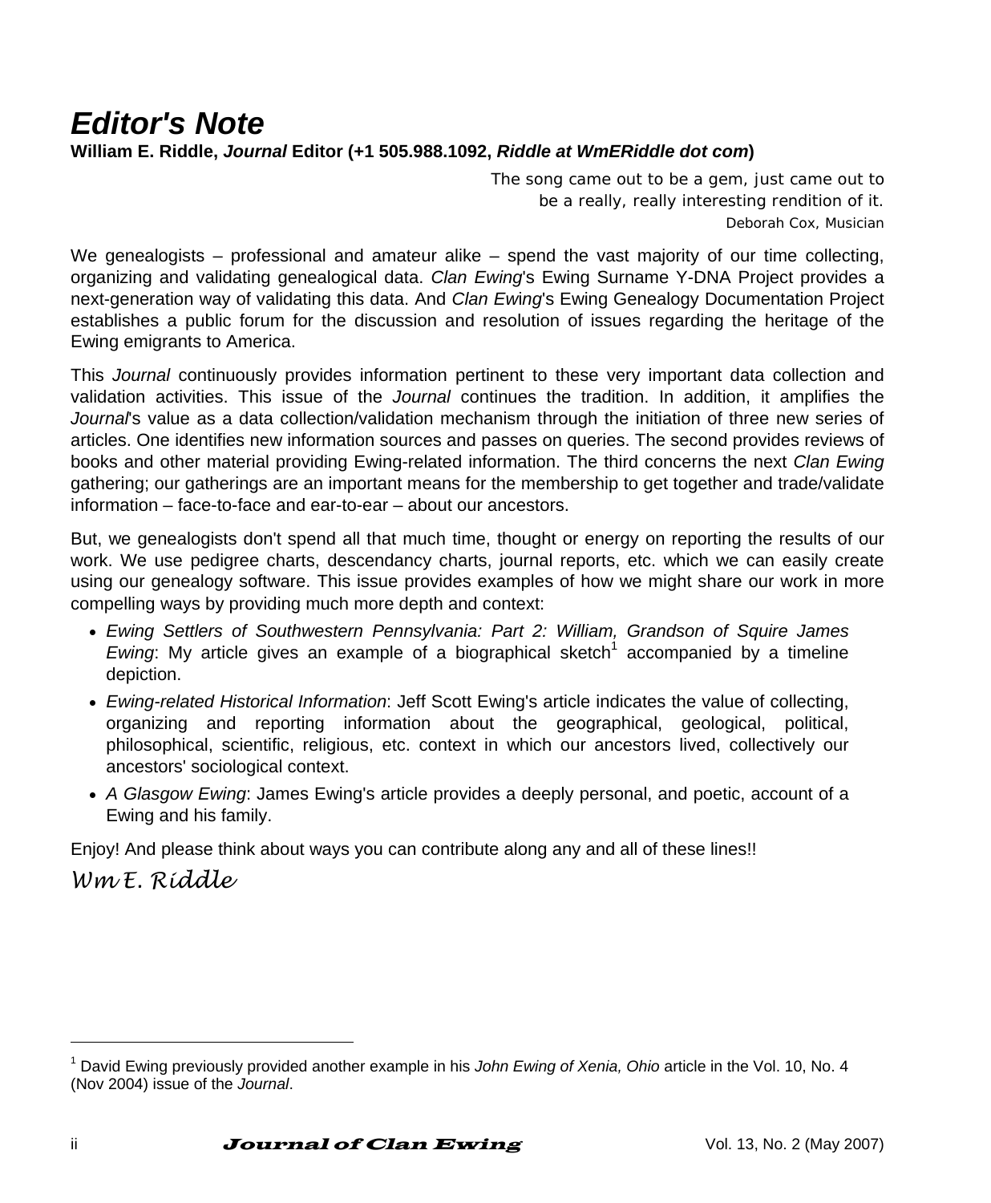# *Editor's Note*

**William E. Riddle, *Journal* Editor (+1 505.988.1092, *Riddle at WmERiddle dot com*)**

> The song came out to be a gem, just came out to be a really, really interesting rendition of it.
>
> Deborah Cox, Musician

We genealogists – professional and amateur alike – spend the vast majority of our time collecting, organizing and validating genealogical data. *Clan Ewing*'s Ewing Surname Y-DNA Project provides a next-generation way of validating this data. And *Clan Ewing*'s Ewing Genealogy Documentation Project establishes a public forum for the discussion and resolution of issues regarding the heritage of the Ewing emigrants to America.

This *Journal* continuously provides information pertinent to these very important data collection and validation activities. This issue of the *Journal* continues the tradition. In addition, it amplifies the *Journal*'s value as a data collection/validation mechanism through the initiation of three new series of articles. One identifies new information sources and passes on queries. The second provides reviews of books and other material providing Ewing-related information. The third concerns the next *Clan Ewing* gathering; our gatherings are an important means for the membership to get together and trade/validate information – face-to-face and ear-to-ear – about our ancestors.

But, we genealogists don't spend all that much time, thought or energy on reporting the results of our work. We use pedigree charts, descendancy charts, journal reports, etc. which we can easily create using our genealogy software. This issue provides examples of how we might share our work in more compelling ways by providing much more depth and context:

- *Ewing Settlers of Southwestern Pennsylvania: Part 2: William, Grandson of Squire James Ewing*: My article gives an example of a biographical sketch[1] accompanied by a timeline depiction.
- *Ewing-related Historical Information*: Jeff Scott Ewing's article indicates the value of collecting, organizing and reporting information about the geographical, geological, political, philosophical, scientific, religious, etc. context in which our ancestors lived, collectively our ancestors' sociological context.
- *A Glasgow Ewing*: James Ewing's article provides a deeply personal, and poetic, account of a Ewing and his family.

Enjoy! And please think about ways you can contribute along any and all of these lines!!

*Wm E. Riddle*

---

[1] David Ewing previously provided another example in his *John Ewing of Xenia, Ohio* article in the Vol. 10, No. 4 (Nov 2004) issue of the *Journal*.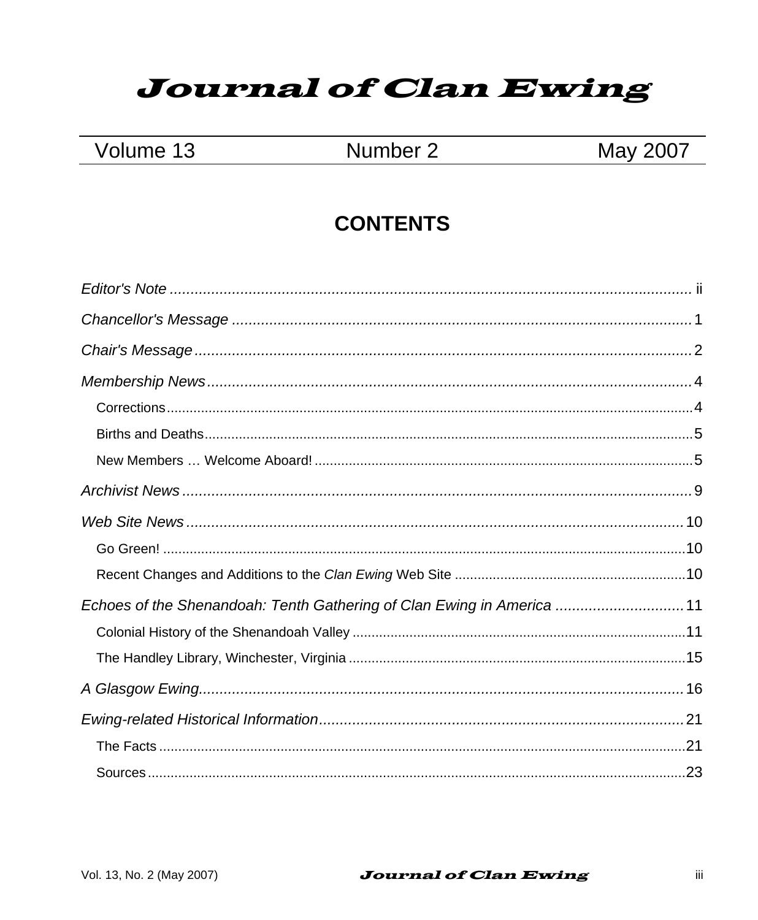# *Journal of Clan Ewing*

| Volume 13 | Number 2 | May 2007 |
|---|---|---|

## CONTENTS

*Editor's Note* ........................................................ ii

*Chancellor's Message* ........................................................ 1

*Chair's Message* ........................................................ 2

*Membership News* ........................................................ 4

- Corrections ........................................................ 4
- Births and Deaths ........................................................ 5
- New Members … Welcome Aboard! ........................................................ 5

*Archivist News* ........................................................ 9

*Web Site News* ........................................................ 10

- Go Green! ........................................................ 10
- Recent Changes and Additions to the *Clan Ewing* Web Site ........................................................ 10

*Echoes of the Shenandoah: Tenth Gathering of Clan Ewing in America* ........................................................ 11

- Colonial History of the Shenandoah Valley ........................................................ 11
- The Handley Library, Winchester, Virginia ........................................................ 15

*A Glasgow Ewing* ........................................................ 16

*Ewing-related Historical Information* ........................................................ 21

- The Facts ........................................................ 21
- Sources ........................................................ 23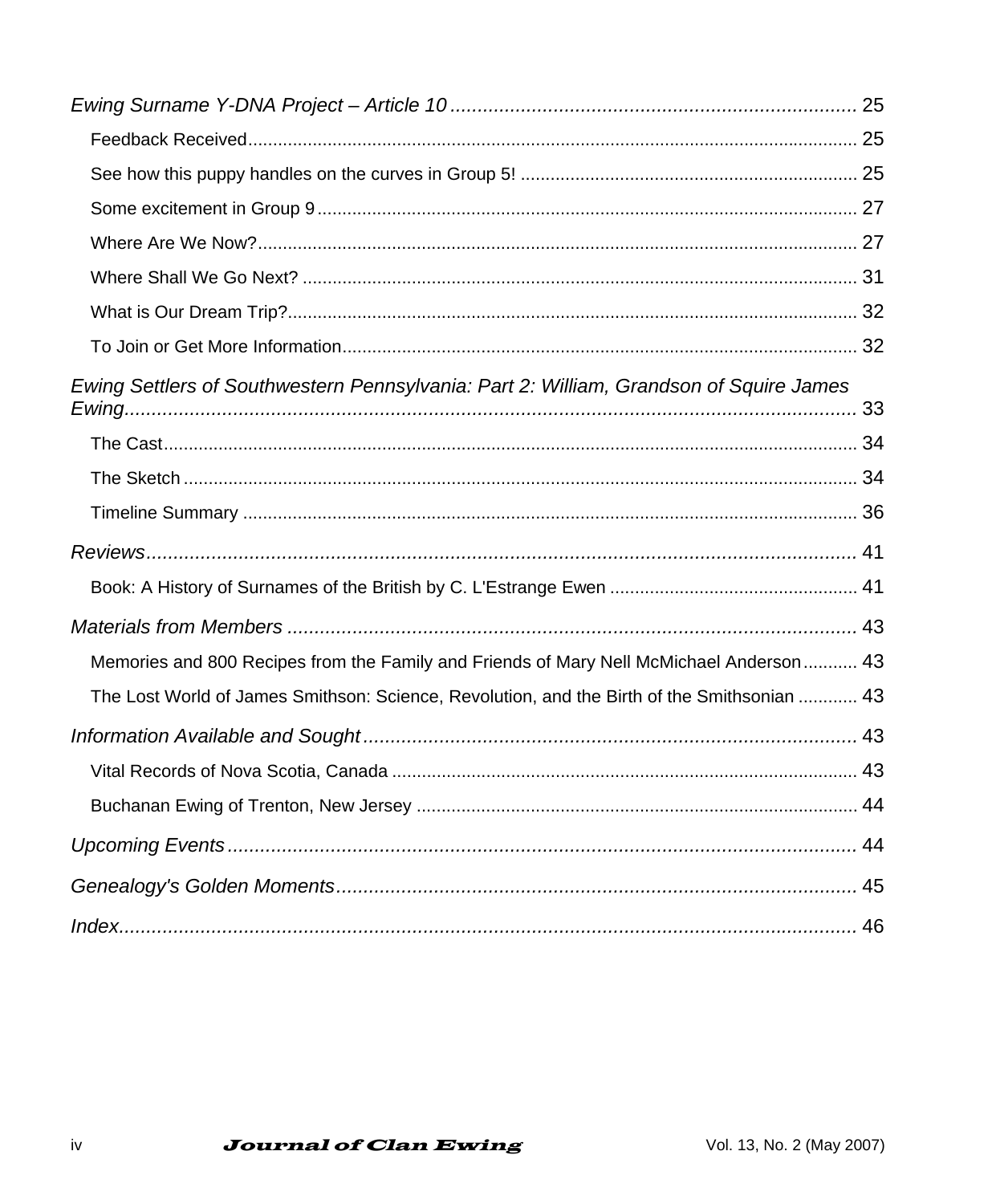*Ewing Surname Y-DNA Project – Article 10* ... 25

- Feedback Received ... 25
- See how this puppy handles on the curves in Group 5! ... 25
- Some excitement in Group 9 ... 27
- Where Are We Now? ... 27
- Where Shall We Go Next? ... 31
- What is Our Dream Trip? ... 32
- To Join or Get More Information ... 32

*Ewing Settlers of Southwestern Pennsylvania: Part 2: William, Grandson of Squire James Ewing* ... 33

- The Cast ... 34
- The Sketch ... 34
- Timeline Summary ... 36

*Reviews* ... 41

- Book: A History of Surnames of the British by C. L'Estrange Ewen ... 41

*Materials from Members* ... 43

- Memories and 800 Recipes from the Family and Friends of Mary Nell McMichael Anderson ... 43
- The Lost World of James Smithson: Science, Revolution, and the Birth of the Smithsonian ... 43

*Information Available and Sought* ... 43

- Vital Records of Nova Scotia, Canada ... 43
- Buchanan Ewing of Trenton, New Jersey ... 44

*Upcoming Events* ... 44

*Genealogy's Golden Moments* ... 45

*Index* ... 46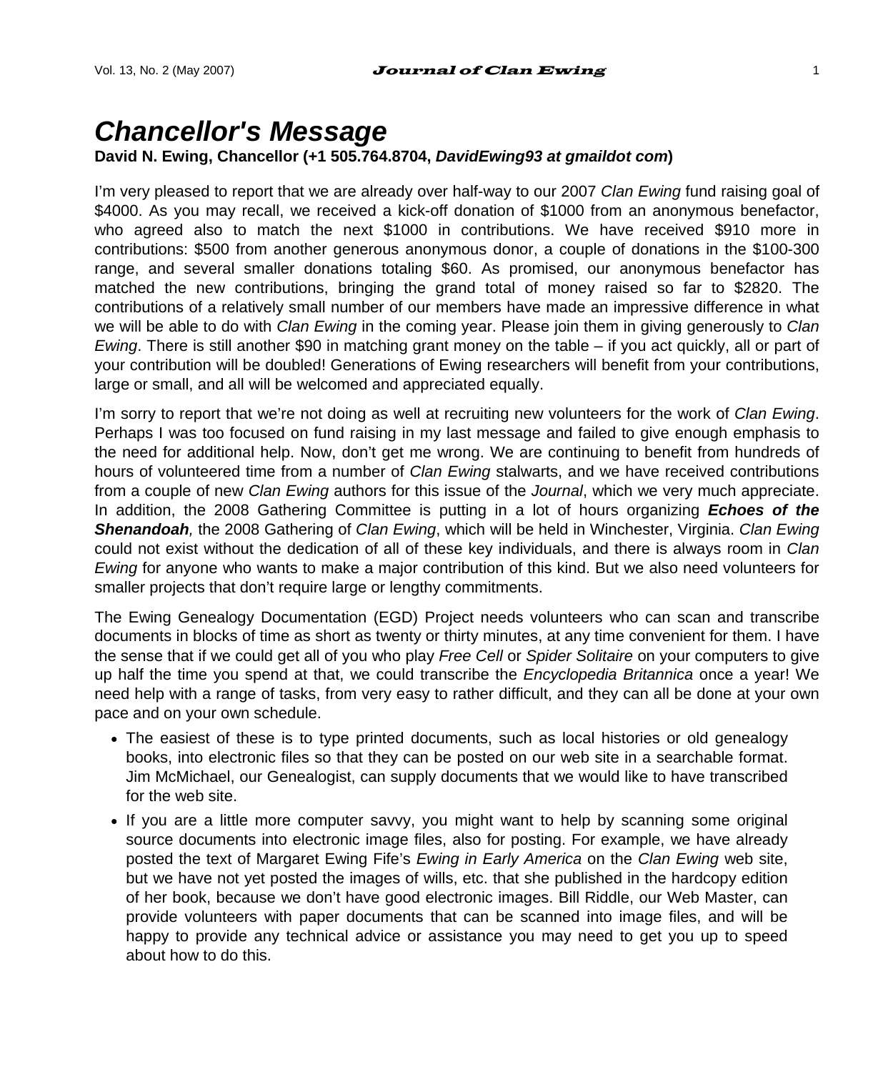# *Chancellor's Message*

**David N. Ewing, Chancellor (+1 505.764.8704, *DavidEwing93 at gmaildot com*)**

I'm very pleased to report that we are already over half-way to our 2007 *Clan Ewing* fund raising goal of $4000. As you may recall, we received a kick-off donation of $1000 from an anonymous benefactor, who agreed also to match the next $1000 in contributions. We have received $910 more in contributions: $500 from another generous anonymous donor, a couple of donations in the $100-300 range, and several smaller donations totaling $60. As promised, our anonymous benefactor has matched the new contributions, bringing the grand total of money raised so far to $2820. The contributions of a relatively small number of our members have made an impressive difference in what we will be able to do with *Clan Ewing* in the coming year. Please join them in giving generously to *Clan Ewing*. There is still another $90 in matching grant money on the table – if you act quickly, all or part of your contribution will be doubled! Generations of Ewing researchers will benefit from your contributions, large or small, and all will be welcomed and appreciated equally.

I'm sorry to report that we're not doing as well at recruiting new volunteers for the work of *Clan Ewing*. Perhaps I was too focused on fund raising in my last message and failed to give enough emphasis to the need for additional help. Now, don't get me wrong. We are continuing to benefit from hundreds of hours of volunteered time from a number of *Clan Ewing* stalwarts, and we have received contributions from a couple of new *Clan Ewing* authors for this issue of the *Journal*, which we very much appreciate. In addition, the 2008 Gathering Committee is putting in a lot of hours organizing ***Echoes of the Shenandoah**,* the 2008 Gathering of *Clan Ewing*, which will be held in Winchester, Virginia. *Clan Ewing* could not exist without the dedication of all of these key individuals, and there is always room in *Clan Ewing* for anyone who wants to make a major contribution of this kind. But we also need volunteers for smaller projects that don't require large or lengthy commitments.

The Ewing Genealogy Documentation (EGD) Project needs volunteers who can scan and transcribe documents in blocks of time as short as twenty or thirty minutes, at any time convenient for them. I have the sense that if we could get all of you who play *Free Cell* or *Spider Solitaire* on your computers to give up half the time you spend at that, we could transcribe the *Encyclopedia Britannica* once a year! We need help with a range of tasks, from very easy to rather difficult, and they can all be done at your own pace and on your own schedule.

- The easiest of these is to type printed documents, such as local histories or old genealogy books, into electronic files so that they can be posted on our web site in a searchable format. Jim McMichael, our Genealogist, can supply documents that we would like to have transcribed for the web site.
- If you are a little more computer savvy, you might want to help by scanning some original source documents into electronic image files, also for posting. For example, we have already posted the text of Margaret Ewing Fife's *Ewing in Early America* on the *Clan Ewing* web site, but we have not yet posted the images of wills, etc. that she published in the hardcopy edition of her book, because we don't have good electronic images. Bill Riddle, our Web Master, can provide volunteers with paper documents that can be scanned into image files, and will be happy to provide any technical advice or assistance you may need to get you up to speed about how to do this.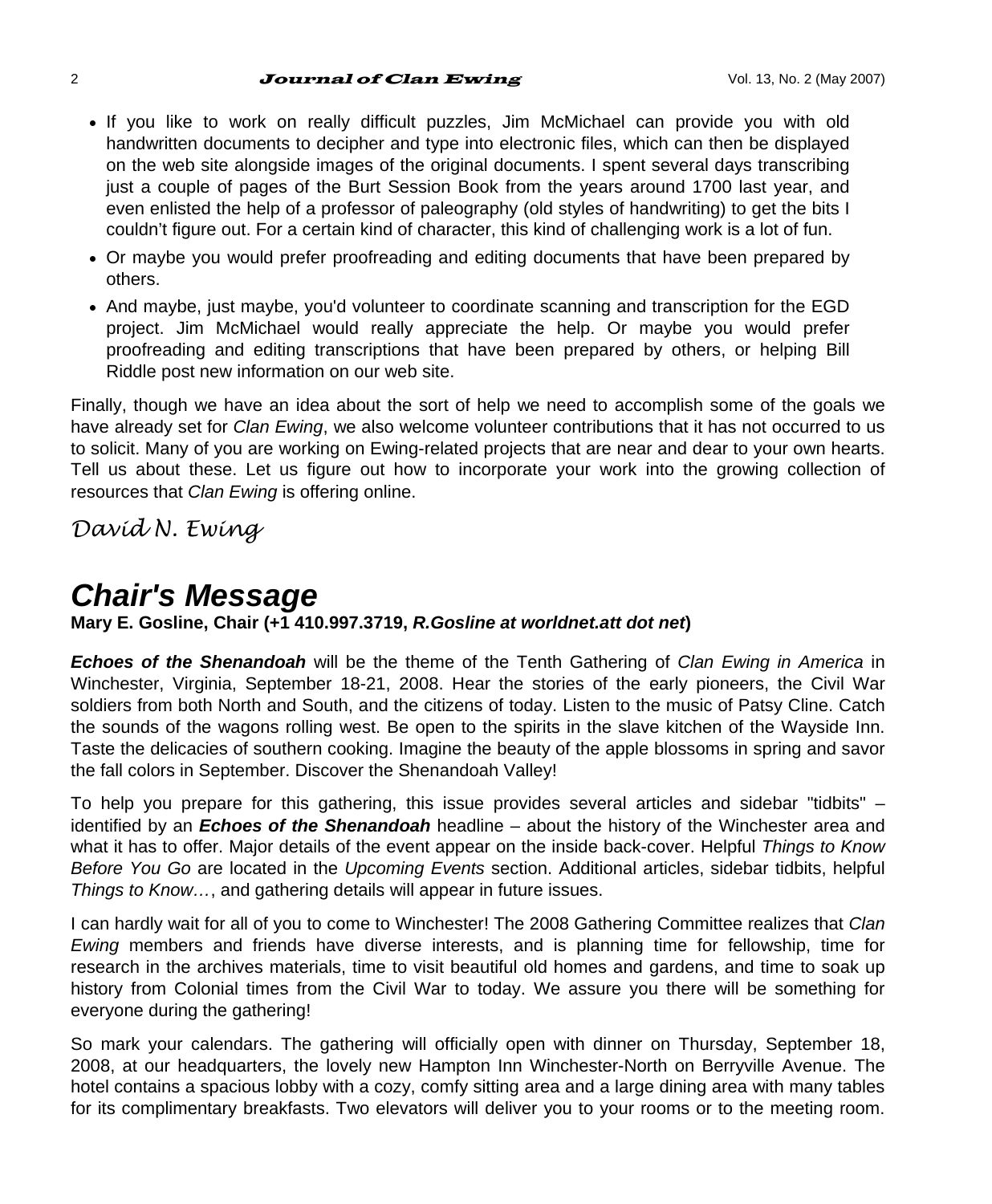- If you like to work on really difficult puzzles, Jim McMichael can provide you with old handwritten documents to decipher and type into electronic files, which can then be displayed on the web site alongside images of the original documents. I spent several days transcribing just a couple of pages of the Burt Session Book from the years around 1700 last year, and even enlisted the help of a professor of paleography (old styles of handwriting) to get the bits I couldn't figure out. For a certain kind of character, this kind of challenging work is a lot of fun.
- Or maybe you would prefer proofreading and editing documents that have been prepared by others.
- And maybe, just maybe, you'd volunteer to coordinate scanning and transcription for the EGD project. Jim McMichael would really appreciate the help. Or maybe you would prefer proofreading and editing transcriptions that have been prepared by others, or helping Bill Riddle post new information on our web site.

Finally, though we have an idea about the sort of help we need to accomplish some of the goals we have already set for *Clan Ewing*, we also welcome volunteer contributions that it has not occurred to us to solicit. Many of you are working on Ewing-related projects that are near and dear to your own hearts. Tell us about these. Let us figure out how to incorporate your work into the growing collection of resources that *Clan Ewing* is offering online.

*David N. Ewing*

# Chair's Message

**Mary E. Gosline, Chair (+1 410.997.3719, *R.Gosline at worldnet.att dot net*)**

***Echoes of the Shenandoah*** will be the theme of the Tenth Gathering of *Clan Ewing in America* in Winchester, Virginia, September 18-21, 2008. Hear the stories of the early pioneers, the Civil War soldiers from both North and South, and the citizens of today. Listen to the music of Patsy Cline. Catch the sounds of the wagons rolling west. Be open to the spirits in the slave kitchen of the Wayside Inn. Taste the delicacies of southern cooking. Imagine the beauty of the apple blossoms in spring and savor the fall colors in September. Discover the Shenandoah Valley!

To help you prepare for this gathering, this issue provides several articles and sidebar "tidbits" – identified by an ***Echoes of the Shenandoah*** headline – about the history of the Winchester area and what it has to offer. Major details of the event appear on the inside back-cover. Helpful *Things to Know Before You Go* are located in the *Upcoming Events* section. Additional articles, sidebar tidbits, helpful *Things to Know…*, and gathering details will appear in future issues.

I can hardly wait for all of you to come to Winchester! The 2008 Gathering Committee realizes that *Clan Ewing* members and friends have diverse interests, and is planning time for fellowship, time for research in the archives materials, time to visit beautiful old homes and gardens, and time to soak up history from Colonial times from the Civil War to today. We assure you there will be something for everyone during the gathering!

So mark your calendars. The gathering will officially open with dinner on Thursday, September 18, 2008, at our headquarters, the lovely new Hampton Inn Winchester-North on Berryville Avenue. The hotel contains a spacious lobby with a cozy, comfy sitting area and a large dining area with many tables for its complimentary breakfasts. Two elevators will deliver you to your rooms or to the meeting room.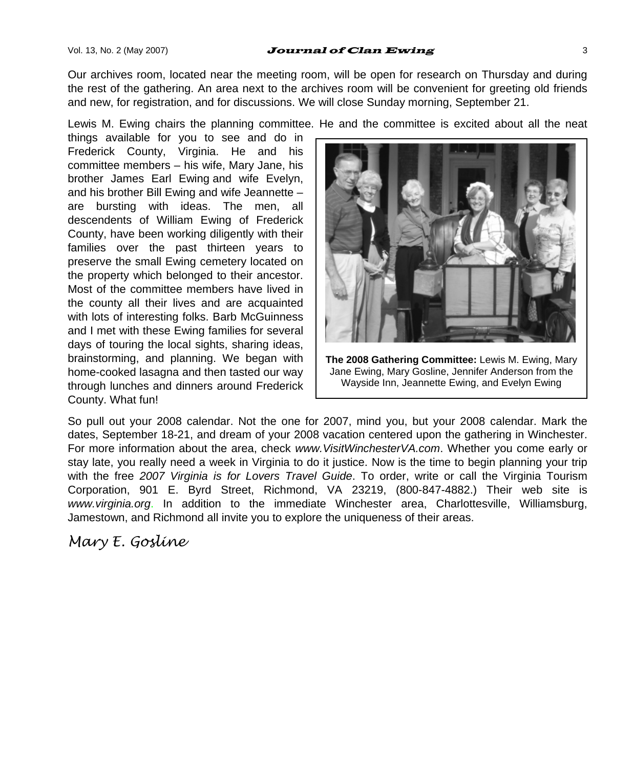Our archives room, located near the meeting room, will be open for research on Thursday and during the rest of the gathering. An area next to the archives room will be convenient for greeting old friends and new, for registration, and for discussions. We will close Sunday morning, September 21.

Lewis M. Ewing chairs the planning committee. He and the committee is excited about all the neat things available for you to see and do in Frederick County, Virginia. He and his committee members – his wife, Mary Jane, his brother James Earl Ewing and wife Evelyn, and his brother Bill Ewing and wife Jeannette – are bursting with ideas. The men, all descendents of William Ewing of Frederick County, have been working diligently with their families over the past thirteen years to preserve the small Ewing cemetery located on the property which belonged to their ancestor. Most of the committee members have lived in the county all their lives and are acquainted with lots of interesting folks. Barb McGuinness and I met with these Ewing families for several days of touring the local sights, sharing ideas, brainstorming, and planning. We began with home-cooked lasagna and then tasted our way through lunches and dinners around Frederick County. What fun!

**The 2008 Gathering Committee:** Lewis M. Ewing, Mary Jane Ewing, Mary Gosline, Jennifer Anderson from the Wayside Inn, Jeannette Ewing, and Evelyn Ewing

So pull out your 2008 calendar. Not the one for 2007, mind you, but your 2008 calendar. Mark the dates, September 18-21, and dream of your 2008 vacation centered upon the gathering in Winchester. For more information about the area, check *www.VisitWinchesterVA.com*. Whether you come early or stay late, you really need a week in Virginia to do it justice. Now is the time to begin planning your trip with the free *2007 Virginia is for Lovers Travel Guide*. To order, write or call the Virginia Tourism Corporation, 901 E. Byrd Street, Richmond, VA 23219, (800-847-4882.) Their web site is *www.virginia.org*. In addition to the immediate Winchester area, Charlottesville, Williamsburg, Jamestown, and Richmond all invite you to explore the uniqueness of their areas.

*Mary E. Gosline*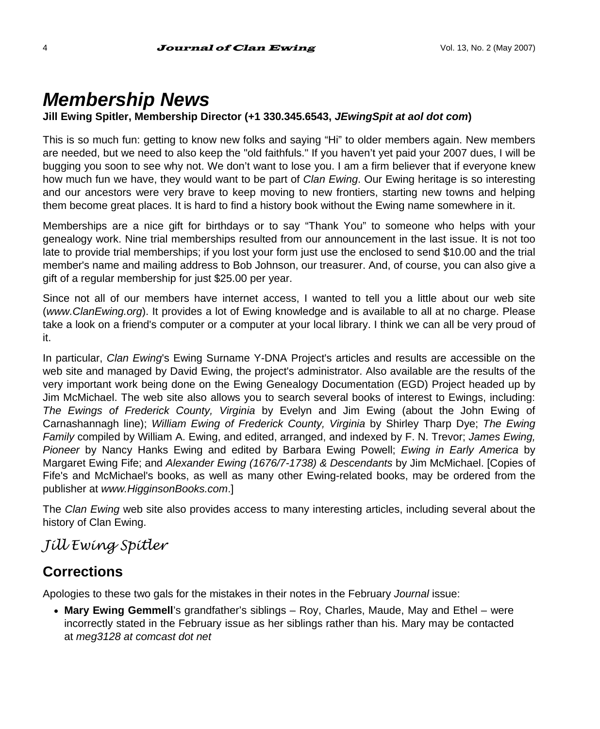# *Membership News*

**Jill Ewing Spitler, Membership Director (+1 330.345.6543, *JEwingSpit at aol dot com*)**

This is so much fun: getting to know new folks and saying "Hi" to older members again. New members are needed, but we need to also keep the "old faithfuls." If you haven't yet paid your 2007 dues, I will be bugging you soon to see why not. We don't want to lose you. I am a firm believer that if everyone knew how much fun we have, they would want to be part of *Clan Ewing*. Our Ewing heritage is so interesting and our ancestors were very brave to keep moving to new frontiers, starting new towns and helping them become great places. It is hard to find a history book without the Ewing name somewhere in it.

Memberships are a nice gift for birthdays or to say "Thank You" to someone who helps with your genealogy work. Nine trial memberships resulted from our announcement in the last issue. It is not too late to provide trial memberships; if you lost your form just use the enclosed to send $10.00 and the trial member's name and mailing address to Bob Johnson, our treasurer. And, of course, you can also give a gift of a regular membership for just $25.00 per year.

Since not all of our members have internet access, I wanted to tell you a little about our web site (*www.ClanEwing.org*). It provides a lot of Ewing knowledge and is available to all at no charge. Please take a look on a friend's computer or a computer at your local library. I think we can all be very proud of it.

In particular, *Clan Ewing*'s Ewing Surname Y-DNA Project's articles and results are accessible on the web site and managed by David Ewing, the project's administrator. Also available are the results of the very important work being done on the Ewing Genealogy Documentation (EGD) Project headed up by Jim McMichael. The web site also allows you to search several books of interest to Ewings, including: *The Ewings of Frederick County, Virginia* by Evelyn and Jim Ewing (about the John Ewing of Carnashannagh line); *William Ewing of Frederick County, Virginia* by Shirley Tharp Dye; *The Ewing Family* compiled by William A. Ewing, and edited, arranged, and indexed by F. N. Trevor; *James Ewing, Pioneer* by Nancy Hanks Ewing and edited by Barbara Ewing Powell; *Ewing in Early America* by Margaret Ewing Fife; and *Alexander Ewing (1676/7-1738) & Descendants* by Jim McMichael. [Copies of Fife's and McMichael's books, as well as many other Ewing-related books, may be ordered from the publisher at *www.HigginsonBooks.com*.]

The *Clan Ewing* web site also provides access to many interesting articles, including several about the history of Clan Ewing.

*Jill Ewing Spitler*

## Corrections

Apologies to these two gals for the mistakes in their notes in the February *Journal* issue:

- **Mary Ewing Gemmell**'s grandfather's siblings – Roy, Charles, Maude, May and Ethel – were incorrectly stated in the February issue as her siblings rather than his. Mary may be contacted at *meg3128 at comcast dot net*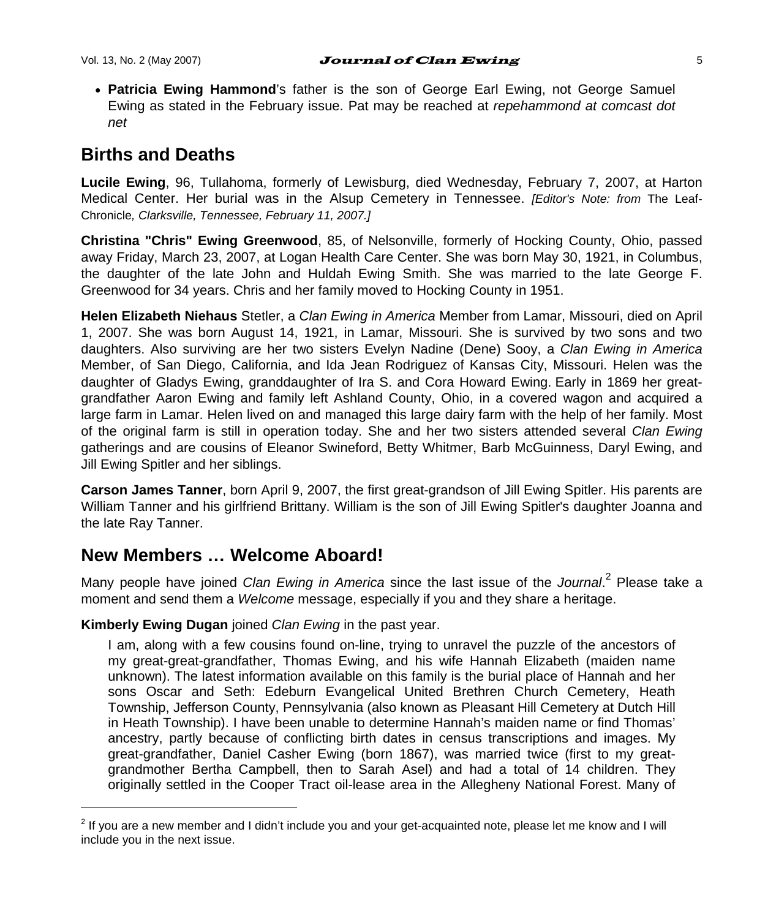- **Patricia Ewing Hammond**'s father is the son of George Earl Ewing, not George Samuel Ewing as stated in the February issue. Pat may be reached at *repehammond at comcast dot net*

## Births and Deaths

**Lucile Ewing**, 96, Tullahoma, formerly of Lewisburg, died Wednesday, February 7, 2007, at Harton Medical Center. Her burial was in the Alsup Cemetery in Tennessee. *[Editor's Note: from* The Leaf-Chronicle*, Clarksville, Tennessee, February 11, 2007.]*

**Christina "Chris" Ewing Greenwood**, 85, of Nelsonville, formerly of Hocking County, Ohio, passed away Friday, March 23, 2007, at Logan Health Care Center. She was born May 30, 1921, in Columbus, the daughter of the late John and Huldah Ewing Smith. She was married to the late George F. Greenwood for 34 years. Chris and her family moved to Hocking County in 1951.

**Helen Elizabeth Niehaus** Stetler, a *Clan Ewing in America* Member from Lamar, Missouri, died on April 1, 2007. She was born August 14, 1921, in Lamar, Missouri. She is survived by two sons and two daughters. Also surviving are her two sisters Evelyn Nadine (Dene) Sooy, a *Clan Ewing in America* Member, of San Diego, California, and Ida Jean Rodriguez of Kansas City, Missouri. Helen was the daughter of Gladys Ewing, granddaughter of Ira S. and Cora Howard Ewing. Early in 1869 her great-grandfather Aaron Ewing and family left Ashland County, Ohio, in a covered wagon and acquired a large farm in Lamar. Helen lived on and managed this large dairy farm with the help of her family. Most of the original farm is still in operation today. She and her two sisters attended several *Clan Ewing* gatherings and are cousins of Eleanor Swineford, Betty Whitmer, Barb McGuinness, Daryl Ewing, and Jill Ewing Spitler and her siblings.

**Carson James Tanner**, born April 9, 2007, the first great-grandson of Jill Ewing Spitler. His parents are William Tanner and his girlfriend Brittany. William is the son of Jill Ewing Spitler's daughter Joanna and the late Ray Tanner.

## New Members … Welcome Aboard!

Many people have joined *Clan Ewing in America* since the last issue of the *Journal*.[2] Please take a moment and send them a *Welcome* message, especially if you and they share a heritage.

**Kimberly Ewing Dugan** joined *Clan Ewing* in the past year.

> I am, along with a few cousins found on-line, trying to unravel the puzzle of the ancestors of my great-great-grandfather, Thomas Ewing, and his wife Hannah Elizabeth (maiden name unknown). The latest information available on this family is the burial place of Hannah and her sons Oscar and Seth: Edeburn Evangelical United Brethren Church Cemetery, Heath Township, Jefferson County, Pennsylvania (also known as Pleasant Hill Cemetery at Dutch Hill in Heath Township). I have been unable to determine Hannah's maiden name or find Thomas' ancestry, partly because of conflicting birth dates in census transcriptions and images. My great-grandfather, Daniel Casher Ewing (born 1867), was married twice (first to my great-grandmother Bertha Campbell, then to Sarah Asel) and had a total of 14 children. They originally settled in the Cooper Tract oil-lease area in the Allegheny National Forest. Many of

[2] If you are a new member and I didn't include you and your get-acquainted note, please let me know and I will include you in the next issue.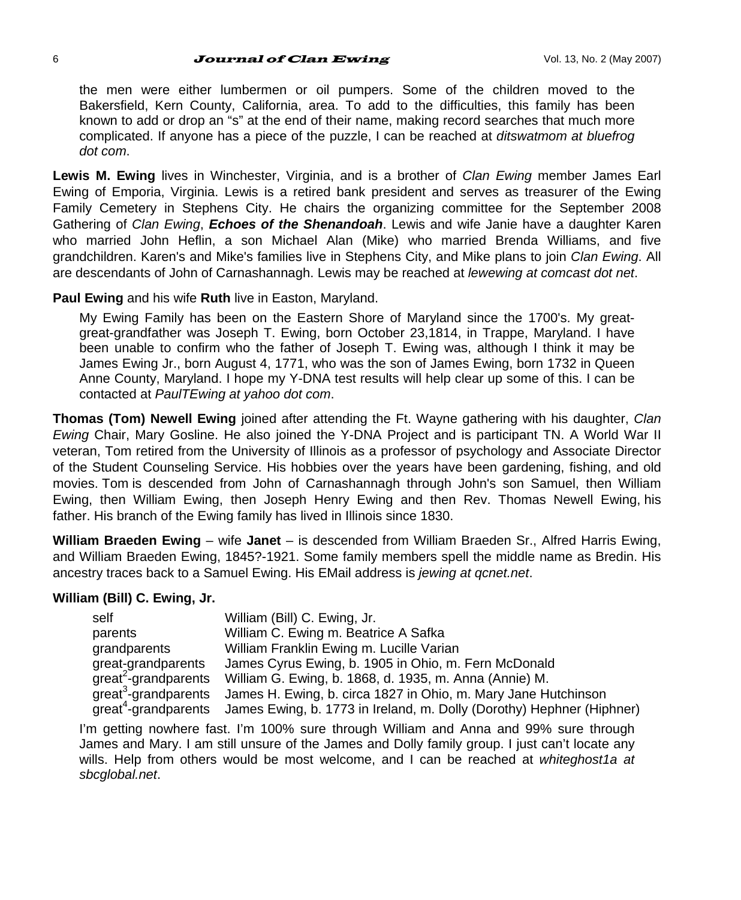the men were either lumbermen or oil pumpers. Some of the children moved to the Bakersfield, Kern County, California, area. To add to the difficulties, this family has been known to add or drop an "s" at the end of their name, making record searches that much more complicated. If anyone has a piece of the puzzle, I can be reached at *ditswatmom at bluefrog dot com*.

**Lewis M. Ewing** lives in Winchester, Virginia, and is a brother of *Clan Ewing* member James Earl Ewing of Emporia, Virginia. Lewis is a retired bank president and serves as treasurer of the Ewing Family Cemetery in Stephens City. He chairs the organizing committee for the September 2008 Gathering of *Clan Ewing*, ***Echoes of the Shenandoah***. Lewis and wife Janie have a daughter Karen who married John Heflin, a son Michael Alan (Mike) who married Brenda Williams, and five grandchildren. Karen's and Mike's families live in Stephens City, and Mike plans to join *Clan Ewing*. All are descendants of John of Carnashannagh. Lewis may be reached at *lewewing at comcast dot net*.

**Paul Ewing** and his wife **Ruth** live in Easton, Maryland.

> My Ewing Family has been on the Eastern Shore of Maryland since the 1700's. My great-great-grandfather was Joseph T. Ewing, born October 23,1814, in Trappe, Maryland. I have been unable to confirm who the father of Joseph T. Ewing was, although I think it may be James Ewing Jr., born August 4, 1771, who was the son of James Ewing, born 1732 in Queen Anne County, Maryland. I hope my Y-DNA test results will help clear up some of this. I can be contacted at *PaulTEwing at yahoo dot com*.

**Thomas (Tom) Newell Ewing** joined after attending the Ft. Wayne gathering with his daughter, *Clan Ewing* Chair, Mary Gosline. He also joined the Y-DNA Project and is participant TN. A World War II veteran, Tom retired from the University of Illinois as a professor of psychology and Associate Director of the Student Counseling Service. His hobbies over the years have been gardening, fishing, and old movies. Tom is descended from John of Carnashannagh through John's son Samuel, then William Ewing, then William Ewing, then Joseph Henry Ewing and then Rev. Thomas Newell Ewing, his father. His branch of the Ewing family has lived in Illinois since 1830.

**William Braeden Ewing** – wife **Janet** – is descended from William Braeden Sr., Alfred Harris Ewing, and William Braeden Ewing, 1845?-1921. Some family members spell the middle name as Bredin. His ancestry traces back to a Samuel Ewing. His EMail address is *jewing at qcnet.net*.

**William (Bill) C. Ewing, Jr.**

| | |
|---|---|
| self | William (Bill) C. Ewing, Jr. |
| parents | William C. Ewing m. Beatrice A Safka |
| grandparents | William Franklin Ewing m. Lucille Varian |
| great-grandparents | James Cyrus Ewing, b. 1905 in Ohio, m. Fern McDonald |
| great$^2$-grandparents | William G. Ewing, b. 1868, d. 1935, m. Anna (Annie) M. |
| great$^3$-grandparents | James H. Ewing, b. circa 1827 in Ohio, m. Mary Jane Hutchinson |
| great$^4$-grandparents | James Ewing, b. 1773 in Ireland, m. Dolly (Dorothy) Hephner (Hiphner) |

> I'm getting nowhere fast. I'm 100% sure through William and Anna and 99% sure through James and Mary. I am still unsure of the James and Dolly family group. I just can't locate any wills. Help from others would be most welcome, and I can be reached at *whiteghost1a at sbcglobal.net*.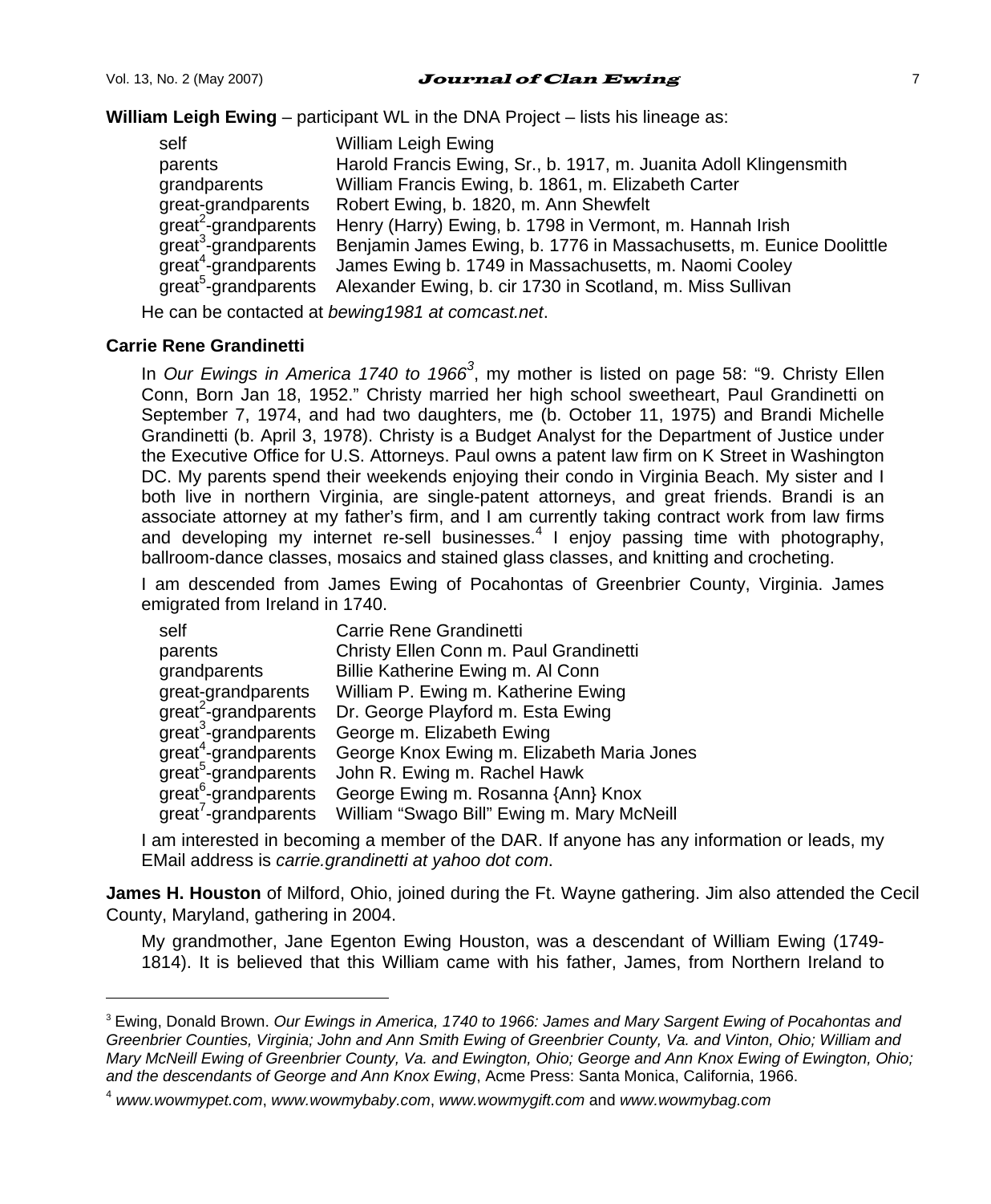**William Leigh Ewing** – participant WL in the DNA Project – lists his lineage as:

| | |
|---|---|
| self | William Leigh Ewing |
| parents | Harold Francis Ewing, Sr., b. 1917, m. Juanita Adoll Klingensmith |
| grandparents | William Francis Ewing, b. 1861, m. Elizabeth Carter |
| great-grandparents | Robert Ewing, b. 1820, m. Ann Shewfelt |
| great$^2$-grandparents | Henry (Harry) Ewing, b. 1798 in Vermont, m. Hannah Irish |
| great$^3$-grandparents | Benjamin James Ewing, b. 1776 in Massachusetts, m. Eunice Doolittle |
| great$^4$-grandparents | James Ewing b. 1749 in Massachusetts, m. Naomi Cooley |
| great$^5$-grandparents | Alexander Ewing, b. cir 1730 in Scotland, m. Miss Sullivan |

He can be contacted at *bewing1981 at comcast.net*.

**Carrie Rene Grandinetti**

In *Our Ewings in America 1740 to 1966*[3], my mother is listed on page 58: "9. Christy Ellen Conn, Born Jan 18, 1952." Christy married her high school sweetheart, Paul Grandinetti on September 7, 1974, and had two daughters, me (b. October 11, 1975) and Brandi Michelle Grandinetti (b. April 3, 1978). Christy is a Budget Analyst for the Department of Justice under the Executive Office for U.S. Attorneys. Paul owns a patent law firm on K Street in Washington DC. My parents spend their weekends enjoying their condo in Virginia Beach. My sister and I both live in northern Virginia, are single-patent attorneys, and great friends. Brandi is an associate attorney at my father's firm, and I am currently taking contract work from law firms and developing my internet re-sell businesses.[4] I enjoy passing time with photography, ballroom-dance classes, mosaics and stained glass classes, and knitting and crocheting.

I am descended from James Ewing of Pocahontas of Greenbrier County, Virginia. James emigrated from Ireland in 1740.

| | |
|---|---|
| self | Carrie Rene Grandinetti |
| parents | Christy Ellen Conn m. Paul Grandinetti |
| grandparents | Billie Katherine Ewing m. Al Conn |
| great-grandparents | William P. Ewing m. Katherine Ewing |
| great$^2$-grandparents | Dr. George Playford m. Esta Ewing |
| great$^3$-grandparents | George m. Elizabeth Ewing |
| great$^4$-grandparents | George Knox Ewing m. Elizabeth Maria Jones |
| great$^5$-grandparents | John R. Ewing m. Rachel Hawk |
| great$^6$-grandparents | George Ewing m. Rosanna {Ann} Knox |
| great$^7$-grandparents | William "Swago Bill" Ewing m. Mary McNeill |

I am interested in becoming a member of the DAR. If anyone has any information or leads, my EMail address is *carrie.grandinetti at yahoo dot com*.

**James H. Houston** of Milford, Ohio, joined during the Ft. Wayne gathering. Jim also attended the Cecil County, Maryland, gathering in 2004.

My grandmother, Jane Egenton Ewing Houston, was a descendant of William Ewing (1749-1814). It is believed that this William came with his father, James, from Northern Ireland to

---

[3] Ewing, Donald Brown. *Our Ewings in America, 1740 to 1966: James and Mary Sargent Ewing of Pocahontas and Greenbrier Counties, Virginia; John and Ann Smith Ewing of Greenbrier County, Va. and Vinton, Ohio; William and Mary McNeill Ewing of Greenbrier County, Va. and Ewington, Ohio; George and Ann Knox Ewing of Ewington, Ohio; and the descendants of George and Ann Knox Ewing*, Acme Press: Santa Monica, California, 1966.

[4] *www.wowmypet.com*, *www.wowmybaby.com*, *www.wowmygift.com* and *www.wowmybag.com*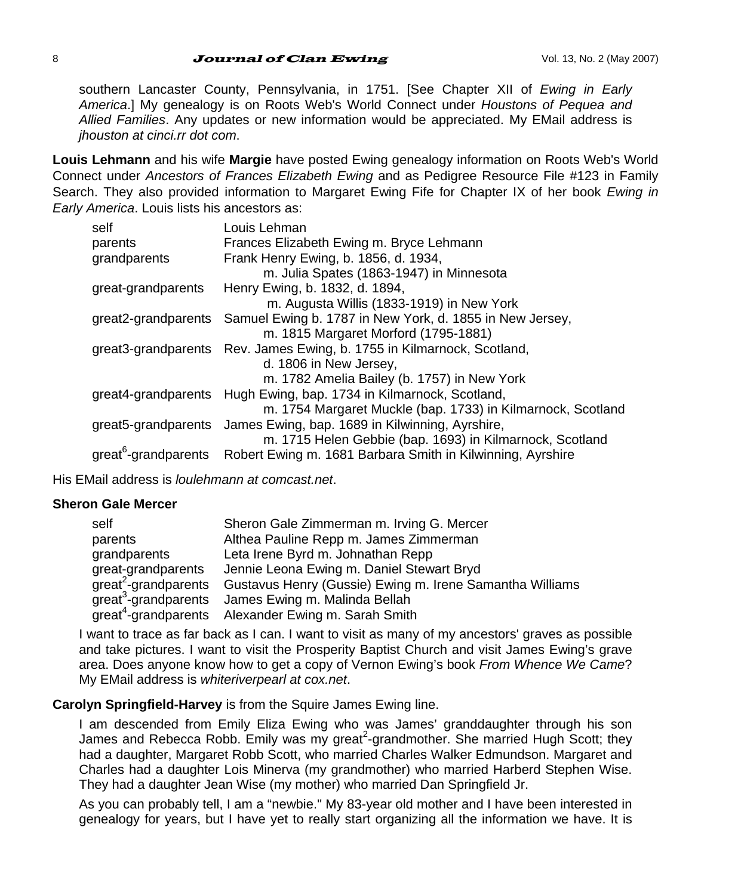southern Lancaster County, Pennsylvania, in 1751. [See Chapter XII of *Ewing in Early America*.] My genealogy is on Roots Web's World Connect under *Houstons of Pequea and Allied Families*. Any updates or new information would be appreciated. My EMail address is *jhouston at cinci.rr dot com*.

**Louis Lehmann** and his wife **Margie** have posted Ewing genealogy information on Roots Web's World Connect under *Ancestors of Frances Elizabeth Ewing* and as Pedigree Resource File #123 in Family Search. They also provided information to Margaret Ewing Fife for Chapter IX of her book *Ewing in Early America*. Louis lists his ancestors as:

| | |
|---|---|
| self | Louis Lehman |
| parents | Frances Elizabeth Ewing m. Bryce Lehmann |
| grandparents | Frank Henry Ewing, b. 1856, d. 1934, m. Julia Spates (1863-1947) in Minnesota |
| great-grandparents | Henry Ewing, b. 1832, d. 1894, m. Augusta Willis (1833-1919) in New York |
| great2-grandparents | Samuel Ewing b. 1787 in New York, d. 1855 in New Jersey, m. 1815 Margaret Morford (1795-1881) |
| great3-grandparents | Rev. James Ewing, b. 1755 in Kilmarnock, Scotland, d. 1806 in New Jersey, m. 1782 Amelia Bailey (b. 1757) in New York |
| great4-grandparents | Hugh Ewing, bap. 1734 in Kilmarnock, Scotland, m. 1754 Margaret Muckle (bap. 1733) in Kilmarnock, Scotland |
| great5-grandparents | James Ewing, bap. 1689 in Kilwinning, Ayrshire, m. 1715 Helen Gebbie (bap. 1693) in Kilmarnock, Scotland |
| great$^6$-grandparents | Robert Ewing m. 1681 Barbara Smith in Kilwinning, Ayrshire |

His EMail address is *loulehmann at comcast.net*.

**Sheron Gale Mercer**

| | |
|---|---|
| self | Sheron Gale Zimmerman m. Irving G. Mercer |
| parents | Althea Pauline Repp m. James Zimmerman |
| grandparents | Leta Irene Byrd m. Johnathan Repp |
| great-grandparents | Jennie Leona Ewing m. Daniel Stewart Bryd |
| great$^2$-grandparents | Gustavus Henry (Gussie) Ewing m. Irene Samantha Williams |
| great$^3$-grandparents | James Ewing m. Malinda Bellah |
| great$^4$-grandparents | Alexander Ewing m. Sarah Smith |

I want to trace as far back as I can. I want to visit as many of my ancestors' graves as possible and take pictures. I want to visit the Prosperity Baptist Church and visit James Ewing's grave area. Does anyone know how to get a copy of Vernon Ewing's book *From Whence We Came*? My EMail address is *whiteriverpearl at cox.net*.

**Carolyn Springfield-Harvey** is from the Squire James Ewing line.

I am descended from Emily Eliza Ewing who was James' granddaughter through his son James and Rebecca Robb. Emily was my great$^2$-grandmother. She married Hugh Scott; they had a daughter, Margaret Robb Scott, who married Charles Walker Edmundson. Margaret and Charles had a daughter Lois Minerva (my grandmother) who married Harberd Stephen Wise. They had a daughter Jean Wise (my mother) who married Dan Springfield Jr.

As you can probably tell, I am a "newbie." My 83-year old mother and I have been interested in genealogy for years, but I have yet to really start organizing all the information we have. It is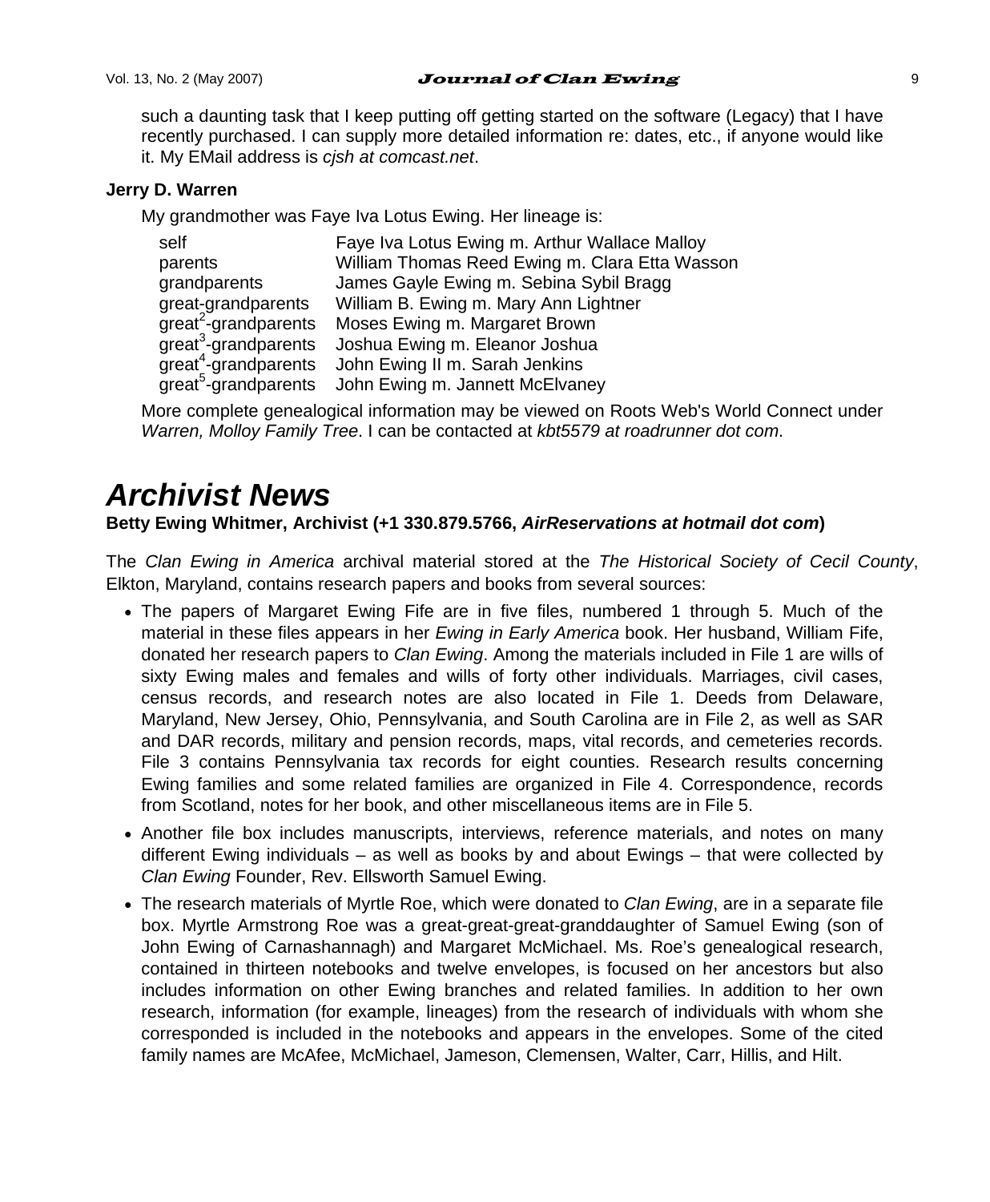such a daunting task that I keep putting off getting started on the software (Legacy) that I have recently purchased. I can supply more detailed information re: dates, etc., if anyone would like it. My EMail address is *cjsh at comcast.net*.

**Jerry D. Warren**

My grandmother was Faye Iva Lotus Ewing. Her lineage is:

| | |
|---|---|
| self | Faye Iva Lotus Ewing m. Arthur Wallace Malloy |
| parents | William Thomas Reed Ewing m. Clara Etta Wasson |
| grandparents | James Gayle Ewing m. Sebina Sybil Bragg |
| great-grandparents | William B. Ewing m. Mary Ann Lightner |
| great$^2$-grandparents | Moses Ewing m. Margaret Brown |
| great$^3$-grandparents | Joshua Ewing m. Eleanor Joshua |
| great$^4$-grandparents | John Ewing II m. Sarah Jenkins |
| great$^5$-grandparents | John Ewing m. Jannett McElvaney |

More complete genealogical information may be viewed on Roots Web's World Connect under *Warren, Molloy Family Tree*. I can be contacted at *kbt5579 at roadrunner dot com*.

# *Archivist News*

**Betty Ewing Whitmer, Archivist (+1 330.879.5766, *AirReservations at hotmail dot com*)**

The *Clan Ewing in America* archival material stored at the *The Historical Society of Cecil County*, Elkton, Maryland, contains research papers and books from several sources:

- The papers of Margaret Ewing Fife are in five files, numbered 1 through 5. Much of the material in these files appears in her *Ewing in Early America* book. Her husband, William Fife, donated her research papers to *Clan Ewing*. Among the materials included in File 1 are wills of sixty Ewing males and females and wills of forty other individuals. Marriages, civil cases, census records, and research notes are also located in File 1. Deeds from Delaware, Maryland, New Jersey, Ohio, Pennsylvania, and South Carolina are in File 2, as well as SAR and DAR records, military and pension records, maps, vital records, and cemeteries records. File 3 contains Pennsylvania tax records for eight counties. Research results concerning Ewing families and some related families are organized in File 4. Correspondence, records from Scotland, notes for her book, and other miscellaneous items are in File 5.
- Another file box includes manuscripts, interviews, reference materials, and notes on many different Ewing individuals – as well as books by and about Ewings – that were collected by *Clan Ewing* Founder, Rev. Ellsworth Samuel Ewing.
- The research materials of Myrtle Roe, which were donated to *Clan Ewing*, are in a separate file box. Myrtle Armstrong Roe was a great-great-great-granddaughter of Samuel Ewing (son of John Ewing of Carnashannagh) and Margaret McMichael. Ms. Roe's genealogical research, contained in thirteen notebooks and twelve envelopes, is focused on her ancestors but also includes information on other Ewing branches and related families. In addition to her own research, information (for example, lineages) from the research of individuals with whom she corresponded is included in the notebooks and appears in the envelopes. Some of the cited family names are McAfee, McMichael, Jameson, Clemensen, Walter, Carr, Hillis, and Hilt.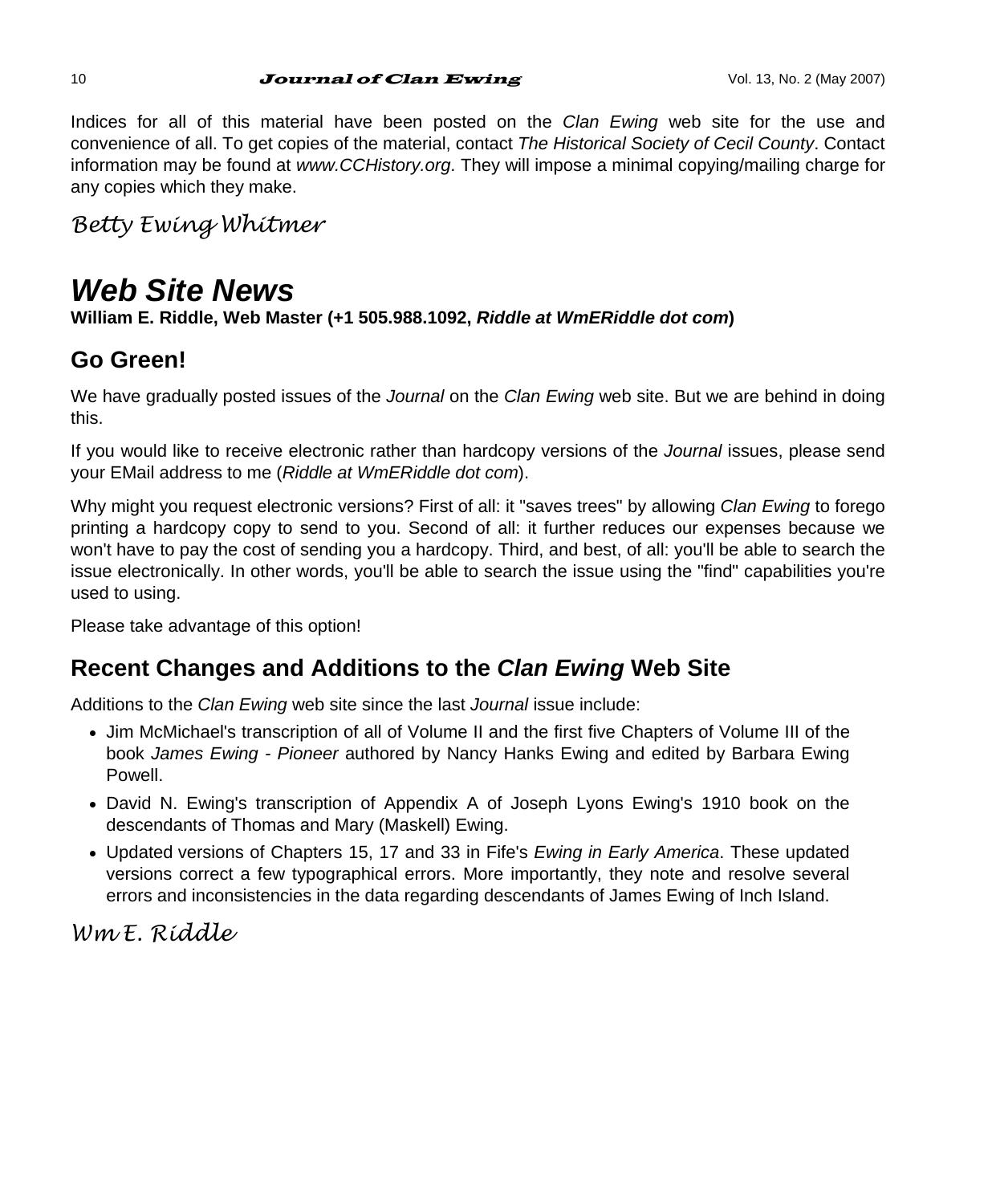Indices for all of this material have been posted on the *Clan Ewing* web site for the use and convenience of all. To get copies of the material, contact *The Historical Society of Cecil County*. Contact information may be found at *www.CCHistory.org*. They will impose a minimal copying/mailing charge for any copies which they make.

*Betty Ewing Whitmer*

# *Web Site News*

**William E. Riddle, Web Master (+1 505.988.1092, *Riddle at WmERiddle dot com*)**

## Go Green!

We have gradually posted issues of the *Journal* on the *Clan Ewing* web site. But we are behind in doing this.

If you would like to receive electronic rather than hardcopy versions of the *Journal* issues, please send your EMail address to me (*Riddle at WmERiddle dot com*).

Why might you request electronic versions? First of all: it "saves trees" by allowing *Clan Ewing* to forego printing a hardcopy copy to send to you. Second of all: it further reduces our expenses because we won't have to pay the cost of sending you a hardcopy. Third, and best, of all: you'll be able to search the issue electronically. In other words, you'll be able to search the issue using the "find" capabilities you're used to using.

Please take advantage of this option!

## Recent Changes and Additions to the *Clan Ewing* Web Site

Additions to the *Clan Ewing* web site since the last *Journal* issue include:

- Jim McMichael's transcription of all of Volume II and the first five Chapters of Volume III of the book *James Ewing - Pioneer* authored by Nancy Hanks Ewing and edited by Barbara Ewing Powell.
- David N. Ewing's transcription of Appendix A of Joseph Lyons Ewing's 1910 book on the descendants of Thomas and Mary (Maskell) Ewing.
- Updated versions of Chapters 15, 17 and 33 in Fife's *Ewing in Early America*. These updated versions correct a few typographical errors. More importantly, they note and resolve several errors and inconsistencies in the data regarding descendants of James Ewing of Inch Island.

*Wm E. Riddle*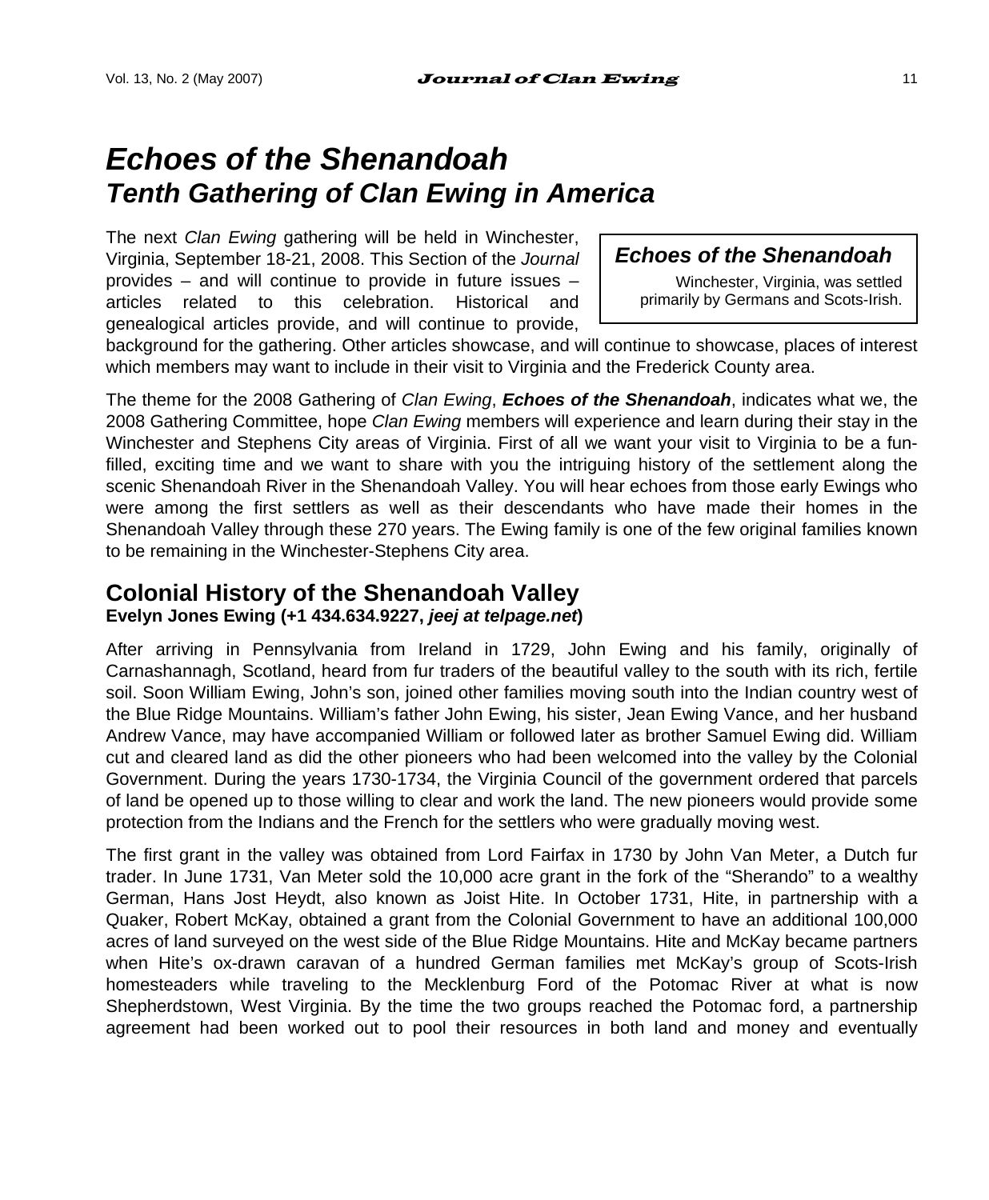// Echoes of the Shenandoah
## *Tenth Gathering of Clan Ewing in America*

The next *Clan Ewing* gathering will be held in Winchester, Virginia, September 18-21, 2008. This Section of the *Journal* provides – and will continue to provide in future issues – articles related to this celebration. Historical and genealogical articles provide, and will continue to provide, background for the gathering. Other articles showcase, and will continue to showcase, places of interest which members may want to include in their visit to Virginia and the Frederick County area.

> ***Echoes of the Shenandoah***
>
> Winchester, Virginia, was settled primarily by Germans and Scots-Irish.

The theme for the 2008 Gathering of *Clan Ewing*, ***Echoes of the Shenandoah***, indicates what we, the 2008 Gathering Committee, hope *Clan Ewing* members will experience and learn during their stay in the Winchester and Stephens City areas of Virginia. First of all we want your visit to Virginia to be a fun-filled, exciting time and we want to share with you the intriguing history of the settlement along the scenic Shenandoah River in the Shenandoah Valley. You will hear echoes from those early Ewings who were among the first settlers as well as their descendants who have made their homes in the Shenandoah Valley through these 270 years. The Ewing family is one of the few original families known to be remaining in the Winchester-Stephens City area.

## Colonial History of the Shenandoah Valley

**Evelyn Jones Ewing (+1 434.634.9227, *jeej at telpage.net*)**

After arriving in Pennsylvania from Ireland in 1729, John Ewing and his family, originally of Carnashannagh, Scotland, heard from fur traders of the beautiful valley to the south with its rich, fertile soil. Soon William Ewing, John's son, joined other families moving south into the Indian country west of the Blue Ridge Mountains. William's father John Ewing, his sister, Jean Ewing Vance, and her husband Andrew Vance, may have accompanied William or followed later as brother Samuel Ewing did. William cut and cleared land as did the other pioneers who had been welcomed into the valley by the Colonial Government. During the years 1730-1734, the Virginia Council of the government ordered that parcels of land be opened up to those willing to clear and work the land. The new pioneers would provide some protection from the Indians and the French for the settlers who were gradually moving west.

The first grant in the valley was obtained from Lord Fairfax in 1730 by John Van Meter, a Dutch fur trader. In June 1731, Van Meter sold the 10,000 acre grant in the fork of the "Sherando" to a wealthy German, Hans Jost Heydt, also known as Joist Hite. In October 1731, Hite, in partnership with a Quaker, Robert McKay, obtained a grant from the Colonial Government to have an additional 100,000 acres of land surveyed on the west side of the Blue Ridge Mountains. Hite and McKay became partners when Hite's ox-drawn caravan of a hundred German families met McKay's group of Scots-Irish homesteaders while traveling to the Mecklenburg Ford of the Potomac River at what is now Shepherdstown, West Virginia. By the time the two groups reached the Potomac ford, a partnership agreement had been worked out to pool their resources in both land and money and eventually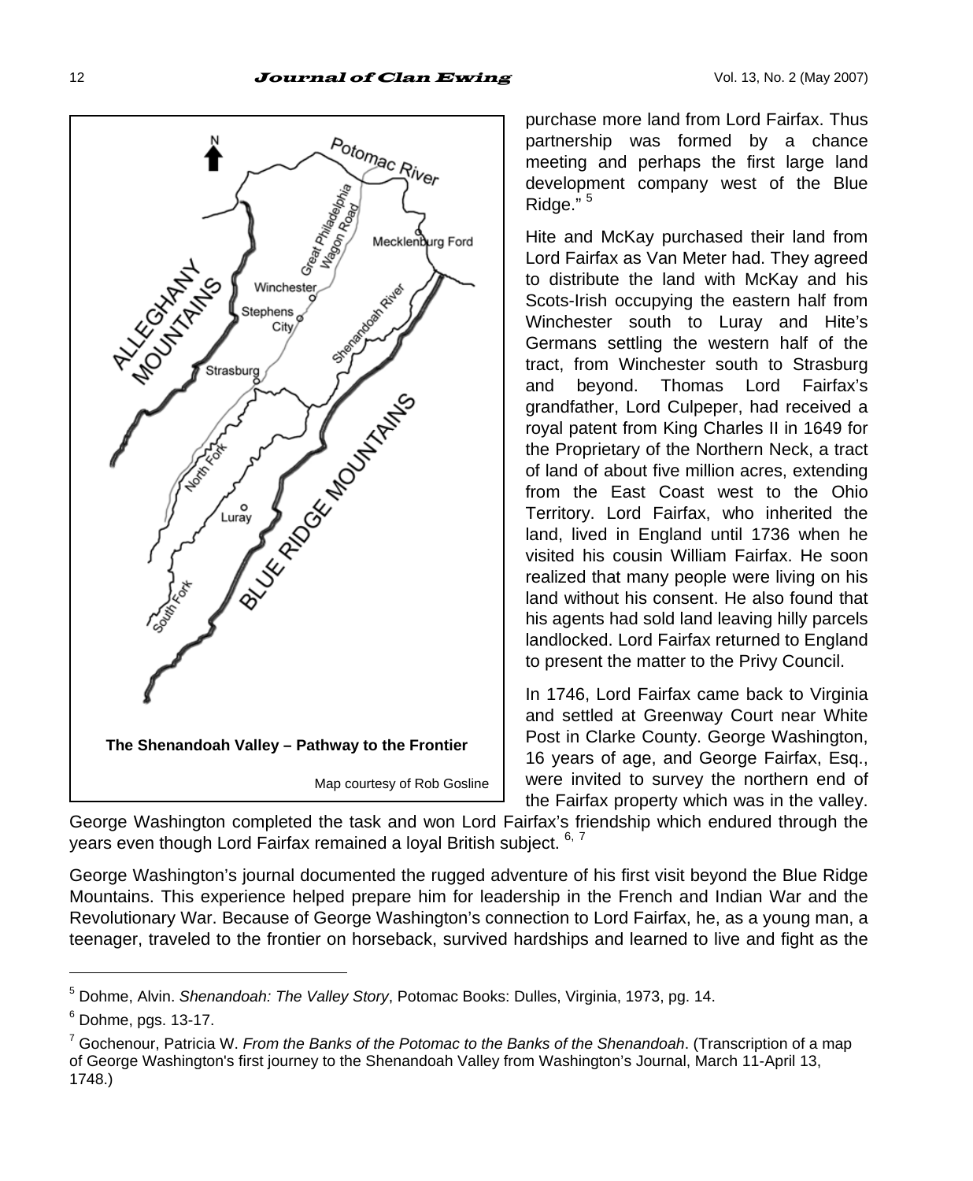purchase more land from Lord Fairfax. Thus partnership was formed by a chance meeting and perhaps the first large land development company west of the Blue Ridge."[5]

The Shenandoah Valley – Pathway to the Frontier

Map courtesy of Rob Gosline

Hite and McKay purchased their land from Lord Fairfax as Van Meter had. They agreed to distribute the land with McKay and his Scots-Irish occupying the eastern half from Winchester south to Luray and Hite's Germans settling the western half of the tract, from Winchester south to Strasburg and beyond. Thomas Lord Fairfax's grandfather, Lord Culpeper, had received a royal patent from King Charles II in 1649 for the Proprietary of the Northern Neck, a tract of land of about five million acres, extending from the East Coast west to the Ohio Territory. Lord Fairfax, who inherited the land, lived in England until 1736 when he visited his cousin William Fairfax. He soon realized that many people were living on his land without his consent. He also found that his agents had sold land leaving hilly parcels landlocked. Lord Fairfax returned to England to present the matter to the Privy Council.

In 1746, Lord Fairfax came back to Virginia and settled at Greenway Court near White Post in Clarke County. George Washington, 16 years of age, and George Fairfax, Esq., were invited to survey the northern end of the Fairfax property which was in the valley. George Washington completed the task and won Lord Fairfax's friendship which endured through the years even though Lord Fairfax remained a loyal British subject.[6, 7]

George Washington's journal documented the rugged adventure of his first visit beyond the Blue Ridge Mountains. This experience helped prepare him for leadership in the French and Indian War and the Revolutionary War. Because of George Washington's connection to Lord Fairfax, he, as a young man, a teenager, traveled to the frontier on horseback, survived hardships and learned to live and fight as the

---

[5] Dohme, Alvin. *Shenandoah: The Valley Story*, Potomac Books: Dulles, Virginia, 1973, pg. 14.

[6] Dohme, pgs. 13-17.

[7] Gochenour, Patricia W. *From the Banks of the Potomac to the Banks of the Shenandoah*. (Transcription of a map of George Washington's first journey to the Shenandoah Valley from Washington's Journal, March 11-April 13, 1748.)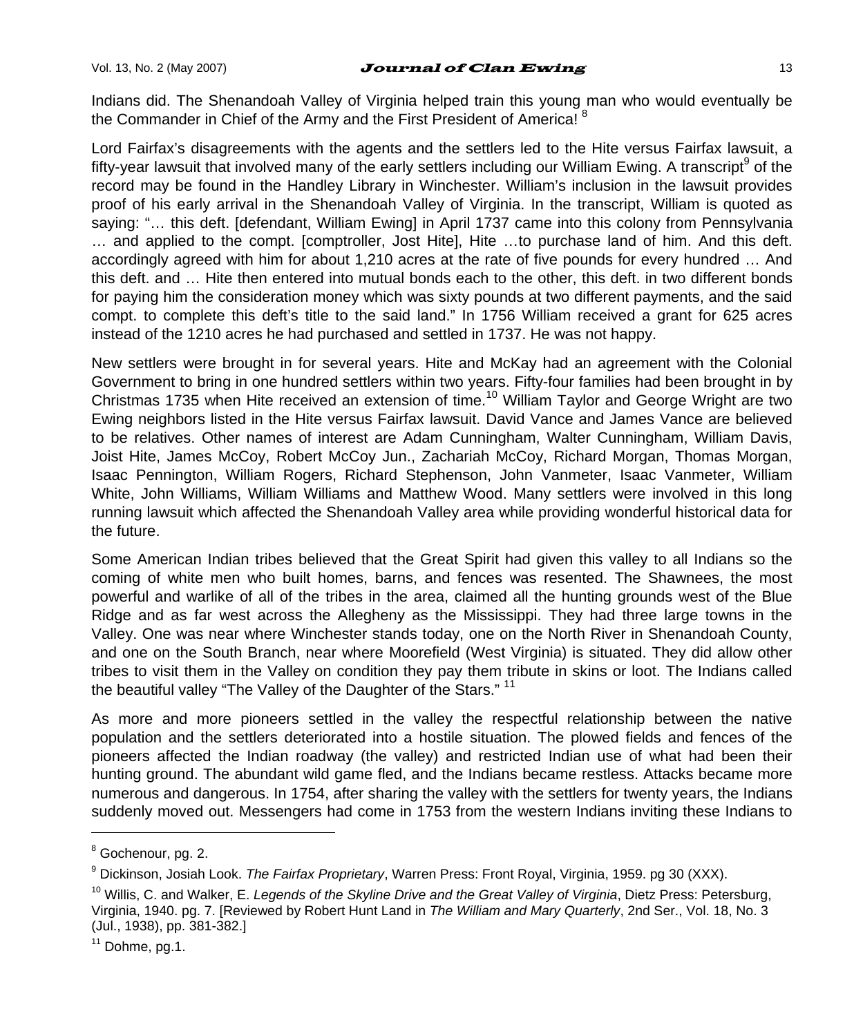Indians did. The Shenandoah Valley of Virginia helped train this young man who would eventually be the Commander in Chief of the Army and the First President of America! [8]

Lord Fairfax's disagreements with the agents and the settlers led to the Hite versus Fairfax lawsuit, a fifty-year lawsuit that involved many of the early settlers including our William Ewing. A transcript[9] of the record may be found in the Handley Library in Winchester. William's inclusion in the lawsuit provides proof of his early arrival in the Shenandoah Valley of Virginia. In the transcript, William is quoted as saying: "… this deft. [defendant, William Ewing] in April 1737 came into this colony from Pennsylvania … and applied to the compt. [comptroller, Jost Hite], Hite …to purchase land of him. And this deft. accordingly agreed with him for about 1,210 acres at the rate of five pounds for every hundred … And this deft. and … Hite then entered into mutual bonds each to the other, this deft. in two different bonds for paying him the consideration money which was sixty pounds at two different payments, and the said compt. to complete this deft's title to the said land." In 1756 William received a grant for 625 acres instead of the 1210 acres he had purchased and settled in 1737. He was not happy.

New settlers were brought in for several years. Hite and McKay had an agreement with the Colonial Government to bring in one hundred settlers within two years. Fifty-four families had been brought in by Christmas 1735 when Hite received an extension of time.[10] William Taylor and George Wright are two Ewing neighbors listed in the Hite versus Fairfax lawsuit. David Vance and James Vance are believed to be relatives. Other names of interest are Adam Cunningham, Walter Cunningham, William Davis, Joist Hite, James McCoy, Robert McCoy Jun., Zachariah McCoy, Richard Morgan, Thomas Morgan, Isaac Pennington, William Rogers, Richard Stephenson, John Vanmeter, Isaac Vanmeter, William White, John Williams, William Williams and Matthew Wood. Many settlers were involved in this long running lawsuit which affected the Shenandoah Valley area while providing wonderful historical data for the future.

Some American Indian tribes believed that the Great Spirit had given this valley to all Indians so the coming of white men who built homes, barns, and fences was resented. The Shawnees, the most powerful and warlike of all of the tribes in the area, claimed all the hunting grounds west of the Blue Ridge and as far west across the Allegheny as the Mississippi. They had three large towns in the Valley. One was near where Winchester stands today, one on the North River in Shenandoah County, and one on the South Branch, near where Moorefield (West Virginia) is situated. They did allow other tribes to visit them in the Valley on condition they pay them tribute in skins or loot. The Indians called the beautiful valley "The Valley of the Daughter of the Stars." [11]

As more and more pioneers settled in the valley the respectful relationship between the native population and the settlers deteriorated into a hostile situation. The plowed fields and fences of the pioneers affected the Indian roadway (the valley) and restricted Indian use of what had been their hunting ground. The abundant wild game fled, and the Indians became restless. Attacks became more numerous and dangerous. In 1754, after sharing the valley with the settlers for twenty years, the Indians suddenly moved out. Messengers had come in 1753 from the western Indians inviting these Indians to

---

[8] Gochenour, pg. 2.

[9] Dickinson, Josiah Look. *The Fairfax Proprietary*, Warren Press: Front Royal, Virginia, 1959. pg 30 (XXX).

[10] Willis, C. and Walker, E. *Legends of the Skyline Drive and the Great Valley of Virginia*, Dietz Press: Petersburg, Virginia, 1940. pg. 7. [Reviewed by Robert Hunt Land in *The William and Mary Quarterly*, 2nd Ser., Vol. 18, No. 3 (Jul., 1938), pp. 381-382.]

[11] Dohme, pg.1.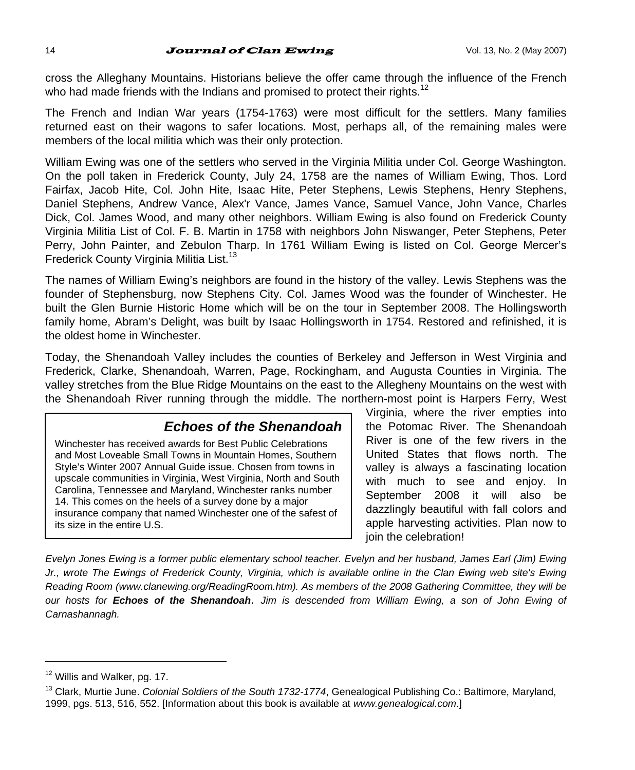cross the Alleghany Mountains. Historians believe the offer came through the influence of the French who had made friends with the Indians and promised to protect their rights.[12]

The French and Indian War years (1754-1763) were most difficult for the settlers. Many families returned east on their wagons to safer locations. Most, perhaps all, of the remaining males were members of the local militia which was their only protection.

William Ewing was one of the settlers who served in the Virginia Militia under Col. George Washington. On the poll taken in Frederick County, July 24, 1758 are the names of William Ewing, Thos. Lord Fairfax, Jacob Hite, Col. John Hite, Isaac Hite, Peter Stephens, Lewis Stephens, Henry Stephens, Daniel Stephens, Andrew Vance, Alex'r Vance, James Vance, Samuel Vance, John Vance, Charles Dick, Col. James Wood, and many other neighbors. William Ewing is also found on Frederick County Virginia Militia List of Col. F. B. Martin in 1758 with neighbors John Niswanger, Peter Stephens, Peter Perry, John Painter, and Zebulon Tharp. In 1761 William Ewing is listed on Col. George Mercer's Frederick County Virginia Militia List.[13]

The names of William Ewing's neighbors are found in the history of the valley. Lewis Stephens was the founder of Stephensburg, now Stephens City. Col. James Wood was the founder of Winchester. He built the Glen Burnie Historic Home which will be on the tour in September 2008. The Hollingsworth family home, Abram's Delight, was built by Isaac Hollingsworth in 1754. Restored and refinished, it is the oldest home in Winchester.

Today, the Shenandoah Valley includes the counties of Berkeley and Jefferson in West Virginia and Frederick, Clarke, Shenandoah, Warren, Page, Rockingham, and Augusta Counties in Virginia. The valley stretches from the Blue Ridge Mountains on the east to the Allegheny Mountains on the west with the Shenandoah River running through the middle. The northern-most point is Harpers Ferry, West Virginia, where the river empties into the Potomac River. The Shenandoah River is one of the few rivers in the United States that flows north. The valley is always a fascinating location with much to see and enjoy. In September 2008 it will also be dazzlingly beautiful with fall colors and apple harvesting activities. Plan now to join the celebration!

> ### *Echoes of the Shenandoah*
>
> Winchester has received awards for Best Public Celebrations and Most Loveable Small Towns in Mountain Homes, Southern Style's Winter 2007 Annual Guide issue. Chosen from towns in upscale communities in Virginia, West Virginia, North and South Carolina, Tennessee and Maryland, Winchester ranks number 14. This comes on the heels of a survey done by a major insurance company that named Winchester one of the safest of its size in the entire U.S.

*Evelyn Jones Ewing is a former public elementary school teacher. Evelyn and her husband, James Earl (Jim) Ewing Jr., wrote The Ewings of Frederick County, Virginia, which is available online in the Clan Ewing web site's Ewing Reading Room (www.clanewing.org/ReadingRoom.htm). As members of the 2008 Gathering Committee, they will be our hosts for* ***Echoes of the Shenandoah****. Jim is descended from William Ewing, a son of John Ewing of Carnashannagh.*

---

[12] Willis and Walker, pg. 17.

[13] Clark, Murtie June. *Colonial Soldiers of the South 1732-1774*, Genealogical Publishing Co.: Baltimore, Maryland, 1999, pgs. 513, 516, 552. [Information about this book is available at *www.genealogical.com*.]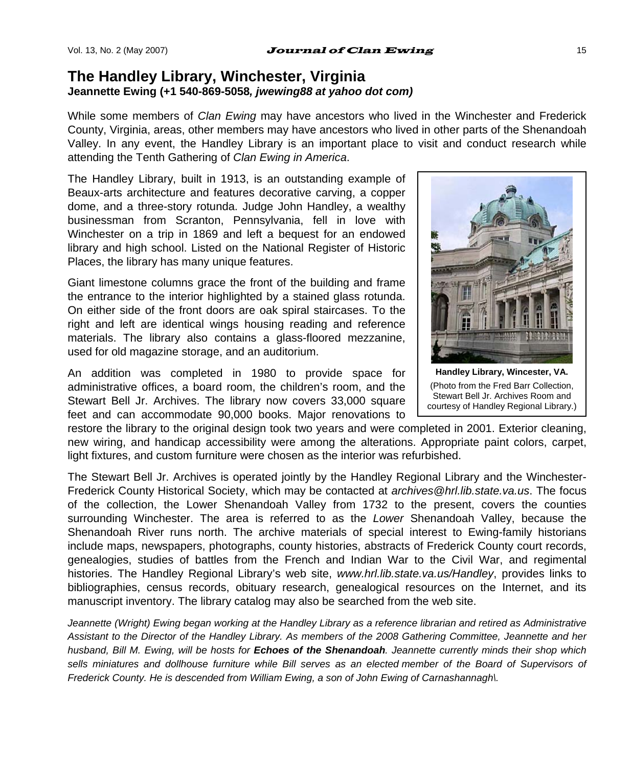## The Handley Library, Winchester, Virginia

**Jeannette Ewing (+1 540-869-5058*, jwewing88 at yahoo dot com)***

While some members of *Clan Ewing* may have ancestors who lived in the Winchester and Frederick County, Virginia, areas, other members may have ancestors who lived in other parts of the Shenandoah Valley. In any event, the Handley Library is an important place to visit and conduct research while attending the Tenth Gathering of *Clan Ewing in America*.

The Handley Library, built in 1913, is an outstanding example of Beaux-arts architecture and features decorative carving, a copper dome, and a three-story rotunda. Judge John Handley, a wealthy businessman from Scranton, Pennsylvania, fell in love with Winchester on a trip in 1869 and left a bequest for an endowed library and high school. Listed on the National Register of Historic Places, the library has many unique features.

**Handley Library, Wincester, VA.**

(Photo from the Fred Barr Collection, Stewart Bell Jr. Archives Room and courtesy of Handley Regional Library.)

Giant limestone columns grace the front of the building and frame the entrance to the interior highlighted by a stained glass rotunda. On either side of the front doors are oak spiral staircases. To the right and left are identical wings housing reading and reference materials. The library also contains a glass-floored mezzanine, used for old magazine storage, and an auditorium.

An addition was completed in 1980 to provide space for administrative offices, a board room, the children's room, and the Stewart Bell Jr. Archives. The library now covers 33,000 square feet and can accommodate 90,000 books. Major renovations to restore the library to the original design took two years and were completed in 2001. Exterior cleaning, new wiring, and handicap accessibility were among the alterations. Appropriate paint colors, carpet, light fixtures, and custom furniture were chosen as the interior was refurbished.

The Stewart Bell Jr. Archives is operated jointly by the Handley Regional Library and the Winchester-Frederick County Historical Society, which may be contacted at *archives@hrl.lib.state.va.us*. The focus of the collection, the Lower Shenandoah Valley from 1732 to the present, covers the counties surrounding Winchester. The area is referred to as the *Lower* Shenandoah Valley, because the Shenandoah River runs north. The archive materials of special interest to Ewing-family historians include maps, newspapers, photographs, county histories, abstracts of Frederick County court records, genealogies, studies of battles from the French and Indian War to the Civil War, and regimental histories. The Handley Regional Library's web site, *www.hrl.lib.state.va.us/Handley*, provides links to bibliographies, census records, obituary research, genealogical resources on the Internet, and its manuscript inventory. The library catalog may also be searched from the web site.

*Jeannette (Wright) Ewing began working at the Handley Library as a reference librarian and retired as Administrative Assistant to the Director of the Handley Library. As members of the 2008 Gathering Committee, Jeannette and her husband, Bill M. Ewing, will be hosts for **Echoes of the Shenandoah**. Jeannette currently minds their shop which sells miniatures and dollhouse furniture while Bill serves as an elected member of the Board of Supervisors of Frederick County. He is descended from William Ewing, a son of John Ewing of Carnashannagh\.*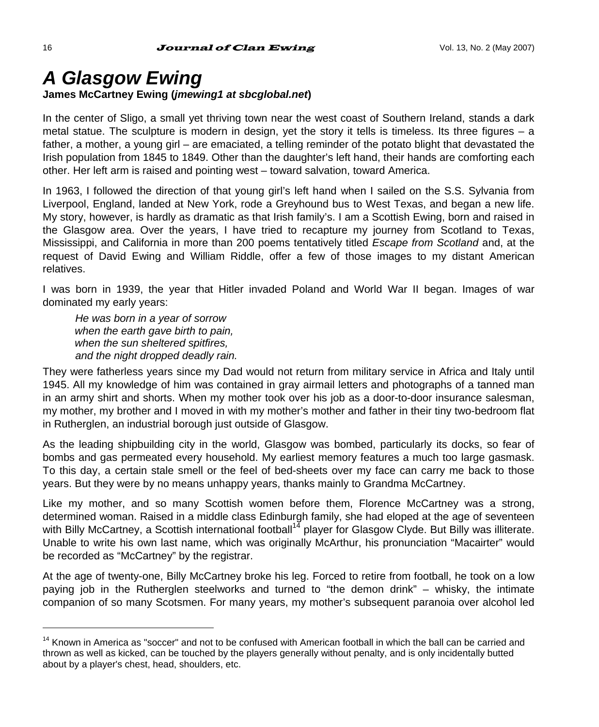# *A Glasgow Ewing*

**James McCartney Ewing (*jmewing1 at sbcglobal.net*)**

In the center of Sligo, a small yet thriving town near the west coast of Southern Ireland, stands a dark metal statue. The sculpture is modern in design, yet the story it tells is timeless. Its three figures – a father, a mother, a young girl – are emaciated, a telling reminder of the potato blight that devastated the Irish population from 1845 to 1849. Other than the daughter's left hand, their hands are comforting each other. Her left arm is raised and pointing west – toward salvation, toward America.

In 1963, I followed the direction of that young girl's left hand when I sailed on the S.S. Sylvania from Liverpool, England, landed at New York, rode a Greyhound bus to West Texas, and began a new life. My story, however, is hardly as dramatic as that Irish family's. I am a Scottish Ewing, born and raised in the Glasgow area. Over the years, I have tried to recapture my journey from Scotland to Texas, Mississippi, and California in more than 200 poems tentatively titled *Escape from Scotland* and, at the request of David Ewing and William Riddle, offer a few of those images to my distant American relatives.

I was born in 1939, the year that Hitler invaded Poland and World War II began. Images of war dominated my early years:

> *He was born in a year of sorrow*
> *when the earth gave birth to pain,*
> *when the sun sheltered spitfires,*
> *and the night dropped deadly rain.*

They were fatherless years since my Dad would not return from military service in Africa and Italy until 1945. All my knowledge of him was contained in gray airmail letters and photographs of a tanned man in an army shirt and shorts. When my mother took over his job as a door-to-door insurance salesman, my mother, my brother and I moved in with my mother's mother and father in their tiny two-bedroom flat in Rutherglen, an industrial borough just outside of Glasgow.

As the leading shipbuilding city in the world, Glasgow was bombed, particularly its docks, so fear of bombs and gas permeated every household. My earliest memory features a much too large gasmask. To this day, a certain stale smell or the feel of bed-sheets over my face can carry me back to those years. But they were by no means unhappy years, thanks mainly to Grandma McCartney.

Like my mother, and so many Scottish women before them, Florence McCartney was a strong, determined woman. Raised in a middle class Edinburgh family, she had eloped at the age of seventeen with Billy McCartney, a Scottish international football[14] player for Glasgow Clyde. But Billy was illiterate. Unable to write his own last name, which was originally McArthur, his pronunciation "Macairter" would be recorded as "McCartney" by the registrar.

At the age of twenty-one, Billy McCartney broke his leg. Forced to retire from football, he took on a low paying job in the Rutherglen steelworks and turned to "the demon drink" – whisky, the intimate companion of so many Scotsmen. For many years, my mother's subsequent paranoia over alcohol led

---

[14] Known in America as "soccer" and not to be confused with American football in which the ball can be carried and thrown as well as kicked, can be touched by the players generally without penalty, and is only incidentally butted about by a player's chest, head, shoulders, etc.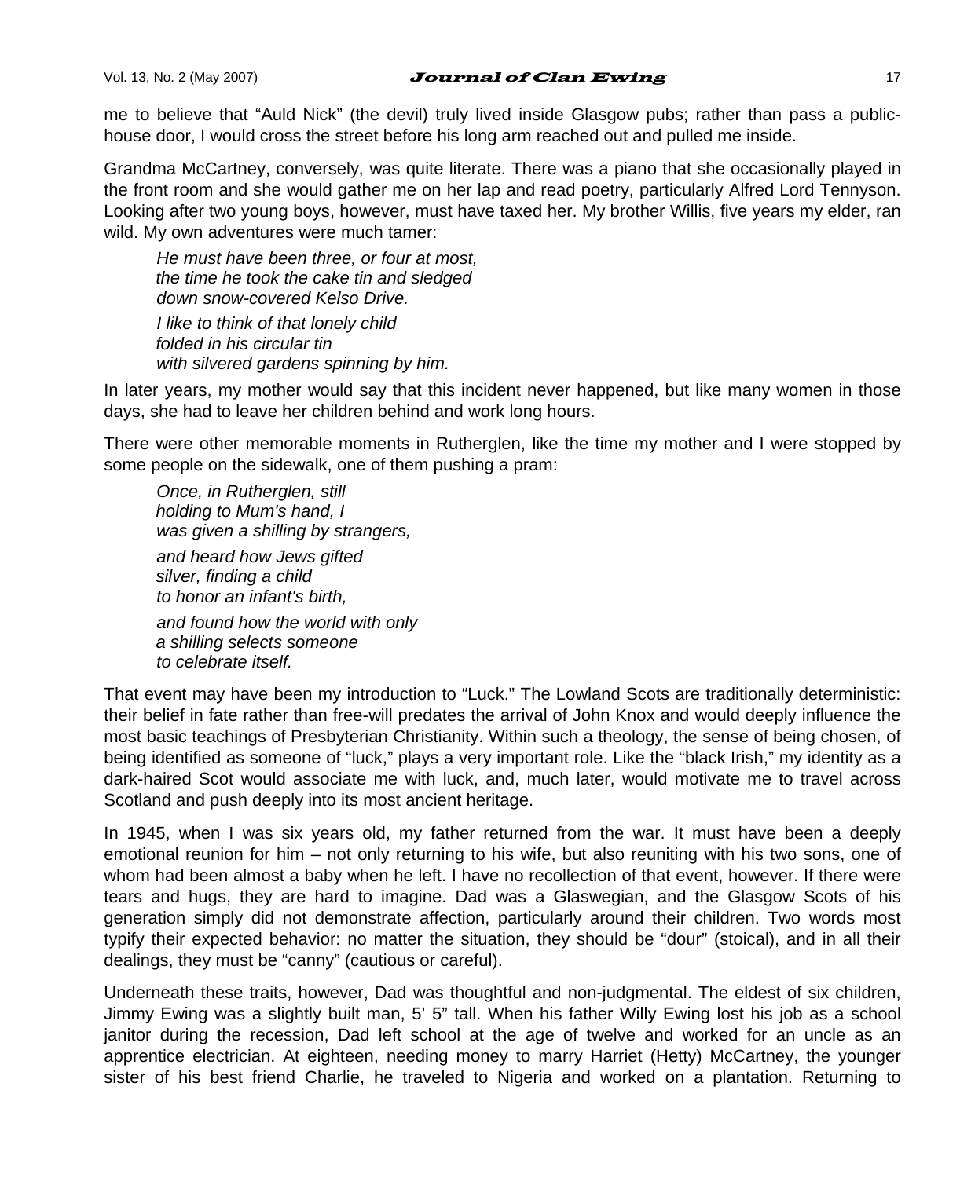me to believe that "Auld Nick" (the devil) truly lived inside Glasgow pubs; rather than pass a public-house door, I would cross the street before his long arm reached out and pulled me inside.

Grandma McCartney, conversely, was quite literate. There was a piano that she occasionally played in the front room and she would gather me on her lap and read poetry, particularly Alfred Lord Tennyson. Looking after two young boys, however, must have taxed her. My brother Willis, five years my elder, ran wild. My own adventures were much tamer:

> *He must have been three, or four at most,*
> *the time he took the cake tin and sledged*
> *down snow-covered Kelso Drive.*
>
> *I like to think of that lonely child*
> *folded in his circular tin*
> *with silvered gardens spinning by him.*

In later years, my mother would say that this incident never happened, but like many women in those days, she had to leave her children behind and work long hours.

There were other memorable moments in Rutherglen, like the time my mother and I were stopped by some people on the sidewalk, one of them pushing a pram:

> *Once, in Rutherglen, still*
> *holding to Mum's hand, I*
> *was given a shilling by strangers,*
>
> *and heard how Jews gifted*
> *silver, finding a child*
> *to honor an infant's birth,*
>
> *and found how the world with only*
> *a shilling selects someone*
> *to celebrate itself.*

That event may have been my introduction to "Luck." The Lowland Scots are traditionally deterministic: their belief in fate rather than free-will predates the arrival of John Knox and would deeply influence the most basic teachings of Presbyterian Christianity. Within such a theology, the sense of being chosen, of being identified as someone of "luck," plays a very important role. Like the "black Irish," my identity as a dark-haired Scot would associate me with luck, and, much later, would motivate me to travel across Scotland and push deeply into its most ancient heritage.

In 1945, when I was six years old, my father returned from the war. It must have been a deeply emotional reunion for him – not only returning to his wife, but also reuniting with his two sons, one of whom had been almost a baby when he left. I have no recollection of that event, however. If there were tears and hugs, they are hard to imagine. Dad was a Glaswegian, and the Glasgow Scots of his generation simply did not demonstrate affection, particularly around their children. Two words most typify their expected behavior: no matter the situation, they should be "dour" (stoical), and in all their dealings, they must be "canny" (cautious or careful).

Underneath these traits, however, Dad was thoughtful and non-judgmental. The eldest of six children, Jimmy Ewing was a slightly built man, 5' 5" tall. When his father Willy Ewing lost his job as a school janitor during the recession, Dad left school at the age of twelve and worked for an uncle as an apprentice electrician. At eighteen, needing money to marry Harriet (Hetty) McCartney, the younger sister of his best friend Charlie, he traveled to Nigeria and worked on a plantation. Returning to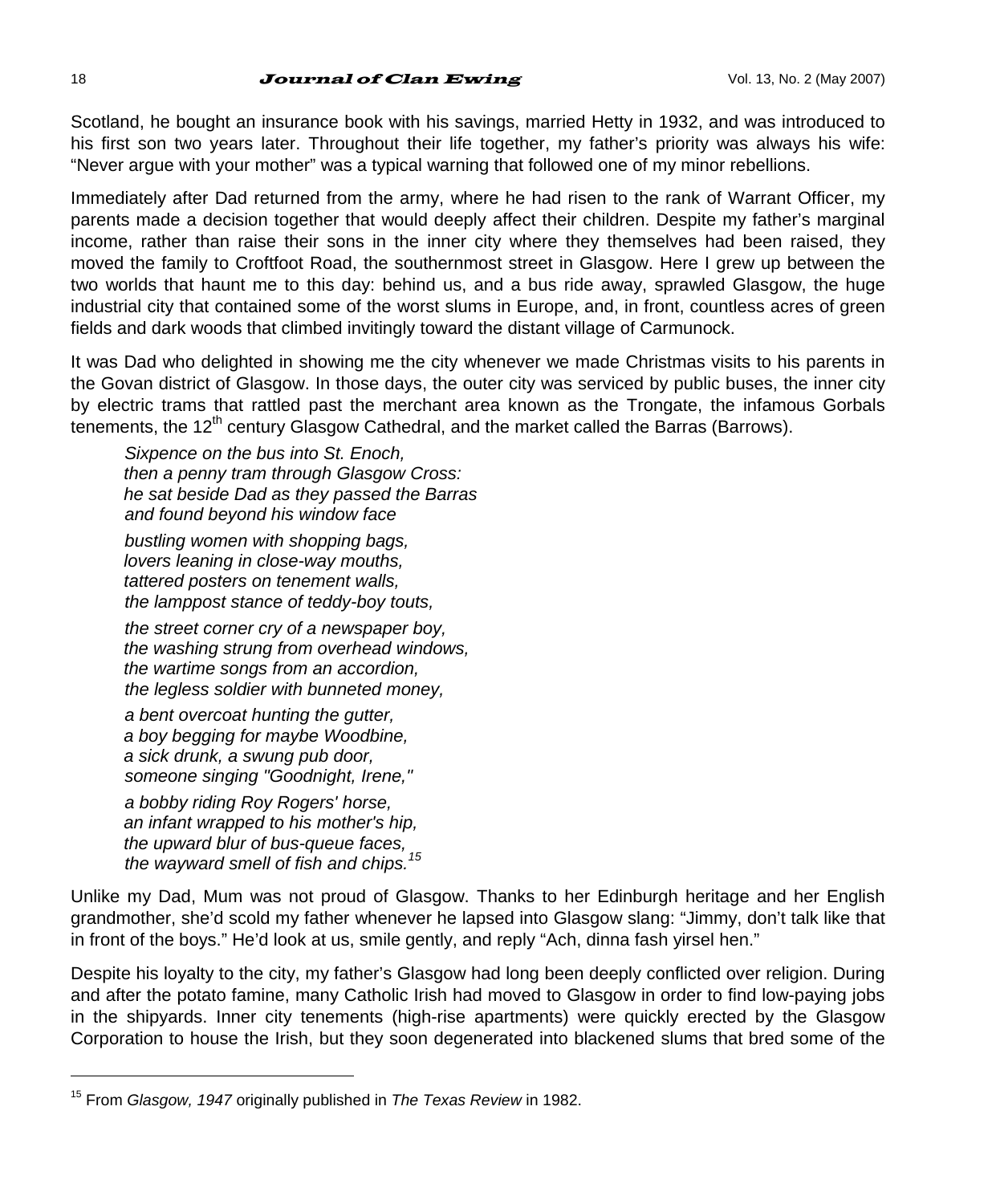Scotland, he bought an insurance book with his savings, married Hetty in 1932, and was introduced to his first son two years later. Throughout their life together, my father's priority was always his wife: "Never argue with your mother" was a typical warning that followed one of my minor rebellions.

Immediately after Dad returned from the army, where he had risen to the rank of Warrant Officer, my parents made a decision together that would deeply affect their children. Despite my father's marginal income, rather than raise their sons in the inner city where they themselves had been raised, they moved the family to Croftfoot Road, the southernmost street in Glasgow. Here I grew up between the two worlds that haunt me to this day: behind us, and a bus ride away, sprawled Glasgow, the huge industrial city that contained some of the worst slums in Europe, and, in front, countless acres of green fields and dark woods that climbed invitingly toward the distant village of Carmunock.

It was Dad who delighted in showing me the city whenever we made Christmas visits to his parents in the Govan district of Glasgow. In those days, the outer city was serviced by public buses, the inner city by electric trams that rattled past the merchant area known as the Trongate, the infamous Gorbals tenements, the 12th century Glasgow Cathedral, and the market called the Barras (Barrows).

*Sixpence on the bus into St. Enoch,*
*then a penny tram through Glasgow Cross:*
*he sat beside Dad as they passed the Barras*
*and found beyond his window face*

*bustling women with shopping bags,*
*lovers leaning in close-way mouths,*
*tattered posters on tenement walls,*
*the lamppost stance of teddy-boy touts,*

*the street corner cry of a newspaper boy,*
*the washing strung from overhead windows,*
*the wartime songs from an accordion,*
*the legless soldier with bunneted money,*

*a bent overcoat hunting the gutter,*
*a boy begging for maybe Woodbine,*
*a sick drunk, a swung pub door,*
*someone singing "Goodnight, Irene,"*

*a bobby riding Roy Rogers' horse,*
*an infant wrapped to his mother's hip,*
*the upward blur of bus-queue faces,*
*the wayward smell of fish and chips.*[15]

Unlike my Dad, Mum was not proud of Glasgow. Thanks to her Edinburgh heritage and her English grandmother, she'd scold my father whenever he lapsed into Glasgow slang: "Jimmy, don't talk like that in front of the boys." He'd look at us, smile gently, and reply "Ach, dinna fash yirsel hen."

Despite his loyalty to the city, my father's Glasgow had long been deeply conflicted over religion. During and after the potato famine, many Catholic Irish had moved to Glasgow in order to find low-paying jobs in the shipyards. Inner city tenements (high-rise apartments) were quickly erected by the Glasgow Corporation to house the Irish, but they soon degenerated into blackened slums that bred some of the

---

[15] From *Glasgow, 1947* originally published in *The Texas Review* in 1982.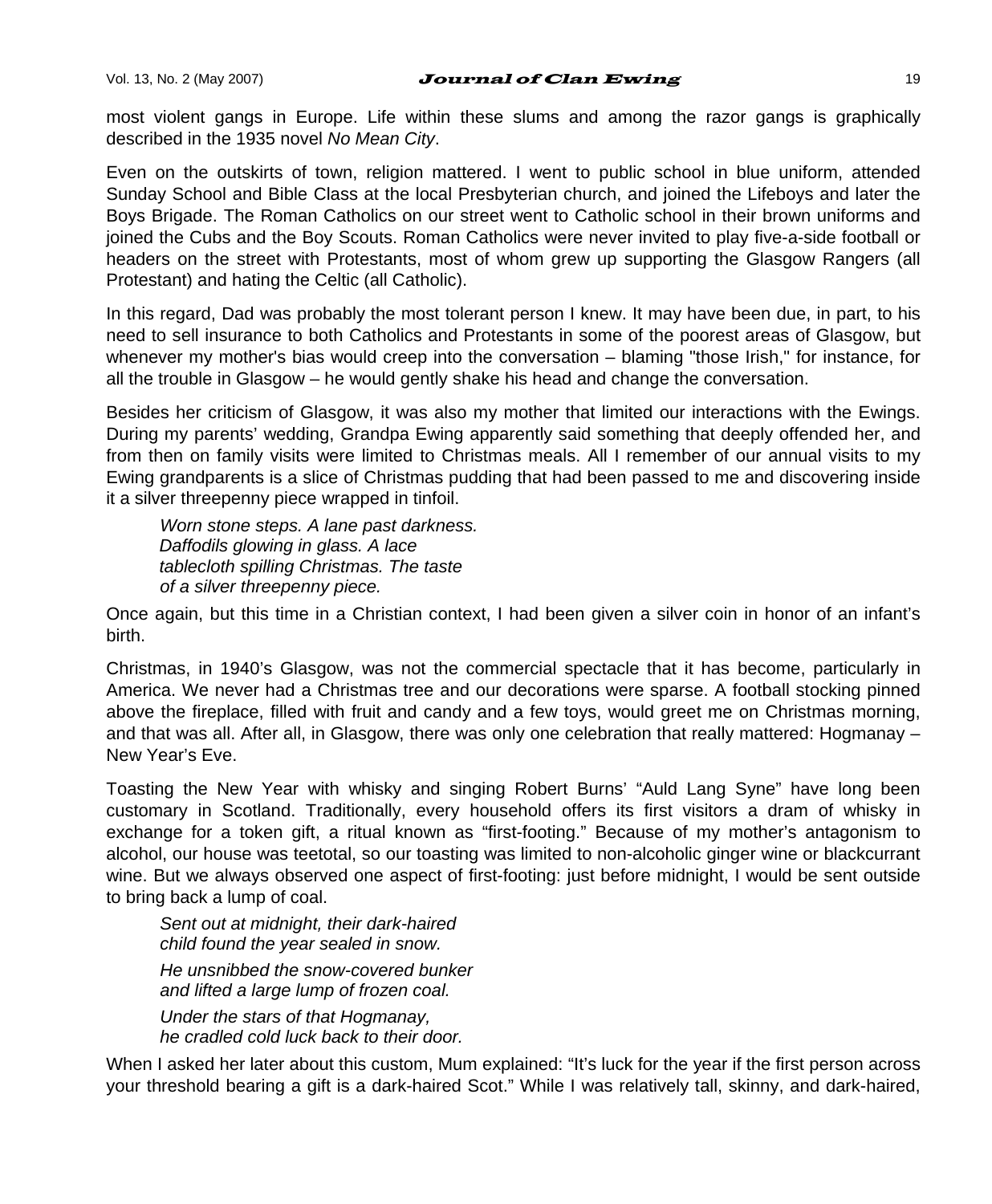most violent gangs in Europe. Life within these slums and among the razor gangs is graphically described in the 1935 novel *No Mean City*.

Even on the outskirts of town, religion mattered. I went to public school in blue uniform, attended Sunday School and Bible Class at the local Presbyterian church, and joined the Lifeboys and later the Boys Brigade. The Roman Catholics on our street went to Catholic school in their brown uniforms and joined the Cubs and the Boy Scouts. Roman Catholics were never invited to play five-a-side football or headers on the street with Protestants, most of whom grew up supporting the Glasgow Rangers (all Protestant) and hating the Celtic (all Catholic).

In this regard, Dad was probably the most tolerant person I knew. It may have been due, in part, to his need to sell insurance to both Catholics and Protestants in some of the poorest areas of Glasgow, but whenever my mother's bias would creep into the conversation – blaming "those Irish," for instance, for all the trouble in Glasgow – he would gently shake his head and change the conversation.

Besides her criticism of Glasgow, it was also my mother that limited our interactions with the Ewings. During my parents' wedding, Grandpa Ewing apparently said something that deeply offended her, and from then on family visits were limited to Christmas meals. All I remember of our annual visits to my Ewing grandparents is a slice of Christmas pudding that had been passed to me and discovering inside it a silver threepenny piece wrapped in tinfoil.

> *Worn stone steps. A lane past darkness.*
> *Daffodils glowing in glass. A lace*
> *tablecloth spilling Christmas. The taste*
> *of a silver threepenny piece.*

Once again, but this time in a Christian context, I had been given a silver coin in honor of an infant's birth.

Christmas, in 1940's Glasgow, was not the commercial spectacle that it has become, particularly in America. We never had a Christmas tree and our decorations were sparse. A football stocking pinned above the fireplace, filled with fruit and candy and a few toys, would greet me on Christmas morning, and that was all. After all, in Glasgow, there was only one celebration that really mattered: Hogmanay – New Year's Eve.

Toasting the New Year with whisky and singing Robert Burns' "Auld Lang Syne" have long been customary in Scotland. Traditionally, every household offers its first visitors a dram of whisky in exchange for a token gift, a ritual known as "first-footing." Because of my mother's antagonism to alcohol, our house was teetotal, so our toasting was limited to non-alcoholic ginger wine or blackcurrant wine. But we always observed one aspect of first-footing: just before midnight, I would be sent outside to bring back a lump of coal.

> *Sent out at midnight, their dark-haired*
> *child found the year sealed in snow.*
>
> *He unsnibbed the snow-covered bunker*
> *and lifted a large lump of frozen coal.*
>
> *Under the stars of that Hogmanay,*
> *he cradled cold luck back to their door.*

When I asked her later about this custom, Mum explained: "It's luck for the year if the first person across your threshold bearing a gift is a dark-haired Scot." While I was relatively tall, skinny, and dark-haired,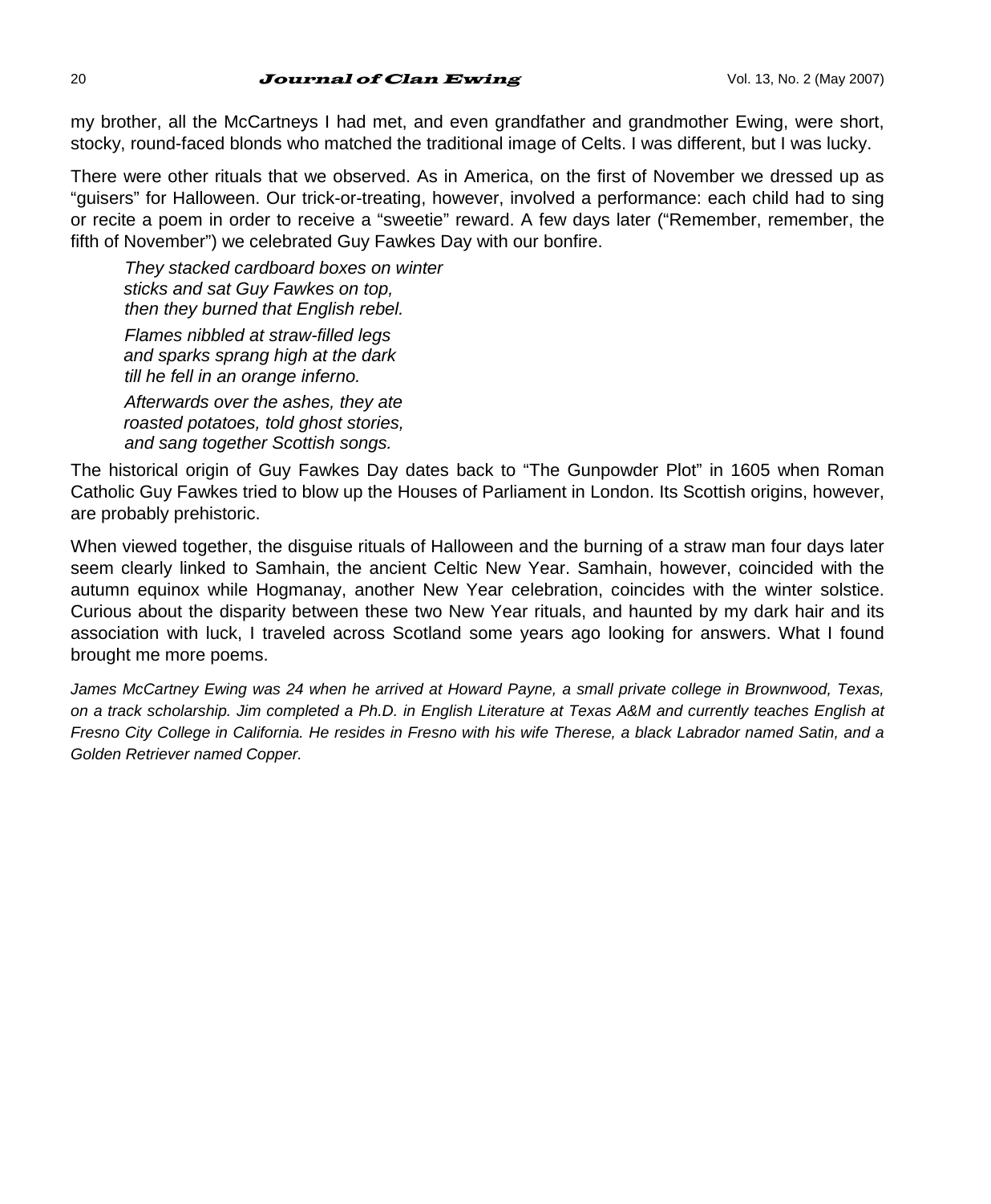my brother, all the McCartneys I had met, and even grandfather and grandmother Ewing, were short, stocky, round-faced blonds who matched the traditional image of Celts. I was different, but I was lucky.

There were other rituals that we observed. As in America, on the first of November we dressed up as "guisers" for Halloween. Our trick-or-treating, however, involved a performance: each child had to sing or recite a poem in order to receive a "sweetie" reward. A few days later ("Remember, remember, the fifth of November") we celebrated Guy Fawkes Day with our bonfire.

> *They stacked cardboard boxes on winter*
> *sticks and sat Guy Fawkes on top,*
> *then they burned that English rebel.*
>
> *Flames nibbled at straw-filled legs*
> *and sparks sprang high at the dark*
> *till he fell in an orange inferno.*
>
> *Afterwards over the ashes, they ate*
> *roasted potatoes, told ghost stories,*
> *and sang together Scottish songs.*

The historical origin of Guy Fawkes Day dates back to "The Gunpowder Plot" in 1605 when Roman Catholic Guy Fawkes tried to blow up the Houses of Parliament in London. Its Scottish origins, however, are probably prehistoric.

When viewed together, the disguise rituals of Halloween and the burning of a straw man four days later seem clearly linked to Samhain, the ancient Celtic New Year. Samhain, however, coincided with the autumn equinox while Hogmanay, another New Year celebration, coincides with the winter solstice. Curious about the disparity between these two New Year rituals, and haunted by my dark hair and its association with luck, I traveled across Scotland some years ago looking for answers. What I found brought me more poems.

*James McCartney Ewing was 24 when he arrived at Howard Payne, a small private college in Brownwood, Texas, on a track scholarship. Jim completed a Ph.D. in English Literature at Texas A&M and currently teaches English at Fresno City College in California. He resides in Fresno with his wife Therese, a black Labrador named Satin, and a Golden Retriever named Copper.*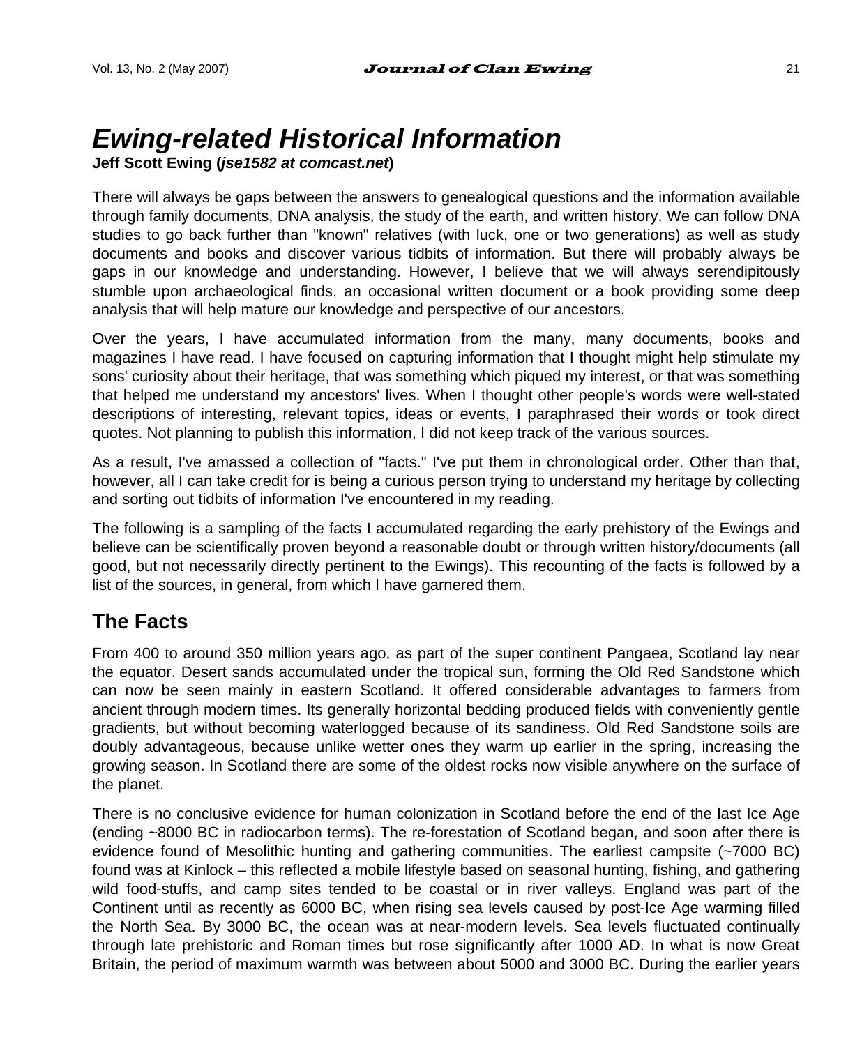# *Ewing-related Historical Information*

**Jeff Scott Ewing (*jse1582 at comcast.net*)**

There will always be gaps between the answers to genealogical questions and the information available through family documents, DNA analysis, the study of the earth, and written history. We can follow DNA studies to go back further than "known" relatives (with luck, one or two generations) as well as study documents and books and discover various tidbits of information. But there will probably always be gaps in our knowledge and understanding. However, I believe that we will always serendipitously stumble upon archaeological finds, an occasional written document or a book providing some deep analysis that will help mature our knowledge and perspective of our ancestors.

Over the years, I have accumulated information from the many, many documents, books and magazines I have read. I have focused on capturing information that I thought might help stimulate my sons' curiosity about their heritage, that was something which piqued my interest, or that was something that helped me understand my ancestors' lives. When I thought other people's words were well-stated descriptions of interesting, relevant topics, ideas or events, I paraphrased their words or took direct quotes. Not planning to publish this information, I did not keep track of the various sources.

As a result, I've amassed a collection of "facts." I've put them in chronological order. Other than that, however, all I can take credit for is being a curious person trying to understand my heritage by collecting and sorting out tidbits of information I've encountered in my reading.

The following is a sampling of the facts I accumulated regarding the early prehistory of the Ewings and believe can be scientifically proven beyond a reasonable doubt or through written history/documents (all good, but not necessarily directly pertinent to the Ewings). This recounting of the facts is followed by a list of the sources, in general, from which I have garnered them.

## The Facts

From 400 to around 350 million years ago, as part of the super continent Pangaea, Scotland lay near the equator. Desert sands accumulated under the tropical sun, forming the Old Red Sandstone which can now be seen mainly in eastern Scotland. It offered considerable advantages to farmers from ancient through modern times. Its generally horizontal bedding produced fields with conveniently gentle gradients, but without becoming waterlogged because of its sandiness. Old Red Sandstone soils are doubly advantageous, because unlike wetter ones they warm up earlier in the spring, increasing the growing season. In Scotland there are some of the oldest rocks now visible anywhere on the surface of the planet.

There is no conclusive evidence for human colonization in Scotland before the end of the last Ice Age (ending ~8000 BC in radiocarbon terms). The re-forestation of Scotland began, and soon after there is evidence found of Mesolithic hunting and gathering communities. The earliest campsite (~7000 BC) found was at Kinlock – this reflected a mobile lifestyle based on seasonal hunting, fishing, and gathering wild food-stuffs, and camp sites tended to be coastal or in river valleys. England was part of the Continent until as recently as 6000 BC, when rising sea levels caused by post-Ice Age warming filled the North Sea. By 3000 BC, the ocean was at near-modern levels. Sea levels fluctuated continually through late prehistoric and Roman times but rose significantly after 1000 AD. In what is now Great Britain, the period of maximum warmth was between about 5000 and 3000 BC. During the earlier years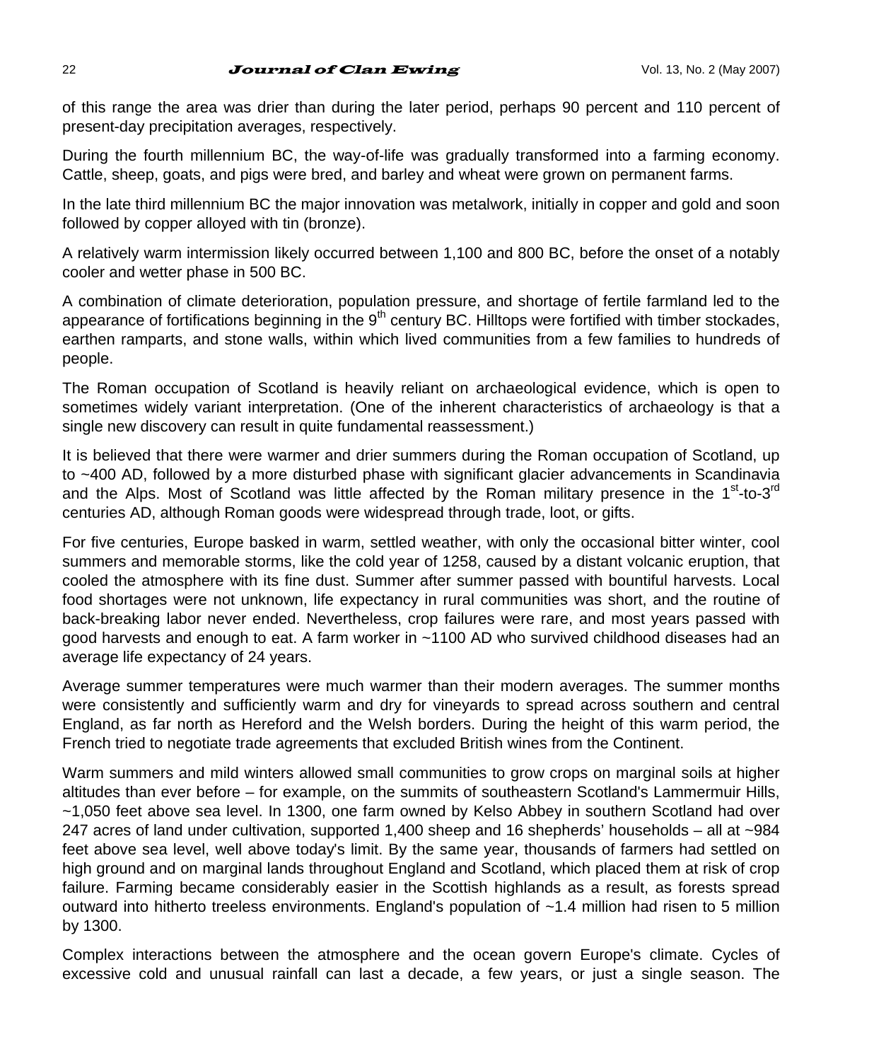of this range the area was drier than during the later period, perhaps 90 percent and 110 percent of present-day precipitation averages, respectively.

During the fourth millennium BC, the way-of-life was gradually transformed into a farming economy. Cattle, sheep, goats, and pigs were bred, and barley and wheat were grown on permanent farms.

In the late third millennium BC the major innovation was metalwork, initially in copper and gold and soon followed by copper alloyed with tin (bronze).

A relatively warm intermission likely occurred between 1,100 and 800 BC, before the onset of a notably cooler and wetter phase in 500 BC.

A combination of climate deterioration, population pressure, and shortage of fertile farmland led to the appearance of fortifications beginning in the 9th century BC. Hilltops were fortified with timber stockades, earthen ramparts, and stone walls, within which lived communities from a few families to hundreds of people.

The Roman occupation of Scotland is heavily reliant on archaeological evidence, which is open to sometimes widely variant interpretation. (One of the inherent characteristics of archaeology is that a single new discovery can result in quite fundamental reassessment.)

It is believed that there were warmer and drier summers during the Roman occupation of Scotland, up to ~400 AD, followed by a more disturbed phase with significant glacier advancements in Scandinavia and the Alps. Most of Scotland was little affected by the Roman military presence in the 1st-to-3rd centuries AD, although Roman goods were widespread through trade, loot, or gifts.

For five centuries, Europe basked in warm, settled weather, with only the occasional bitter winter, cool summers and memorable storms, like the cold year of 1258, caused by a distant volcanic eruption, that cooled the atmosphere with its fine dust. Summer after summer passed with bountiful harvests. Local food shortages were not unknown, life expectancy in rural communities was short, and the routine of back-breaking labor never ended. Nevertheless, crop failures were rare, and most years passed with good harvests and enough to eat. A farm worker in ~1100 AD who survived childhood diseases had an average life expectancy of 24 years.

Average summer temperatures were much warmer than their modern averages. The summer months were consistently and sufficiently warm and dry for vineyards to spread across southern and central England, as far north as Hereford and the Welsh borders. During the height of this warm period, the French tried to negotiate trade agreements that excluded British wines from the Continent.

Warm summers and mild winters allowed small communities to grow crops on marginal soils at higher altitudes than ever before – for example, on the summits of southeastern Scotland's Lammermuir Hills, ~1,050 feet above sea level. In 1300, one farm owned by Kelso Abbey in southern Scotland had over 247 acres of land under cultivation, supported 1,400 sheep and 16 shepherds' households – all at ~984 feet above sea level, well above today's limit. By the same year, thousands of farmers had settled on high ground and on marginal lands throughout England and Scotland, which placed them at risk of crop failure. Farming became considerably easier in the Scottish highlands as a result, as forests spread outward into hitherto treeless environments. England's population of ~1.4 million had risen to 5 million by 1300.

Complex interactions between the atmosphere and the ocean govern Europe's climate. Cycles of excessive cold and unusual rainfall can last a decade, a few years, or just a single season. The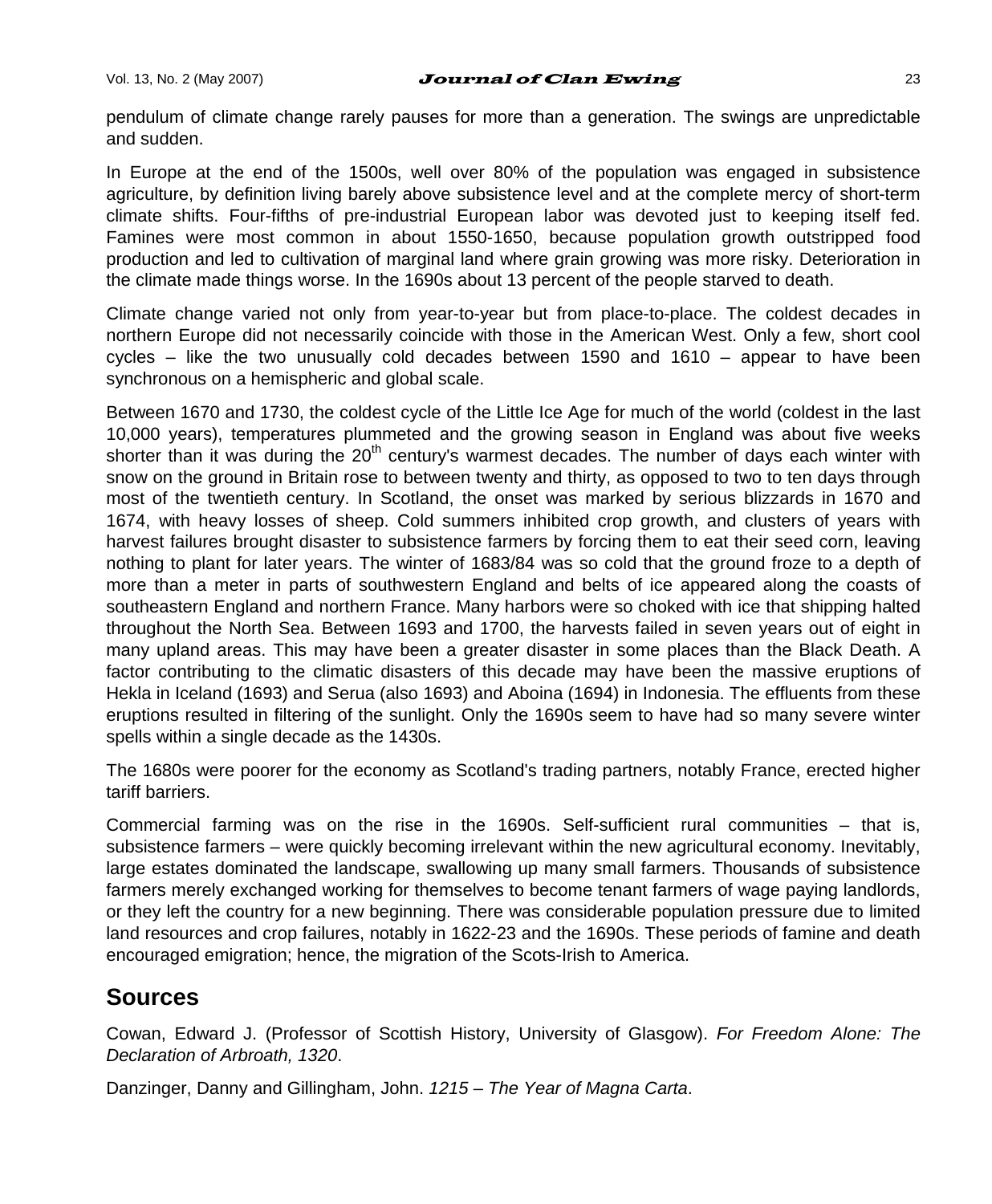pendulum of climate change rarely pauses for more than a generation. The swings are unpredictable and sudden.

In Europe at the end of the 1500s, well over 80% of the population was engaged in subsistence agriculture, by definition living barely above subsistence level and at the complete mercy of short-term climate shifts. Four-fifths of pre-industrial European labor was devoted just to keeping itself fed. Famines were most common in about 1550-1650, because population growth outstripped food production and led to cultivation of marginal land where grain growing was more risky. Deterioration in the climate made things worse. In the 1690s about 13 percent of the people starved to death.

Climate change varied not only from year-to-year but from place-to-place. The coldest decades in northern Europe did not necessarily coincide with those in the American West. Only a few, short cool cycles – like the two unusually cold decades between 1590 and 1610 – appear to have been synchronous on a hemispheric and global scale.

Between 1670 and 1730, the coldest cycle of the Little Ice Age for much of the world (coldest in the last 10,000 years), temperatures plummeted and the growing season in England was about five weeks shorter than it was during the 20th century's warmest decades. The number of days each winter with snow on the ground in Britain rose to between twenty and thirty, as opposed to two to ten days through most of the twentieth century. In Scotland, the onset was marked by serious blizzards in 1670 and 1674, with heavy losses of sheep. Cold summers inhibited crop growth, and clusters of years with harvest failures brought disaster to subsistence farmers by forcing them to eat their seed corn, leaving nothing to plant for later years. The winter of 1683/84 was so cold that the ground froze to a depth of more than a meter in parts of southwestern England and belts of ice appeared along the coasts of southeastern England and northern France. Many harbors were so choked with ice that shipping halted throughout the North Sea. Between 1693 and 1700, the harvests failed in seven years out of eight in many upland areas. This may have been a greater disaster in some places than the Black Death. A factor contributing to the climatic disasters of this decade may have been the massive eruptions of Hekla in Iceland (1693) and Serua (also 1693) and Aboina (1694) in Indonesia. The effluents from these eruptions resulted in filtering of the sunlight. Only the 1690s seem to have had so many severe winter spells within a single decade as the 1430s.

The 1680s were poorer for the economy as Scotland's trading partners, notably France, erected higher tariff barriers.

Commercial farming was on the rise in the 1690s. Self-sufficient rural communities – that is, subsistence farmers – were quickly becoming irrelevant within the new agricultural economy. Inevitably, large estates dominated the landscape, swallowing up many small farmers. Thousands of subsistence farmers merely exchanged working for themselves to become tenant farmers of wage paying landlords, or they left the country for a new beginning. There was considerable population pressure due to limited land resources and crop failures, notably in 1622-23 and the 1690s. These periods of famine and death encouraged emigration; hence, the migration of the Scots-Irish to America.

## Sources

Cowan, Edward J. (Professor of Scottish History, University of Glasgow). *For Freedom Alone: The Declaration of Arbroath, 1320*.

Danzinger, Danny and Gillingham, John. *1215 – The Year of Magna Carta*.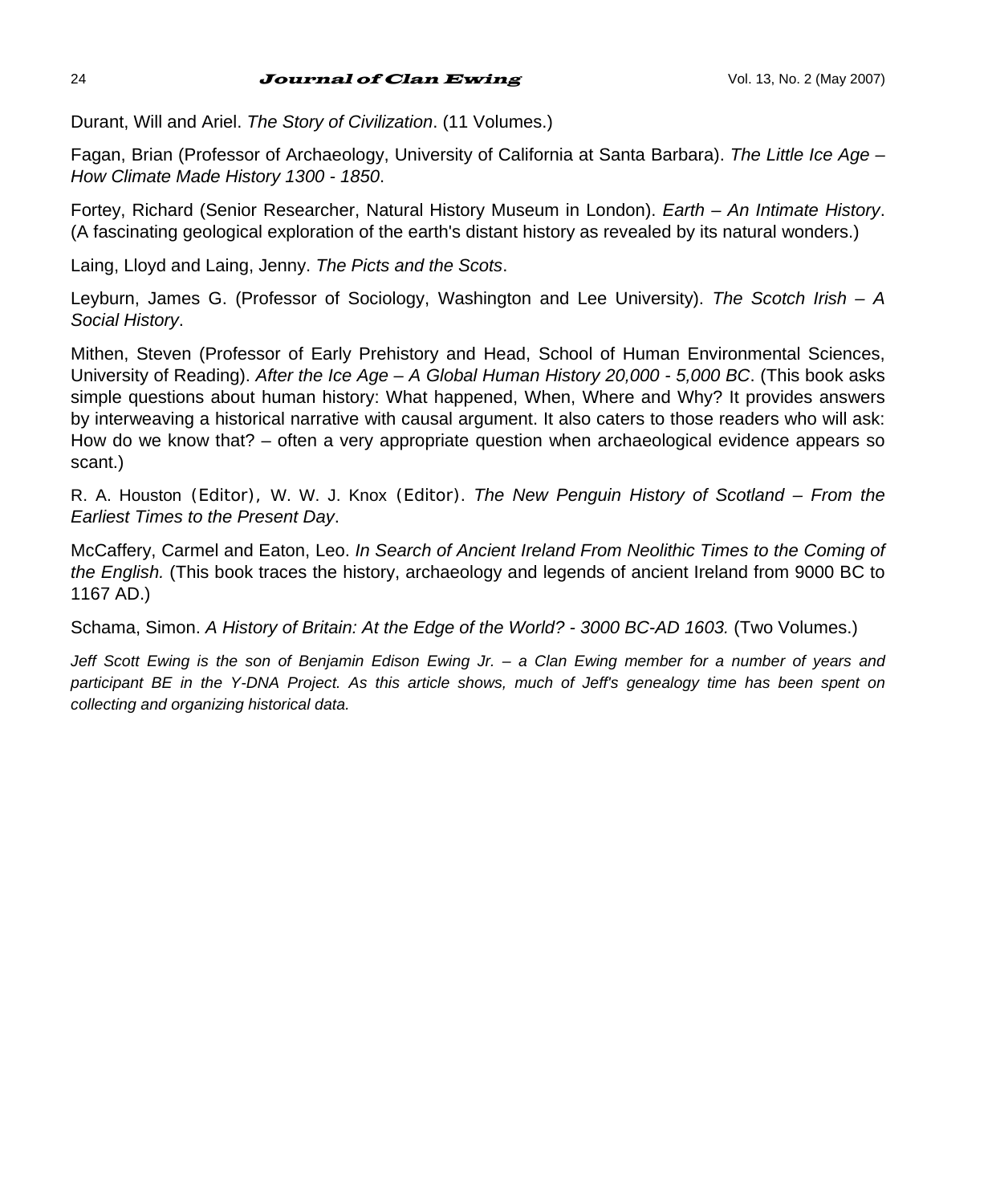Durant, Will and Ariel. *The Story of Civilization*. (11 Volumes.)

Fagan, Brian (Professor of Archaeology, University of California at Santa Barbara). *The Little Ice Age – How Climate Made History 1300 - 1850*.

Fortey, Richard (Senior Researcher, Natural History Museum in London). *Earth – An Intimate History*. (A fascinating geological exploration of the earth's distant history as revealed by its natural wonders.)

Laing, Lloyd and Laing, Jenny. *The Picts and the Scots*.

Leyburn, James G. (Professor of Sociology, Washington and Lee University). *The Scotch Irish – A Social History*.

Mithen, Steven (Professor of Early Prehistory and Head, School of Human Environmental Sciences, University of Reading). *After the Ice Age – A Global Human History 20,000 - 5,000 BC*. (This book asks simple questions about human history: What happened, When, Where and Why? It provides answers by interweaving a historical narrative with causal argument. It also caters to those readers who will ask: How do we know that? – often a very appropriate question when archaeological evidence appears so scant.)

R. A. Houston (Editor), W. W. J. Knox (Editor). *The New Penguin History of Scotland – From the Earliest Times to the Present Day*.

McCaffery, Carmel and Eaton, Leo. *In Search of Ancient Ireland From Neolithic Times to the Coming of the English.* (This book traces the history, archaeology and legends of ancient Ireland from 9000 BC to 1167 AD.)

Schama, Simon. *A History of Britain: At the Edge of the World? - 3000 BC-AD 1603.* (Two Volumes.)

*Jeff Scott Ewing is the son of Benjamin Edison Ewing Jr. – a Clan Ewing member for a number of years and participant BE in the Y-DNA Project. As this article shows, much of Jeff's genealogy time has been spent on collecting and organizing historical data.*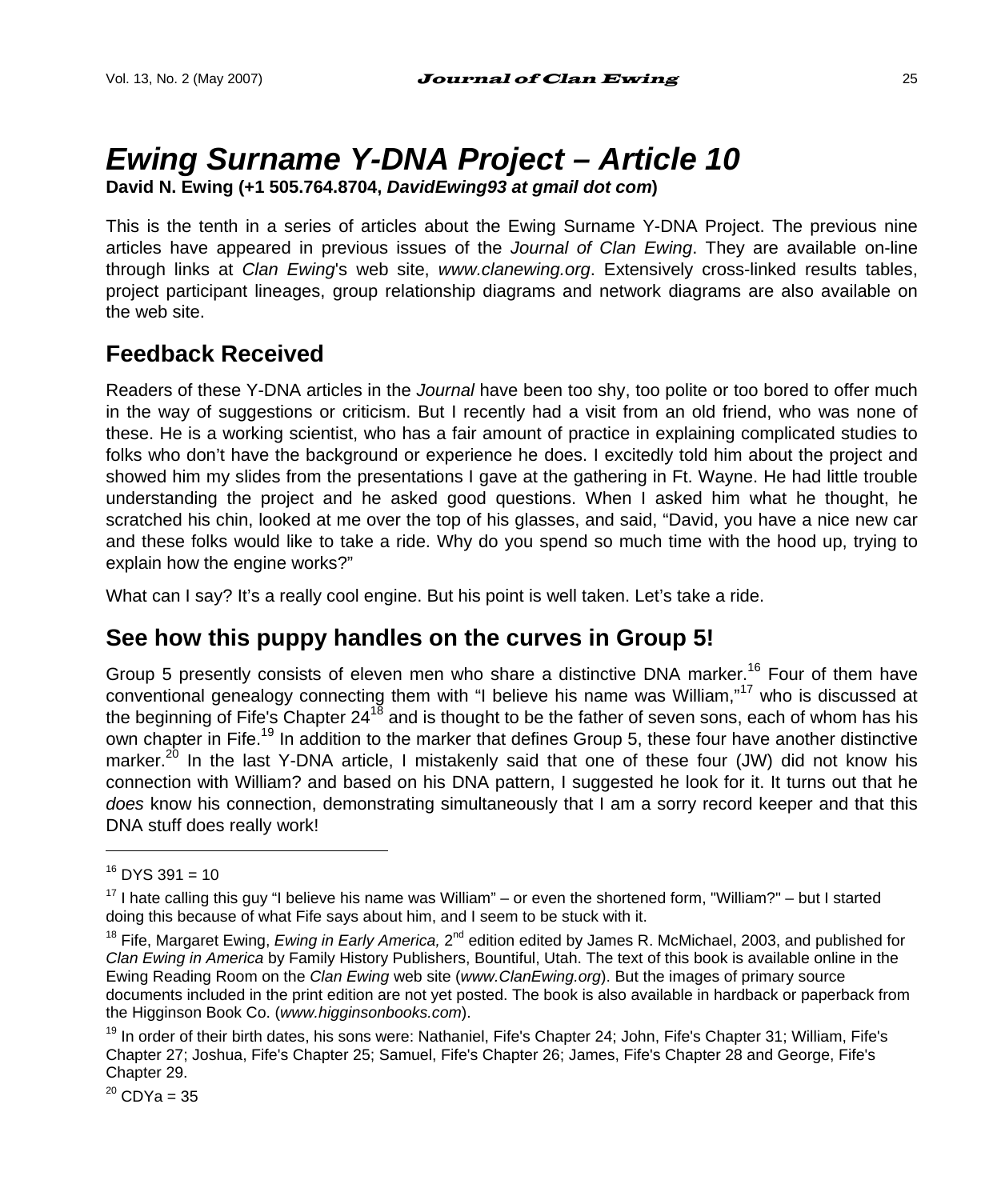# *Ewing Surname Y-DNA Project – Article 10*

**David N. Ewing (+1 505.764.8704, *DavidEwing93 at gmail dot com*)**

This is the tenth in a series of articles about the Ewing Surname Y-DNA Project. The previous nine articles have appeared in previous issues of the *Journal of Clan Ewing*. They are available on-line through links at *Clan Ewing*'s web site, *www.clanewing.org*. Extensively cross-linked results tables, project participant lineages, group relationship diagrams and network diagrams are also available on the web site.

## Feedback Received

Readers of these Y-DNA articles in the *Journal* have been too shy, too polite or too bored to offer much in the way of suggestions or criticism. But I recently had a visit from an old friend, who was none of these. He is a working scientist, who has a fair amount of practice in explaining complicated studies to folks who don't have the background or experience he does. I excitedly told him about the project and showed him my slides from the presentations I gave at the gathering in Ft. Wayne. He had little trouble understanding the project and he asked good questions. When I asked him what he thought, he scratched his chin, looked at me over the top of his glasses, and said, "David, you have a nice new car and these folks would like to take a ride. Why do you spend so much time with the hood up, trying to explain how the engine works?"

What can I say? It's a really cool engine. But his point is well taken. Let's take a ride.

## See how this puppy handles on the curves in Group 5!

Group 5 presently consists of eleven men who share a distinctive DNA marker.[16] Four of them have conventional genealogy connecting them with "I believe his name was William,"[17] who is discussed at the beginning of Fife's Chapter 24[18] and is thought to be the father of seven sons, each of whom has his own chapter in Fife.[19] In addition to the marker that defines Group 5, these four have another distinctive marker.[20] In the last Y-DNA article, I mistakenly said that one of these four (JW) did not know his connection with William? and based on his DNA pattern, I suggested he look for it. It turns out that he *does* know his connection, demonstrating simultaneously that I am a sorry record keeper and that this DNA stuff does really work!

---

[16] DYS 391 = 10

[17] I hate calling this guy "I believe his name was William" – or even the shortened form, "William?" – but I started doing this because of what Fife says about him, and I seem to be stuck with it.

[18] Fife, Margaret Ewing, *Ewing in Early America,* 2nd edition edited by James R. McMichael, 2003, and published for *Clan Ewing in America* by Family History Publishers, Bountiful, Utah. The text of this book is available online in the Ewing Reading Room on the *Clan Ewing* web site (*www.ClanEwing.org*). But the images of primary source documents included in the print edition are not yet posted. The book is also available in hardback or paperback from the Higginson Book Co. (*www.higginsonbooks.com*).

[19] In order of their birth dates, his sons were: Nathaniel, Fife's Chapter 24; John, Fife's Chapter 31; William, Fife's Chapter 27; Joshua, Fife's Chapter 25; Samuel, Fife's Chapter 26; James, Fife's Chapter 28 and George, Fife's Chapter 29.

[20] CDYa = 35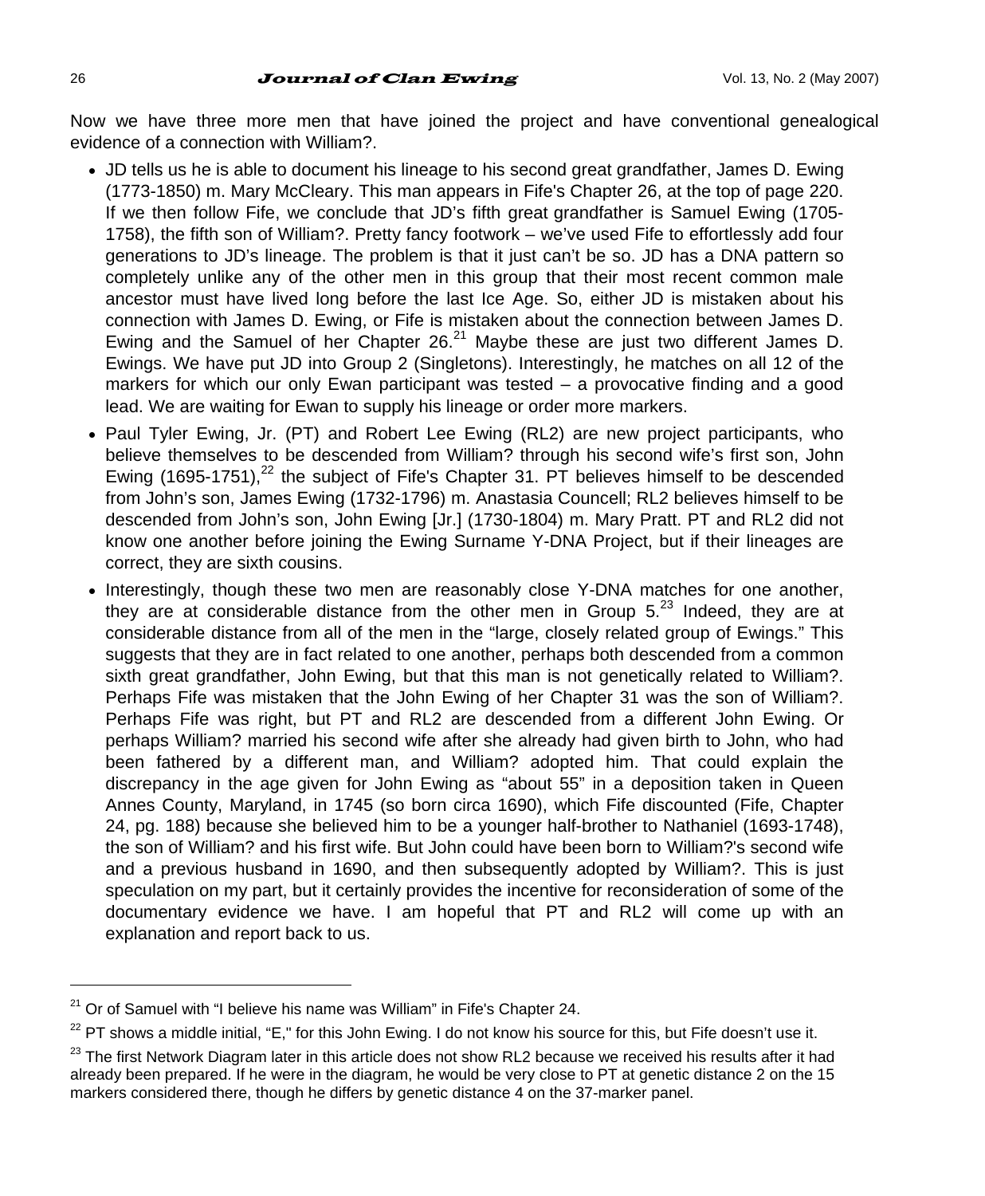Now we have three more men that have joined the project and have conventional genealogical evidence of a connection with William?.

- JD tells us he is able to document his lineage to his second great grandfather, James D. Ewing (1773-1850) m. Mary McCleary. This man appears in Fife's Chapter 26, at the top of page 220. If we then follow Fife, we conclude that JD's fifth great grandfather is Samuel Ewing (1705-1758), the fifth son of William?. Pretty fancy footwork – we've used Fife to effortlessly add four generations to JD's lineage. The problem is that it just can't be so. JD has a DNA pattern so completely unlike any of the other men in this group that their most recent common male ancestor must have lived long before the last Ice Age. So, either JD is mistaken about his connection with James D. Ewing, or Fife is mistaken about the connection between James D. Ewing and the Samuel of her Chapter 26.[21] Maybe these are just two different James D. Ewings. We have put JD into Group 2 (Singletons). Interestingly, he matches on all 12 of the markers for which our only Ewan participant was tested – a provocative finding and a good lead. We are waiting for Ewan to supply his lineage or order more markers.
- Paul Tyler Ewing, Jr. (PT) and Robert Lee Ewing (RL2) are new project participants, who believe themselves to be descended from William? through his second wife's first son, John Ewing (1695-1751),[22] the subject of Fife's Chapter 31. PT believes himself to be descended from John's son, James Ewing (1732-1796) m. Anastasia Councell; RL2 believes himself to be descended from John's son, John Ewing [Jr.] (1730-1804) m. Mary Pratt. PT and RL2 did not know one another before joining the Ewing Surname Y-DNA Project, but if their lineages are correct, they are sixth cousins.
- Interestingly, though these two men are reasonably close Y-DNA matches for one another, they are at considerable distance from the other men in Group 5.[23] Indeed, they are at considerable distance from all of the men in the "large, closely related group of Ewings." This suggests that they are in fact related to one another, perhaps both descended from a common sixth great grandfather, John Ewing, but that this man is not genetically related to William?. Perhaps Fife was mistaken that the John Ewing of her Chapter 31 was the son of William?. Perhaps Fife was right, but PT and RL2 are descended from a different John Ewing. Or perhaps William? married his second wife after she already had given birth to John, who had been fathered by a different man, and William? adopted him. That could explain the discrepancy in the age given for John Ewing as "about 55" in a deposition taken in Queen Annes County, Maryland, in 1745 (so born circa 1690), which Fife discounted (Fife, Chapter 24, pg. 188) because she believed him to be a younger half-brother to Nathaniel (1693-1748), the son of William? and his first wife. But John could have been born to William?'s second wife and a previous husband in 1690, and then subsequently adopted by William?. This is just speculation on my part, but it certainly provides the incentive for reconsideration of some of the documentary evidence we have. I am hopeful that PT and RL2 will come up with an explanation and report back to us.

---

[21] Or of Samuel with "I believe his name was William" in Fife's Chapter 24.

[22] PT shows a middle initial, "E," for this John Ewing. I do not know his source for this, but Fife doesn't use it.

[23] The first Network Diagram later in this article does not show RL2 because we received his results after it had already been prepared. If he were in the diagram, he would be very close to PT at genetic distance 2 on the 15 markers considered there, though he differs by genetic distance 4 on the 37-marker panel.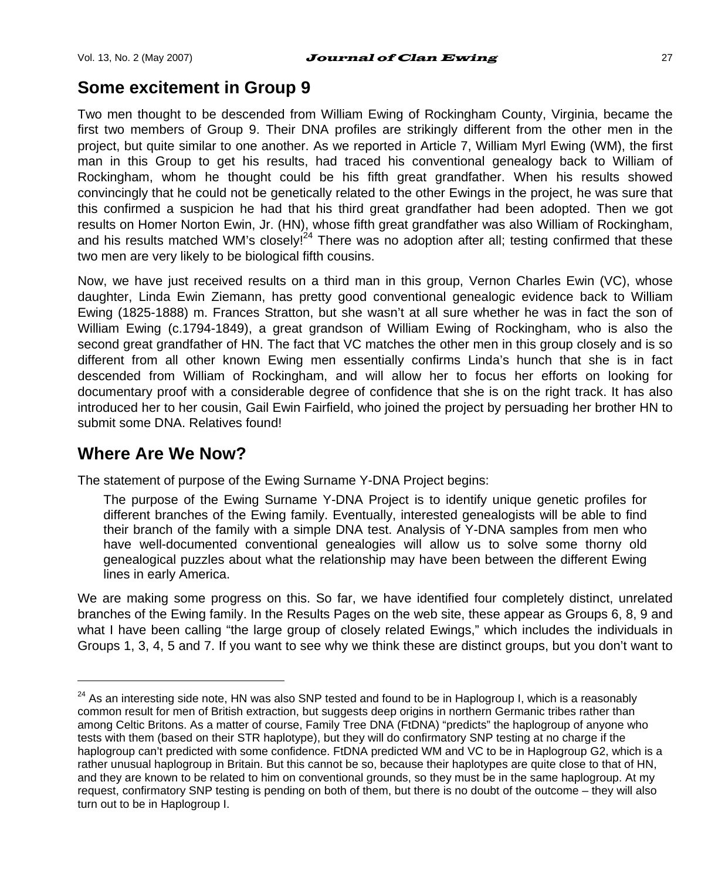## Some excitement in Group 9

Two men thought to be descended from William Ewing of Rockingham County, Virginia, became the first two members of Group 9. Their DNA profiles are strikingly different from the other men in the project, but quite similar to one another. As we reported in Article 7, William Myrl Ewing (WM), the first man in this Group to get his results, had traced his conventional genealogy back to William of Rockingham, whom he thought could be his fifth great grandfather. When his results showed convincingly that he could not be genetically related to the other Ewings in the project, he was sure that this confirmed a suspicion he had that his third great grandfather had been adopted. Then we got results on Homer Norton Ewin, Jr. (HN), whose fifth great grandfather was also William of Rockingham, and his results matched WM's closely![24] There was no adoption after all; testing confirmed that these two men are very likely to be biological fifth cousins.

Now, we have just received results on a third man in this group, Vernon Charles Ewin (VC), whose daughter, Linda Ewin Ziemann, has pretty good conventional genealogic evidence back to William Ewing (1825-1888) m. Frances Stratton, but she wasn't at all sure whether he was in fact the son of William Ewing (c.1794-1849), a great grandson of William Ewing of Rockingham, who is also the second great grandfather of HN. The fact that VC matches the other men in this group closely and is so different from all other known Ewing men essentially confirms Linda's hunch that she is in fact descended from William of Rockingham, and will allow her to focus her efforts on looking for documentary proof with a considerable degree of confidence that she is on the right track. It has also introduced her to her cousin, Gail Ewin Fairfield, who joined the project by persuading her brother HN to submit some DNA. Relatives found!

## Where Are We Now?

The statement of purpose of the Ewing Surname Y-DNA Project begins:

> The purpose of the Ewing Surname Y-DNA Project is to identify unique genetic profiles for different branches of the Ewing family. Eventually, interested genealogists will be able to find their branch of the family with a simple DNA test. Analysis of Y-DNA samples from men who have well-documented conventional genealogies will allow us to solve some thorny old genealogical puzzles about what the relationship may have been between the different Ewing lines in early America.

We are making some progress on this. So far, we have identified four completely distinct, unrelated branches of the Ewing family. In the Results Pages on the web site, these appear as Groups 6, 8, 9 and what I have been calling "the large group of closely related Ewings," which includes the individuals in Groups 1, 3, 4, 5 and 7. If you want to see why we think these are distinct groups, but you don't want to

---

[24] As an interesting side note, HN was also SNP tested and found to be in Haplogroup I, which is a reasonably common result for men of British extraction, but suggests deep origins in northern Germanic tribes rather than among Celtic Britons. As a matter of course, Family Tree DNA (FtDNA) "predicts" the haplogroup of anyone who tests with them (based on their STR haplotype), but they will do confirmatory SNP testing at no charge if the haplogroup can't predicted with some confidence. FtDNA predicted WM and VC to be in Haplogroup G2, which is a rather unusual haplogroup in Britain. But this cannot be so, because their haplotypes are quite close to that of HN, and they are known to be related to him on conventional grounds, so they must be in the same haplogroup. At my request, confirmatory SNP testing is pending on both of them, but there is no doubt of the outcome – they will also turn out to be in Haplogroup I.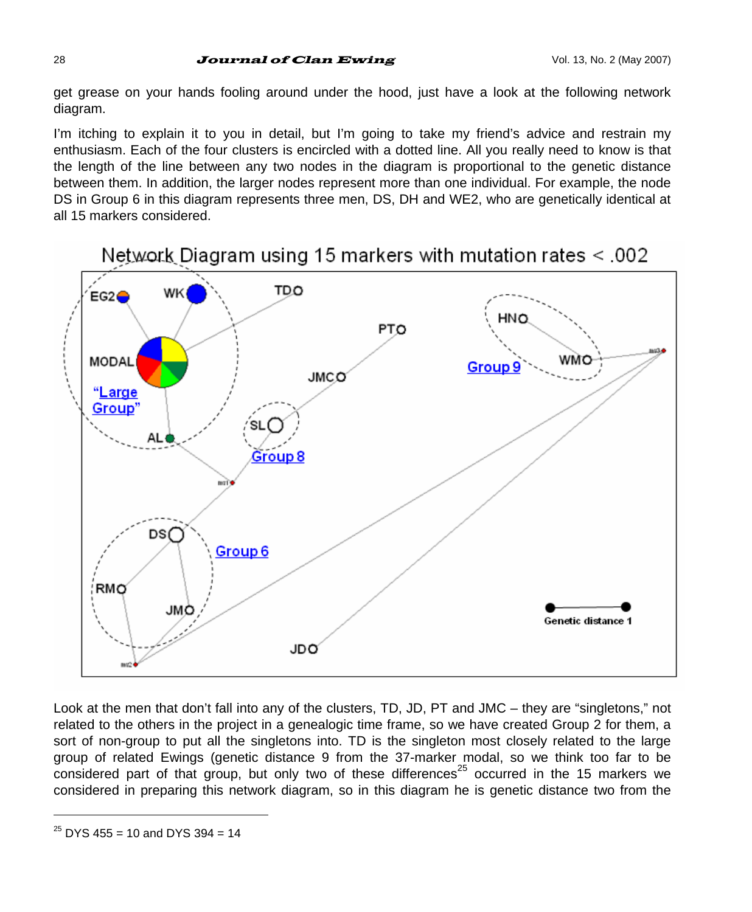get grease on your hands fooling around under the hood, just have a look at the following network diagram.

I'm itching to explain it to you in detail, but I'm going to take my friend's advice and restrain my enthusiasm. Each of the four clusters is encircled with a dotted line. All you really need to know is that the length of the line between any two nodes in the diagram is proportional to the genetic distance between them. In addition, the larger nodes represent more than one individual. For example, the node DS in Group 6 in this diagram represents three men, DS, DH and WE2, who are genetically identical at all 15 markers considered.

Network Diagram using 15 markers with mutation rates < .002

Look at the men that don't fall into any of the clusters, TD, JD, PT and JMC – they are "singletons," not related to the others in the project in a genealogic time frame, so we have created Group 2 for them, a sort of non-group to put all the singletons into. TD is the singleton most closely related to the large group of related Ewings (genetic distance 9 from the 37-marker modal, so we think too far to be considered part of that group, but only two of these differences[25] occurred in the 15 markers we considered in preparing this network diagram, so in this diagram he is genetic distance two from the

[25] DYS 455 = 10 and DYS 394 = 14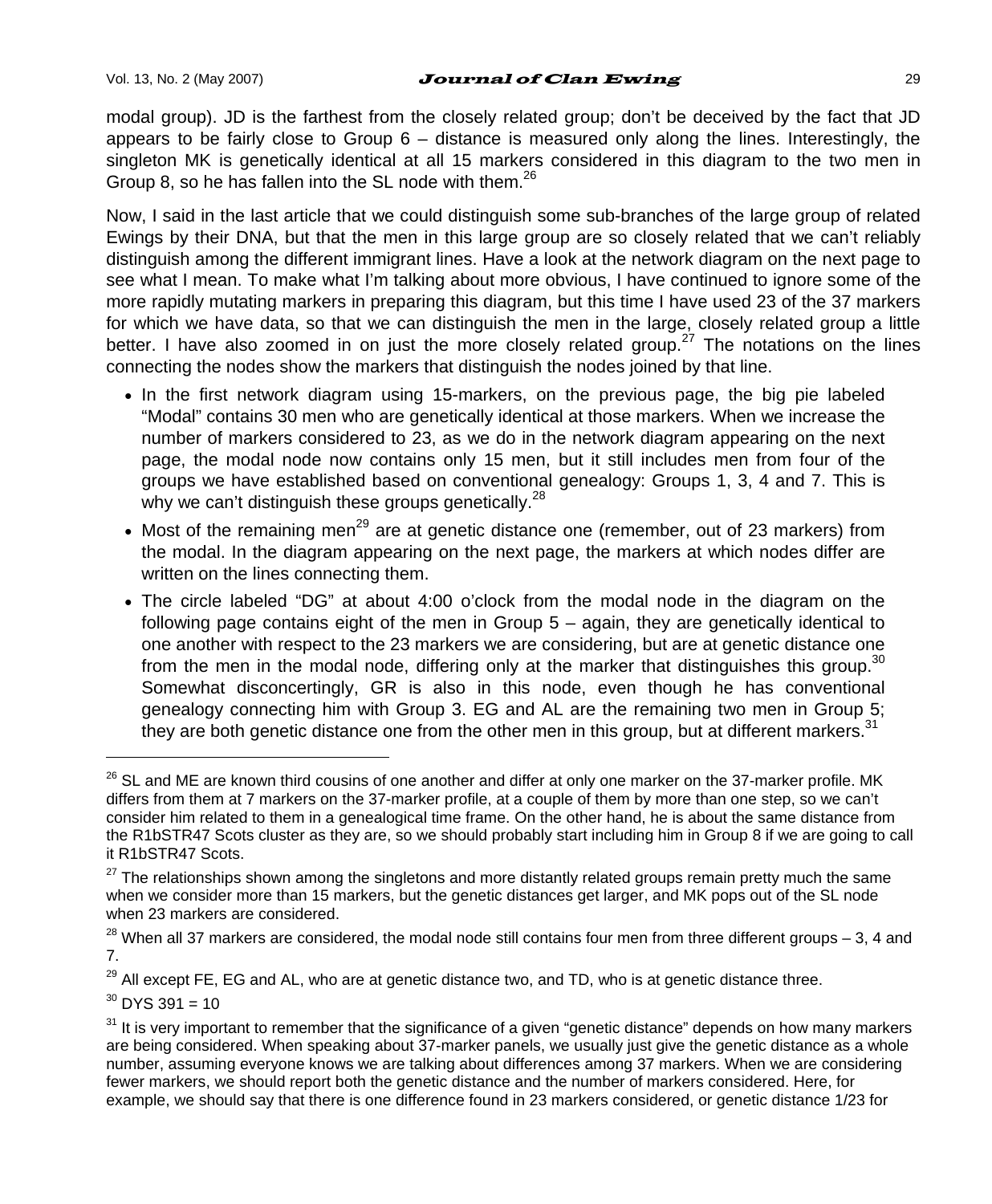modal group). JD is the farthest from the closely related group; don't be deceived by the fact that JD appears to be fairly close to Group 6 – distance is measured only along the lines. Interestingly, the singleton MK is genetically identical at all 15 markers considered in this diagram to the two men in Group 8, so he has fallen into the SL node with them.[26]

Now, I said in the last article that we could distinguish some sub-branches of the large group of related Ewings by their DNA, but that the men in this large group are so closely related that we can't reliably distinguish among the different immigrant lines. Have a look at the network diagram on the next page to see what I mean. To make what I'm talking about more obvious, I have continued to ignore some of the more rapidly mutating markers in preparing this diagram, but this time I have used 23 of the 37 markers for which we have data, so that we can distinguish the men in the large, closely related group a little better. I have also zoomed in on just the more closely related group.[27] The notations on the lines connecting the nodes show the markers that distinguish the nodes joined by that line.

- In the first network diagram using 15-markers, on the previous page, the big pie labeled "Modal" contains 30 men who are genetically identical at those markers. When we increase the number of markers considered to 23, as we do in the network diagram appearing on the next page, the modal node now contains only 15 men, but it still includes men from four of the groups we have established based on conventional genealogy: Groups 1, 3, 4 and 7. This is why we can't distinguish these groups genetically.[28]
- Most of the remaining men[29] are at genetic distance one (remember, out of 23 markers) from the modal. In the diagram appearing on the next page, the markers at which nodes differ are written on the lines connecting them.
- The circle labeled "DG" at about 4:00 o'clock from the modal node in the diagram on the following page contains eight of the men in Group 5 – again, they are genetically identical to one another with respect to the 23 markers we are considering, but are at genetic distance one from the men in the modal node, differing only at the marker that distinguishes this group.[30] Somewhat disconcertingly, GR is also in this node, even though he has conventional genealogy connecting him with Group 3. EG and AL are the remaining two men in Group 5; they are both genetic distance one from the other men in this group, but at different markers.[31]

---

[26] SL and ME are known third cousins of one another and differ at only one marker on the 37-marker profile. MK differs from them at 7 markers on the 37-marker profile, at a couple of them by more than one step, so we can't consider him related to them in a genealogical time frame. On the other hand, he is about the same distance from the R1bSTR47 Scots cluster as they are, so we should probably start including him in Group 8 if we are going to call it R1bSTR47 Scots.

[27] The relationships shown among the singletons and more distantly related groups remain pretty much the same when we consider more than 15 markers, but the genetic distances get larger, and MK pops out of the SL node when 23 markers are considered.

[28] When all 37 markers are considered, the modal node still contains four men from three different groups – 3, 4 and 7.

[29] All except FE, EG and AL, who are at genetic distance two, and TD, who is at genetic distance three.

[30] DYS 391 = 10

[31] It is very important to remember that the significance of a given "genetic distance" depends on how many markers are being considered. When speaking about 37-marker panels, we usually just give the genetic distance as a whole number, assuming everyone knows we are talking about differences among 37 markers. When we are considering fewer markers, we should report both the genetic distance and the number of markers considered. Here, for example, we should say that there is one difference found in 23 markers considered, or genetic distance 1/23 for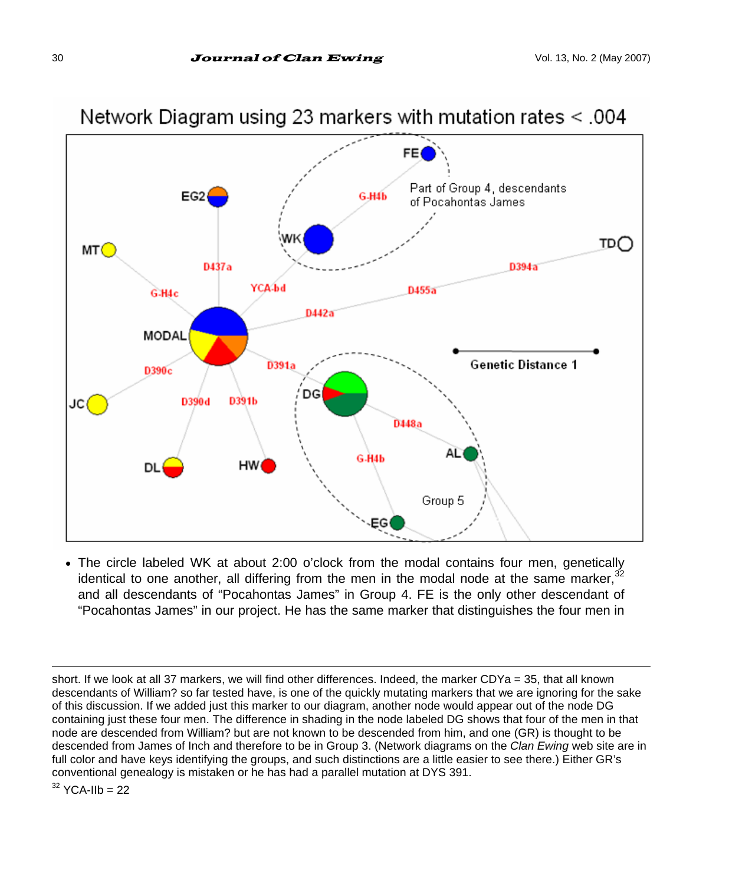Network Diagram using 23 markers with mutation rates < .004

- The circle labeled WK at about 2:00 o'clock from the modal contains four men, genetically identical to one another, all differing from the men in the modal node at the same marker,[32] and all descendants of "Pocahontas James" in Group 4. FE is the only other descendant of "Pocahontas James" in our project. He has the same marker that distinguishes the four men in

---

short. If we look at all 37 markers, we will find other differences. Indeed, the marker CDYa = 35, that all known descendants of William? so far tested have, is one of the quickly mutating markers that we are ignoring for the sake of this discussion. If we added just this marker to our diagram, another node would appear out of the node DG containing just these four men. The difference in shading in the node labeled DG shows that four of the men in that node are descended from William? but are not known to be descended from him, and one (GR) is thought to be descended from James of Inch and therefore to be in Group 3. (Network diagrams on the *Clan Ewing* web site are in full color and have keys identifying the groups, and such distinctions are a little easier to see there.) Either GR's conventional genealogy is mistaken or he has had a parallel mutation at DYS 391.

[32] YCA-IIb = 22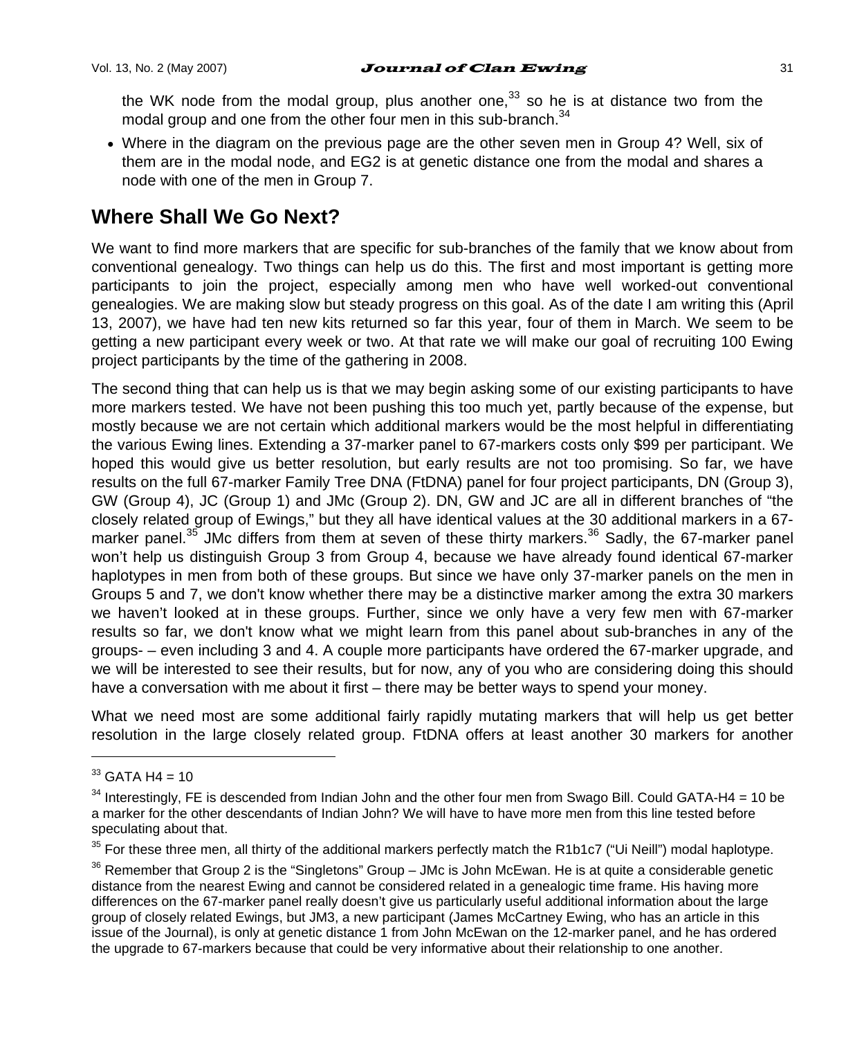the WK node from the modal group, plus another one,[33] so he is at distance two from the modal group and one from the other four men in this sub-branch.[34]

- Where in the diagram on the previous page are the other seven men in Group 4? Well, six of them are in the modal node, and EG2 is at genetic distance one from the modal and shares a node with one of the men in Group 7.

## Where Shall We Go Next?

We want to find more markers that are specific for sub-branches of the family that we know about from conventional genealogy. Two things can help us do this. The first and most important is getting more participants to join the project, especially among men who have well worked-out conventional genealogies. We are making slow but steady progress on this goal. As of the date I am writing this (April 13, 2007), we have had ten new kits returned so far this year, four of them in March. We seem to be getting a new participant every week or two. At that rate we will make our goal of recruiting 100 Ewing project participants by the time of the gathering in 2008.

The second thing that can help us is that we may begin asking some of our existing participants to have more markers tested. We have not been pushing this too much yet, partly because of the expense, but mostly because we are not certain which additional markers would be the most helpful in differentiating the various Ewing lines. Extending a 37-marker panel to 67-markers costs only $99 per participant. We hoped this would give us better resolution, but early results are not too promising. So far, we have results on the full 67-marker Family Tree DNA (FtDNA) panel for four project participants, DN (Group 3), GW (Group 4), JC (Group 1) and JMc (Group 2). DN, GW and JC are all in different branches of "the closely related group of Ewings," but they all have identical values at the 30 additional markers in a 67-marker panel.[35] JMc differs from them at seven of these thirty markers.[36] Sadly, the 67-marker panel won't help us distinguish Group 3 from Group 4, because we have already found identical 67-marker haplotypes in men from both of these groups. But since we have only 37-marker panels on the men in Groups 5 and 7, we don't know whether there may be a distinctive marker among the extra 30 markers we haven't looked at in these groups. Further, since we only have a very few men with 67-marker results so far, we don't know what we might learn from this panel about sub-branches in any of the groups- – even including 3 and 4. A couple more participants have ordered the 67-marker upgrade, and we will be interested to see their results, but for now, any of you who are considering doing this should have a conversation with me about it first – there may be better ways to spend your money.

What we need most are some additional fairly rapidly mutating markers that will help us get better resolution in the large closely related group. FtDNA offers at least another 30 markers for another

---

[33] GATA H4 = 10

[34] Interestingly, FE is descended from Indian John and the other four men from Swago Bill. Could GATA-H4 = 10 be a marker for the other descendants of Indian John? We will have to have more men from this line tested before speculating about that.

[35] For these three men, all thirty of the additional markers perfectly match the R1b1c7 ("Ui Neill") modal haplotype.

[36] Remember that Group 2 is the "Singletons" Group – JMc is John McEwan. He is at quite a considerable genetic distance from the nearest Ewing and cannot be considered related in a genealogic time frame. His having more differences on the 67-marker panel really doesn't give us particularly useful additional information about the large group of closely related Ewings, but JM3, a new participant (James McCartney Ewing, who has an article in this issue of the Journal), is only at genetic distance 1 from John McEwan on the 12-marker panel, and he has ordered the upgrade to 67-markers because that could be very informative about their relationship to one another.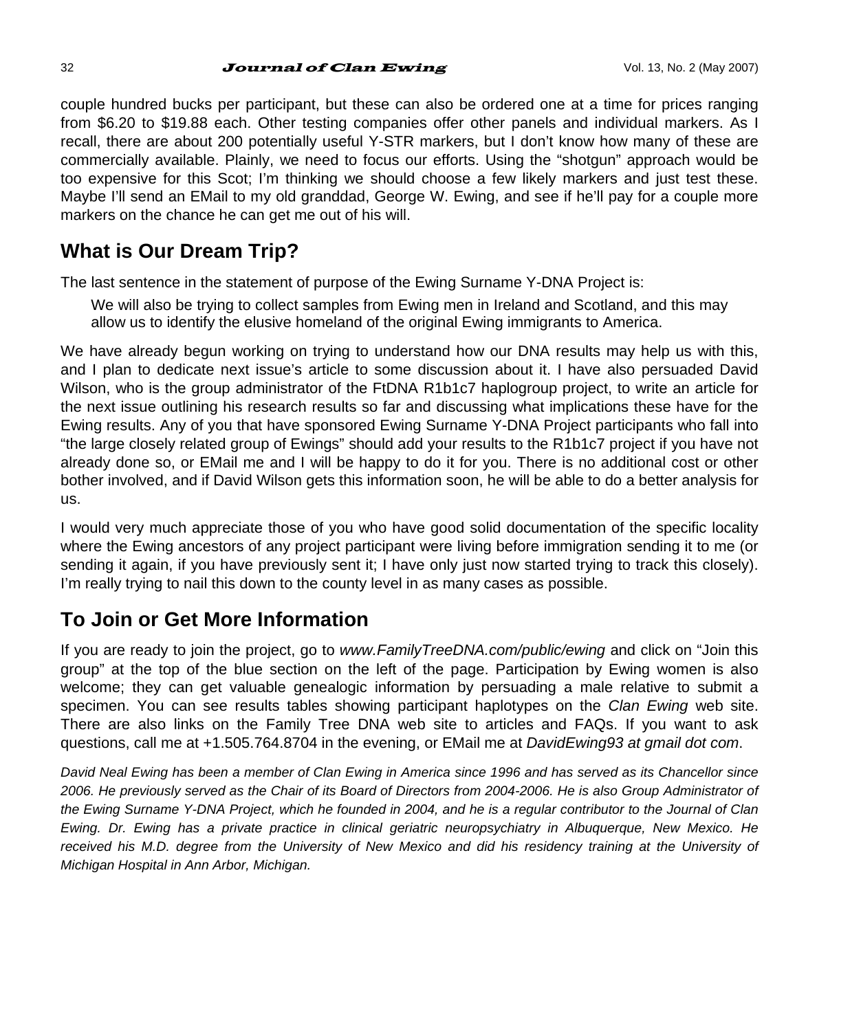couple hundred bucks per participant, but these can also be ordered one at a time for prices ranging from $6.20 to $19.88 each. Other testing companies offer other panels and individual markers. As I recall, there are about 200 potentially useful Y-STR markers, but I don't know how many of these are commercially available. Plainly, we need to focus our efforts. Using the "shotgun" approach would be too expensive for this Scot; I'm thinking we should choose a few likely markers and just test these. Maybe I'll send an EMail to my old granddad, George W. Ewing, and see if he'll pay for a couple more markers on the chance he can get me out of his will.

## What is Our Dream Trip?

The last sentence in the statement of purpose of the Ewing Surname Y-DNA Project is:

> We will also be trying to collect samples from Ewing men in Ireland and Scotland, and this may allow us to identify the elusive homeland of the original Ewing immigrants to America.

We have already begun working on trying to understand how our DNA results may help us with this, and I plan to dedicate next issue's article to some discussion about it. I have also persuaded David Wilson, who is the group administrator of the FtDNA R1b1c7 haplogroup project, to write an article for the next issue outlining his research results so far and discussing what implications these have for the Ewing results. Any of you that have sponsored Ewing Surname Y-DNA Project participants who fall into "the large closely related group of Ewings" should add your results to the R1b1c7 project if you have not already done so, or EMail me and I will be happy to do it for you. There is no additional cost or other bother involved, and if David Wilson gets this information soon, he will be able to do a better analysis for us.

I would very much appreciate those of you who have good solid documentation of the specific locality where the Ewing ancestors of any project participant were living before immigration sending it to me (or sending it again, if you have previously sent it; I have only just now started trying to track this closely). I'm really trying to nail this down to the county level in as many cases as possible.

## To Join or Get More Information

If you are ready to join the project, go to *www.FamilyTreeDNA.com/public/ewing* and click on "Join this group" at the top of the blue section on the left of the page. Participation by Ewing women is also welcome; they can get valuable genealogic information by persuading a male relative to submit a specimen. You can see results tables showing participant haplotypes on the *Clan Ewing* web site. There are also links on the Family Tree DNA web site to articles and FAQs. If you want to ask questions, call me at +1.505.764.8704 in the evening, or EMail me at *DavidEwing93 at gmail dot com*.

*David Neal Ewing has been a member of Clan Ewing in America since 1996 and has served as its Chancellor since 2006. He previously served as the Chair of its Board of Directors from 2004-2006. He is also Group Administrator of the Ewing Surname Y-DNA Project, which he founded in 2004, and he is a regular contributor to the Journal of Clan Ewing. Dr. Ewing has a private practice in clinical geriatric neuropsychiatry in Albuquerque, New Mexico. He received his M.D. degree from the University of New Mexico and did his residency training at the University of Michigan Hospital in Ann Arbor, Michigan.*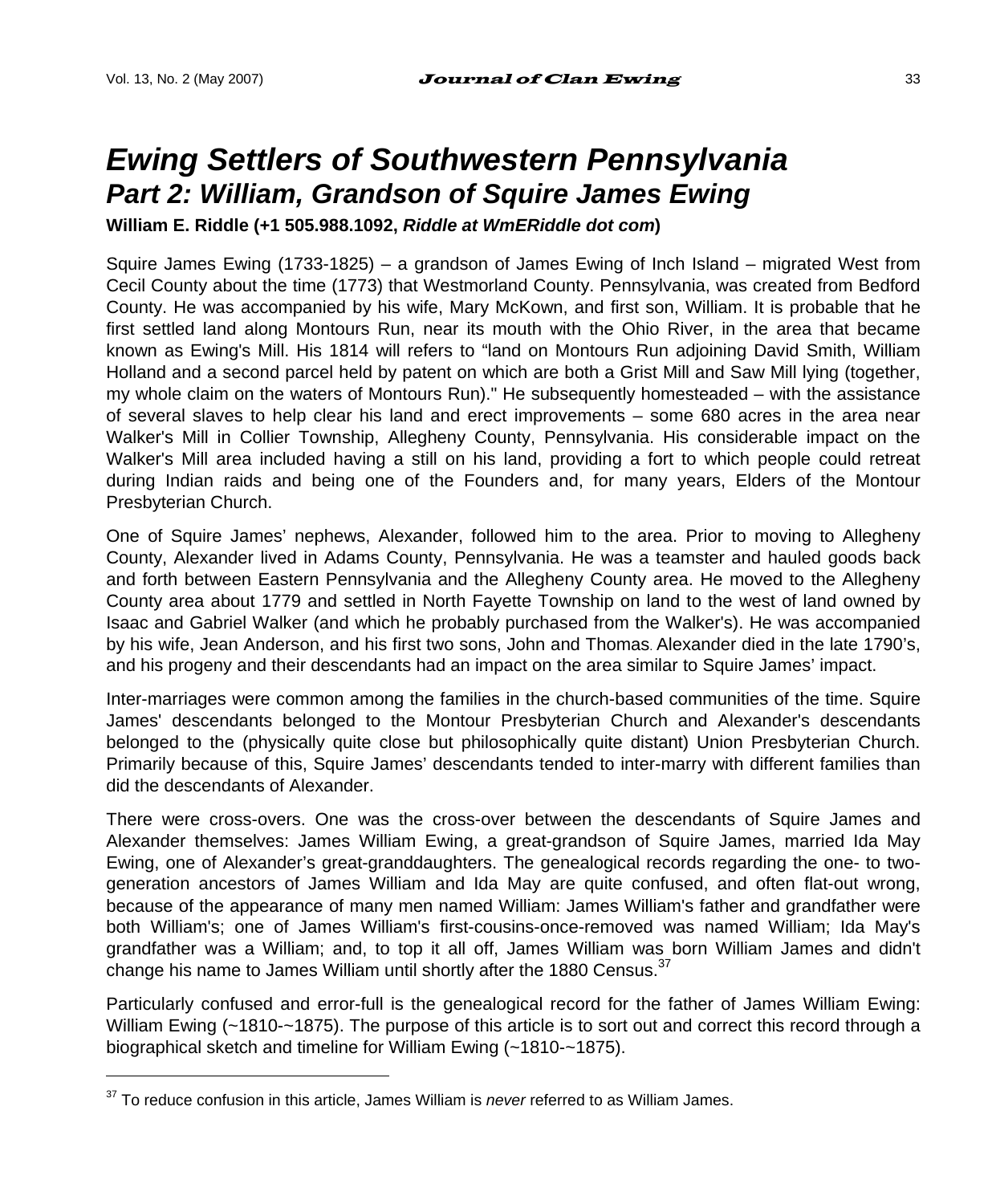# *Ewing Settlers of Southwestern Pennsylvania*

## *Part 2: William, Grandson of Squire James Ewing*

**William E. Riddle (+1 505.988.1092, *Riddle at WmERiddle dot com*)**

Squire James Ewing (1733-1825) – a grandson of James Ewing of Inch Island – migrated West from Cecil County about the time (1773) that Westmorland County. Pennsylvania, was created from Bedford County. He was accompanied by his wife, Mary McKown, and first son, William. It is probable that he first settled land along Montours Run, near its mouth with the Ohio River, in the area that became known as Ewing's Mill. His 1814 will refers to "land on Montours Run adjoining David Smith, William Holland and a second parcel held by patent on which are both a Grist Mill and Saw Mill lying (together, my whole claim on the waters of Montours Run)." He subsequently homesteaded – with the assistance of several slaves to help clear his land and erect improvements – some 680 acres in the area near Walker's Mill in Collier Township, Allegheny County, Pennsylvania. His considerable impact on the Walker's Mill area included having a still on his land, providing a fort to which people could retreat during Indian raids and being one of the Founders and, for many years, Elders of the Montour Presbyterian Church.

One of Squire James' nephews, Alexander, followed him to the area. Prior to moving to Allegheny County, Alexander lived in Adams County, Pennsylvania. He was a teamster and hauled goods back and forth between Eastern Pennsylvania and the Allegheny County area. He moved to the Allegheny County area about 1779 and settled in North Fayette Township on land to the west of land owned by Isaac and Gabriel Walker (and which he probably purchased from the Walker's). He was accompanied by his wife, Jean Anderson, and his first two sons, John and Thomas. Alexander died in the late 1790's, and his progeny and their descendants had an impact on the area similar to Squire James' impact.

Inter-marriages were common among the families in the church-based communities of the time. Squire James' descendants belonged to the Montour Presbyterian Church and Alexander's descendants belonged to the (physically quite close but philosophically quite distant) Union Presbyterian Church. Primarily because of this, Squire James' descendants tended to inter-marry with different families than did the descendants of Alexander.

There were cross-overs. One was the cross-over between the descendants of Squire James and Alexander themselves: James William Ewing, a great-grandson of Squire James, married Ida May Ewing, one of Alexander's great-granddaughters. The genealogical records regarding the one- to two-generation ancestors of James William and Ida May are quite confused, and often flat-out wrong, because of the appearance of many men named William: James William's father and grandfather were both William's; one of James William's first-cousins-once-removed was named William; Ida May's grandfather was a William; and, to top it all off, James William was born William James and didn't change his name to James William until shortly after the 1880 Census.[37]

Particularly confused and error-full is the genealogical record for the father of James William Ewing: William Ewing (~1810-~1875). The purpose of this article is to sort out and correct this record through a biographical sketch and timeline for William Ewing (~1810-~1875).

[37] To reduce confusion in this article, James William is *never* referred to as William James.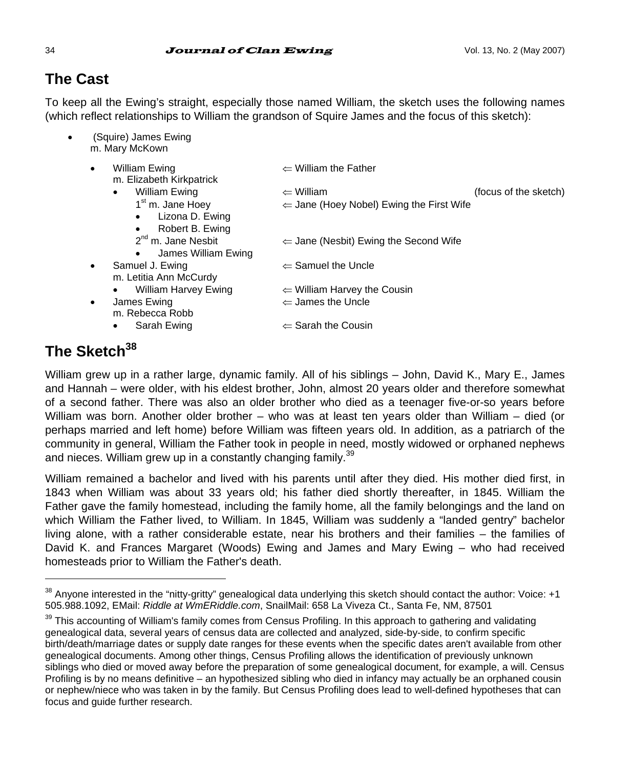## The Cast

To keep all the Ewing's straight, especially those named William, the sketch uses the following names (which reflect relationships to William the grandson of Squire James and the focus of this sketch):

- (Squire) James Ewing
  m. Mary McKown
  - William Ewing ⇐ William the Father
    m. Elizabeth Kirkpatrick
    - William Ewing ⇐ William (focus of the sketch)
      1st m. Jane Hoey ⇐ Jane (Hoey Nobel) Ewing the First Wife
      - Lizona D. Ewing
      - Robert B. Ewing

      2nd m. Jane Nesbit ⇐ Jane (Nesbit) Ewing the Second Wife
      - James William Ewing
  - Samuel J. Ewing ⇐ Samuel the Uncle
    m. Letitia Ann McCurdy
    - William Harvey Ewing ⇐ William Harvey the Cousin
  - James Ewing ⇐ James the Uncle
    m. Rebecca Robb
    - Sarah Ewing ⇐ Sarah the Cousin

## The Sketch[38]

William grew up in a rather large, dynamic family. All of his siblings – John, David K., Mary E., James and Hannah – were older, with his eldest brother, John, almost 20 years older and therefore somewhat of a second father. There was also an older brother who died as a teenager five-or-so years before William was born. Another older brother – who was at least ten years older than William – died (or perhaps married and left home) before William was fifteen years old. In addition, as a patriarch of the community in general, William the Father took in people in need, mostly widowed or orphaned nephews and nieces. William grew up in a constantly changing family.[39]

William remained a bachelor and lived with his parents until after they died. His mother died first, in 1843 when William was about 33 years old; his father died shortly thereafter, in 1845. William the Father gave the family homestead, including the family home, all the family belongings and the land on which William the Father lived, to William. In 1845, William was suddenly a "landed gentry" bachelor living alone, with a rather considerable estate, near his brothers and their families – the families of David K. and Frances Margaret (Woods) Ewing and James and Mary Ewing – who had received homesteads prior to William the Father's death.

---

[38] Anyone interested in the "nitty-gritty" genealogical data underlying this sketch should contact the author: Voice: +1 505.988.1092, EMail: *Riddle at WmERiddle.com*, SnailMail: 658 La Viveza Ct., Santa Fe, NM, 87501

[39] This accounting of William's family comes from Census Profiling. In this approach to gathering and validating genealogical data, several years of census data are collected and analyzed, side-by-side, to confirm specific birth/death/marriage dates or supply date ranges for these events when the specific dates aren't available from other genealogical documents. Among other things, Census Profiling allows the identification of previously unknown siblings who died or moved away before the preparation of some genealogical document, for example, a will. Census Profiling is by no means definitive – an hypothesized sibling who died in infancy may actually be an orphaned cousin or nephew/niece who was taken in by the family. But Census Profiling does lead to well-defined hypotheses that can focus and guide further research.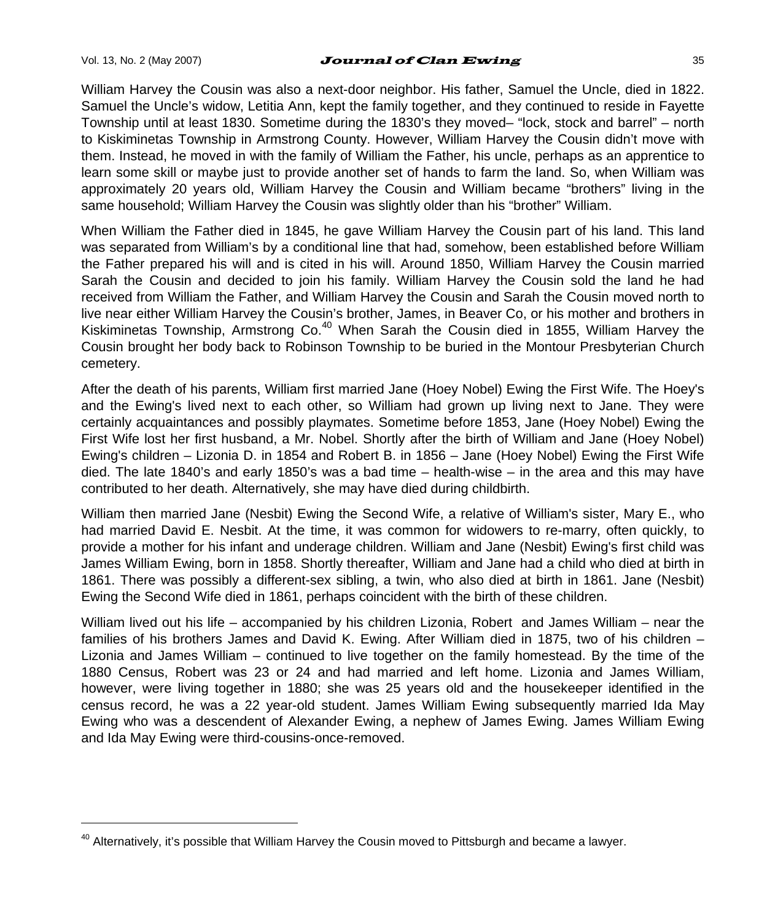William Harvey the Cousin was also a next-door neighbor. His father, Samuel the Uncle, died in 1822. Samuel the Uncle's widow, Letitia Ann, kept the family together, and they continued to reside in Fayette Township until at least 1830. Sometime during the 1830's they moved– "lock, stock and barrel" – north to Kiskiminetas Township in Armstrong County. However, William Harvey the Cousin didn't move with them. Instead, he moved in with the family of William the Father, his uncle, perhaps as an apprentice to learn some skill or maybe just to provide another set of hands to farm the land. So, when William was approximately 20 years old, William Harvey the Cousin and William became "brothers" living in the same household; William Harvey the Cousin was slightly older than his "brother" William.

When William the Father died in 1845, he gave William Harvey the Cousin part of his land. This land was separated from William's by a conditional line that had, somehow, been established before William the Father prepared his will and is cited in his will. Around 1850, William Harvey the Cousin married Sarah the Cousin and decided to join his family. William Harvey the Cousin sold the land he had received from William the Father, and William Harvey the Cousin and Sarah the Cousin moved north to live near either William Harvey the Cousin's brother, James, in Beaver Co, or his mother and brothers in Kiskiminetas Township, Armstrong Co.[40] When Sarah the Cousin died in 1855, William Harvey the Cousin brought her body back to Robinson Township to be buried in the Montour Presbyterian Church cemetery.

After the death of his parents, William first married Jane (Hoey Nobel) Ewing the First Wife. The Hoey's and the Ewing's lived next to each other, so William had grown up living next to Jane. They were certainly acquaintances and possibly playmates. Sometime before 1853, Jane (Hoey Nobel) Ewing the First Wife lost her first husband, a Mr. Nobel. Shortly after the birth of William and Jane (Hoey Nobel) Ewing's children – Lizonia D. in 1854 and Robert B. in 1856 – Jane (Hoey Nobel) Ewing the First Wife died. The late 1840's and early 1850's was a bad time – health-wise – in the area and this may have contributed to her death. Alternatively, she may have died during childbirth.

William then married Jane (Nesbit) Ewing the Second Wife, a relative of William's sister, Mary E., who had married David E. Nesbit. At the time, it was common for widowers to re-marry, often quickly, to provide a mother for his infant and underage children. William and Jane (Nesbit) Ewing's first child was James William Ewing, born in 1858. Shortly thereafter, William and Jane had a child who died at birth in 1861. There was possibly a different-sex sibling, a twin, who also died at birth in 1861. Jane (Nesbit) Ewing the Second Wife died in 1861, perhaps coincident with the birth of these children.

William lived out his life – accompanied by his children Lizonia, Robert and James William – near the families of his brothers James and David K. Ewing. After William died in 1875, two of his children – Lizonia and James William – continued to live together on the family homestead. By the time of the 1880 Census, Robert was 23 or 24 and had married and left home. Lizonia and James William, however, were living together in 1880; she was 25 years old and the housekeeper identified in the census record, he was a 22 year-old student. James William Ewing subsequently married Ida May Ewing who was a descendent of Alexander Ewing, a nephew of James Ewing. James William Ewing and Ida May Ewing were third-cousins-once-removed.

---

[40] Alternatively, it's possible that William Harvey the Cousin moved to Pittsburgh and became a lawyer.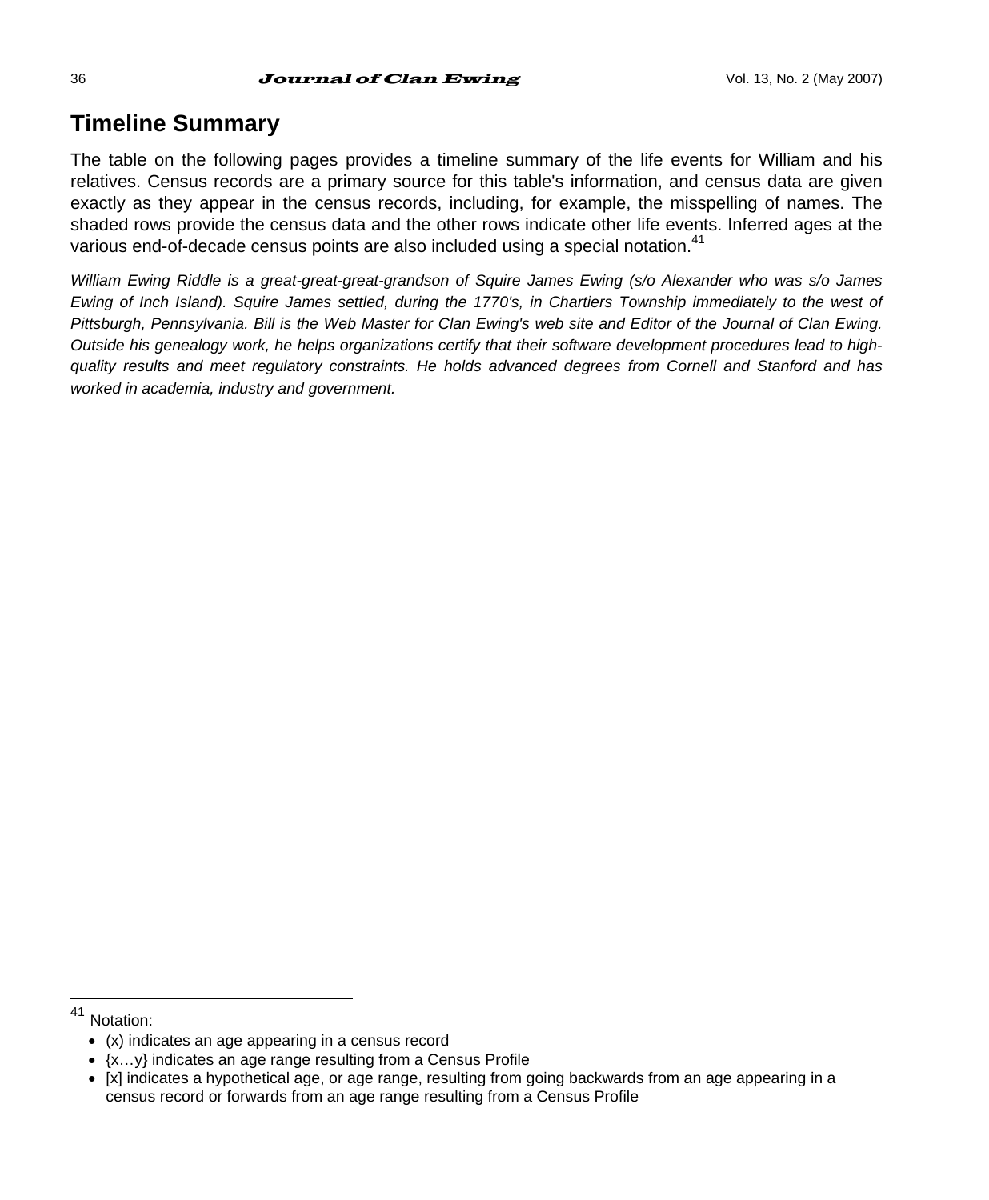## Timeline Summary

The table on the following pages provides a timeline summary of the life events for William and his relatives. Census records are a primary source for this table's information, and census data are given exactly as they appear in the census records, including, for example, the misspelling of names. The shaded rows provide the census data and the other rows indicate other life events. Inferred ages at the various end-of-decade census points are also included using a special notation.[41]

*William Ewing Riddle is a great-great-great-grandson of Squire James Ewing (s/o Alexander who was s/o James Ewing of Inch Island). Squire James settled, during the 1770's, in Chartiers Township immediately to the west of Pittsburgh, Pennsylvania. Bill is the Web Master for Clan Ewing's web site and Editor of the Journal of Clan Ewing. Outside his genealogy work, he helps organizations certify that their software development procedures lead to high-quality results and meet regulatory constraints. He holds advanced degrees from Cornell and Stanford and has worked in academia, industry and government.*

---

[41] Notation:

- (x) indicates an age appearing in a census record
- {x…y} indicates an age range resulting from a Census Profile
- [x] indicates a hypothetical age, or age range, resulting from going backwards from an age appearing in a census record or forwards from an age range resulting from a Census Profile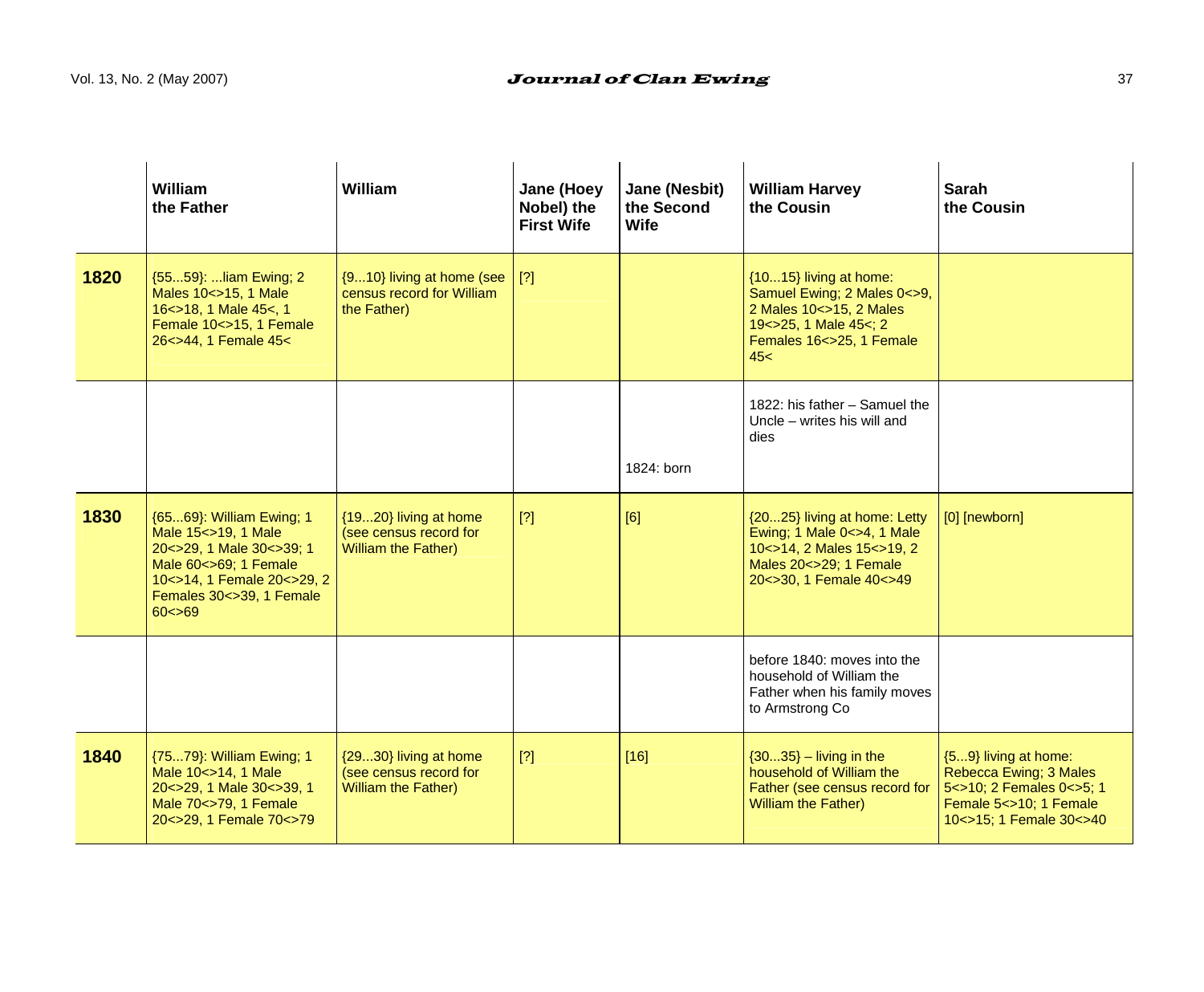| | William the Father | William | Jane (Hoey Nobel) the First Wife | Jane (Nesbit) the Second Wife | William Harvey the Cousin | Sarah the Cousin |
|---|---|---|---|---|---|---|
| **1820** | {55...59}: ...liam Ewing; 2 Males 10<>15, 1 Male 16<>18, 1 Male 45<, 1 Female 10<>15, 1 Female 26<>44, 1 Female 45< | {9...10} living at home (see census record for William the Father) | [?] | | {10...15} living at home: Samuel Ewing; 2 Males 0<>9, 2 Males 10<>15, 2 Males 19<>25, 1 Male 45<; 2 Females 16<>25, 1 Female 45< | |
| | | | | 1824: born | 1822: his father – Samuel the Uncle – writes his will and dies | |
| **1830** | {65...69}: William Ewing; 1 Male 15<>19, 1 Male 20<>29, 1 Male 30<>39; 1 Male 60<>69; 1 Female 10<>14, 1 Female 20<>29, 2 Females 30<>39, 1 Female 60<>69 | {19...20} living at home (see census record for William the Father) | [?] | [6] | {20...25} living at home: Letty Ewing; 1 Male 0<>4, 1 Male 10<>14, 2 Males 15<>19, 2 Males 20<>29; 1 Female 20<>30, 1 Female 40<>49 | [0] [newborn] |
| | | | | | before 1840: moves into the household of William the Father when his family moves to Armstrong Co | |
| **1840** | {75...79}: William Ewing; 1 Male 10<>14, 1 Male 20<>29, 1 Male 30<>39, 1 Male 70<>79, 1 Female 20<>29, 1 Female 70<>79 | {29...30} living at home (see census record for William the Father) | [?] | [16] | {30...35} – living in the household of William the Father (see census record for William the Father) | {5...9} living at home: Rebecca Ewing; 3 Males 5<>10; 2 Females 0<>5; 1 Female 5<>10; 1 Female 10<>15; 1 Female 30<>40 |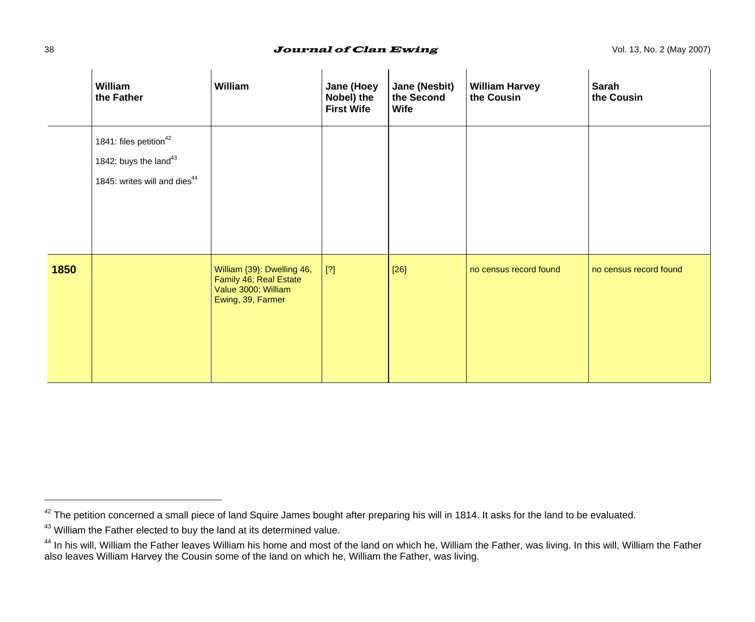| | William the Father | William | Jane (Hoey Nobel) the First Wife | Jane (Nesbit) the Second Wife | William Harvey the Cousin | Sarah the Cousin |
|---|---|---|---|---|---|---|
| | 1841: files petition[42]<br>1842: buys the land[43]<br>1845: writes will and dies[44] | | | | | |
| **1850** | | William {39}: Dwelling 46, Family 46; Real Estate Value 3000; William Ewing, 39, Farmer | [?] | [26] | no census record found | no census record found |

[42] The petition concerned a small piece of land Squire James bought after preparing his will in 1814. It asks for the land to be evaluated.

[43] William the Father elected to buy the land at its determined value.

[44] In his will, William the Father leaves William his home and most of the land on which he, William the Father, was living. In this will, William the Father also leaves William Harvey the Cousin some of the land on which he, William the Father, was living.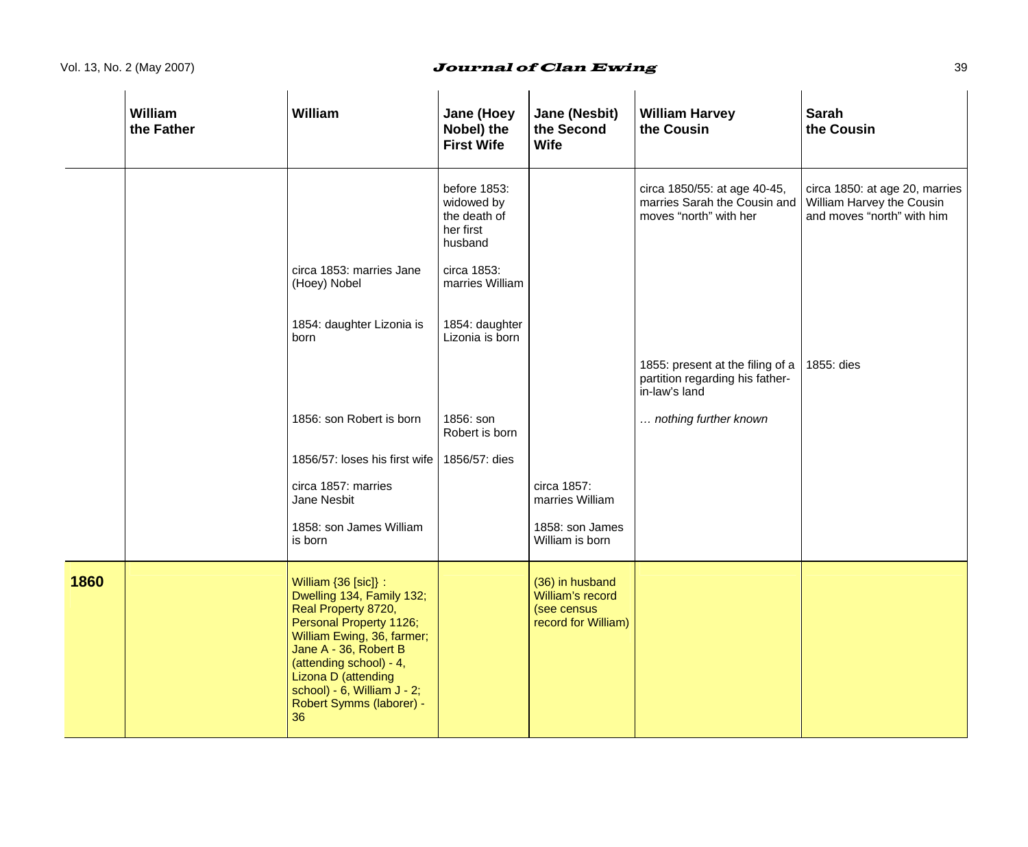| | William the Father | William | Jane (Hoey Nobel) the First Wife | Jane (Nesbit) the Second Wife | William Harvey the Cousin | Sarah the Cousin |
|---|---|---|---|---|---|---|
| | | | before 1853: widowed by the death of her first husband | | circa 1850/55: at age 40-45, marries Sarah the Cousin and moves "north" with her | circa 1850: at age 20, marries William Harvey the Cousin and moves "north" with him |
| | | circa 1853: marries Jane (Hoey) Nobel | circa 1853: marries William | | | |
| | | 1854: daughter Lizonia is born | 1854: daughter Lizonia is born | | | |
| | | | | | 1855: present at the filing of a partition regarding his father-in-law's land | 1855: dies |
| | | 1856: son Robert is born | 1856: son Robert is born | | *… nothing further known* | |
| | | 1856/57: loses his first wife | 1856/57: dies | | | |
| | | circa 1857: marries Jane Nesbit | | circa 1857: marries William | | |
| | | 1858: son James William is born | | 1858: son James William is born | | |
| **1860** | | William {36 [sic]} : Dwelling 134, Family 132; Real Property 8720, Personal Property 1126; William Ewing, 36, farmer; Jane A - 36, Robert B (attending school) - 4, Lizona D (attending school) - 6, William J - 2; Robert Symms (laborer) - 36 | | (36) in husband William's record (see census record for William) | | |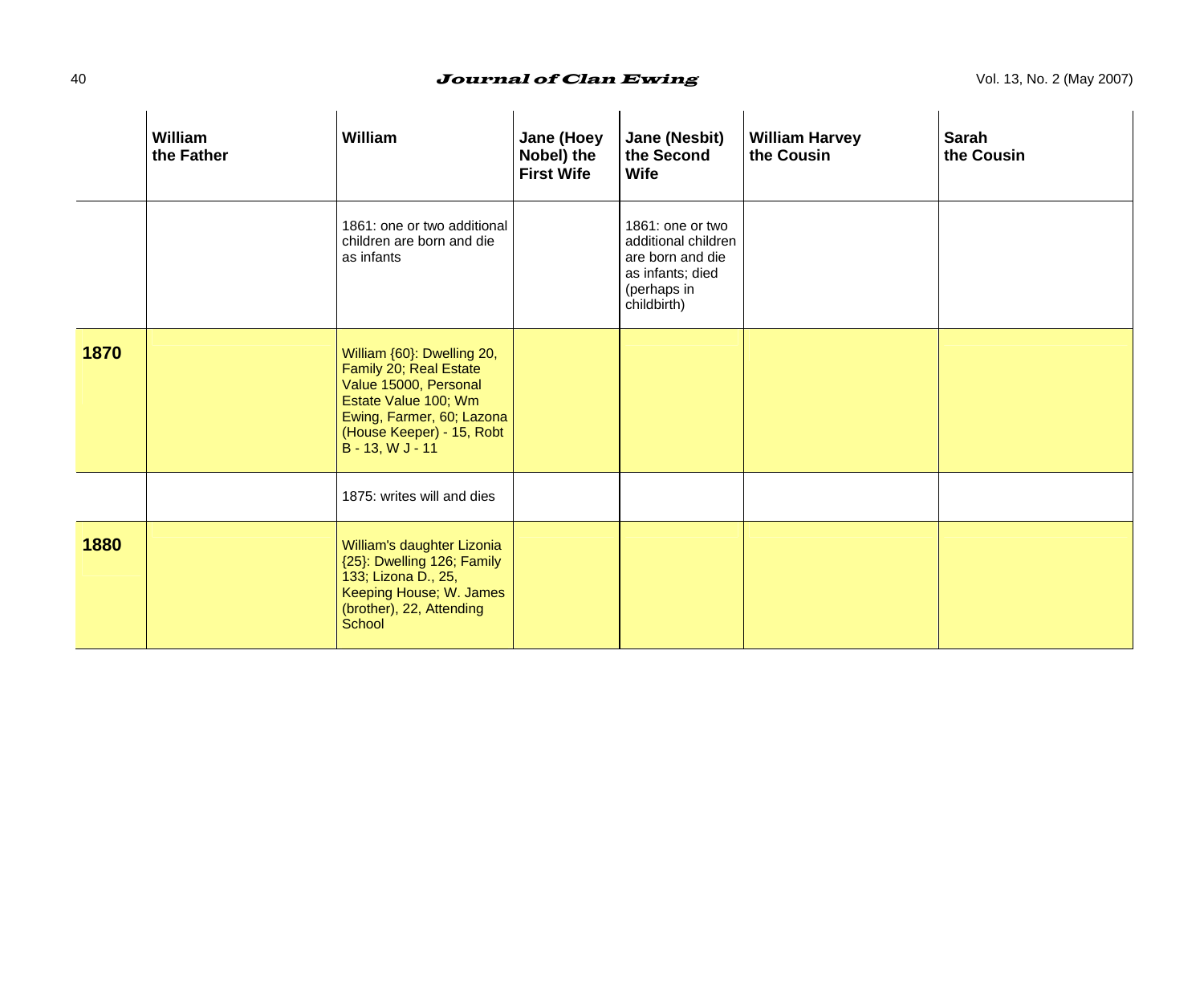| | William the Father | William | Jane (Hoey Nobel) the First Wife | Jane (Nesbit) the Second Wife | William Harvey the Cousin | Sarah the Cousin |
|---|---|---|---|---|---|---|
| | | 1861: one or two additional children are born and die as infants | | 1861: one or two additional children are born and die as infants; died (perhaps in childbirth) | | |
| **1870** | | William {60}: Dwelling 20, Family 20; Real Estate Value 15000, Personal Estate Value 100; Wm Ewing, Farmer, 60; Lazona (House Keeper) - 15, Robt B - 13, W J - 11 | | | | |
| | | 1875: writes will and dies | | | | |
| **1880** | | William's daughter Lizonia {25}: Dwelling 126; Family 133; Lizona D., 25, Keeping House; W. James (brother), 22, Attending School | | | | |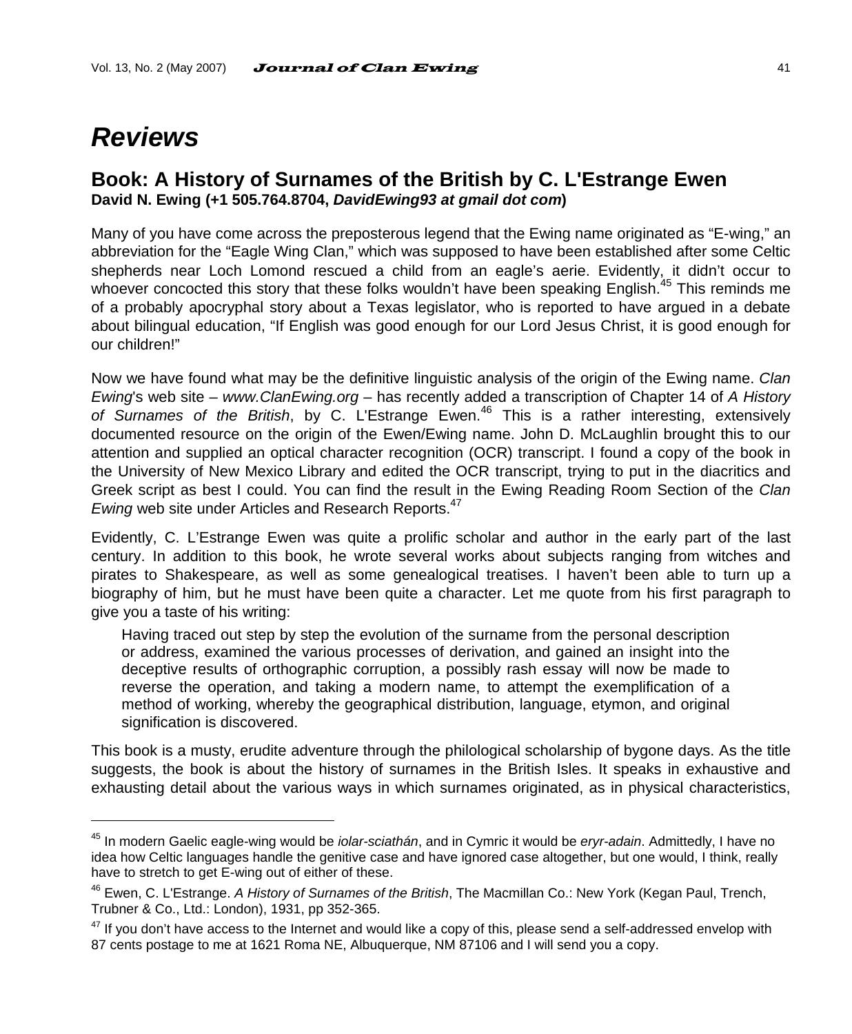# *Reviews*

## Book: A History of Surnames of the British by C. L'Estrange Ewen

**David N. Ewing (+1 505.764.8704, *DavidEwing93 at gmail dot com*)**

Many of you have come across the preposterous legend that the Ewing name originated as "E-wing," an abbreviation for the "Eagle Wing Clan," which was supposed to have been established after some Celtic shepherds near Loch Lomond rescued a child from an eagle's aerie. Evidently, it didn't occur to whoever concocted this story that these folks wouldn't have been speaking English.[45] This reminds me of a probably apocryphal story about a Texas legislator, who is reported to have argued in a debate about bilingual education, "If English was good enough for our Lord Jesus Christ, it is good enough for our children!"

Now we have found what may be the definitive linguistic analysis of the origin of the Ewing name. *Clan Ewing*'s web site – *www.ClanEwing.org* – has recently added a transcription of Chapter 14 of *A History of Surnames of the British*, by C. L'Estrange Ewen.[46] This is a rather interesting, extensively documented resource on the origin of the Ewen/Ewing name. John D. McLaughlin brought this to our attention and supplied an optical character recognition (OCR) transcript. I found a copy of the book in the University of New Mexico Library and edited the OCR transcript, trying to put in the diacritics and Greek script as best I could. You can find the result in the Ewing Reading Room Section of the *Clan Ewing* web site under Articles and Research Reports.[47]

Evidently, C. L'Estrange Ewen was quite a prolific scholar and author in the early part of the last century. In addition to this book, he wrote several works about subjects ranging from witches and pirates to Shakespeare, as well as some genealogical treatises. I haven't been able to turn up a biography of him, but he must have been quite a character. Let me quote from his first paragraph to give you a taste of his writing:

> Having traced out step by step the evolution of the surname from the personal description or address, examined the various processes of derivation, and gained an insight into the deceptive results of orthographic corruption, a possibly rash essay will now be made to reverse the operation, and taking a modern name, to attempt the exemplification of a method of working, whereby the geographical distribution, language, etymon, and original signification is discovered.

This book is a musty, erudite adventure through the philological scholarship of bygone days. As the title suggests, the book is about the history of surnames in the British Isles. It speaks in exhaustive and exhausting detail about the various ways in which surnames originated, as in physical characteristics,

---

[45] In modern Gaelic eagle-wing would be *iolar-sciathán*, and in Cymric it would be *eryr-adain*. Admittedly, I have no idea how Celtic languages handle the genitive case and have ignored case altogether, but one would, I think, really have to stretch to get E-wing out of either of these.

[46] Ewen, C. L'Estrange. *A History of Surnames of the British*, The Macmillan Co.: New York (Kegan Paul, Trench, Trubner & Co., Ltd.: London), 1931, pp 352-365.

[47] If you don't have access to the Internet and would like a copy of this, please send a self-addressed envelop with 87 cents postage to me at 1621 Roma NE, Albuquerque, NM 87106 and I will send you a copy.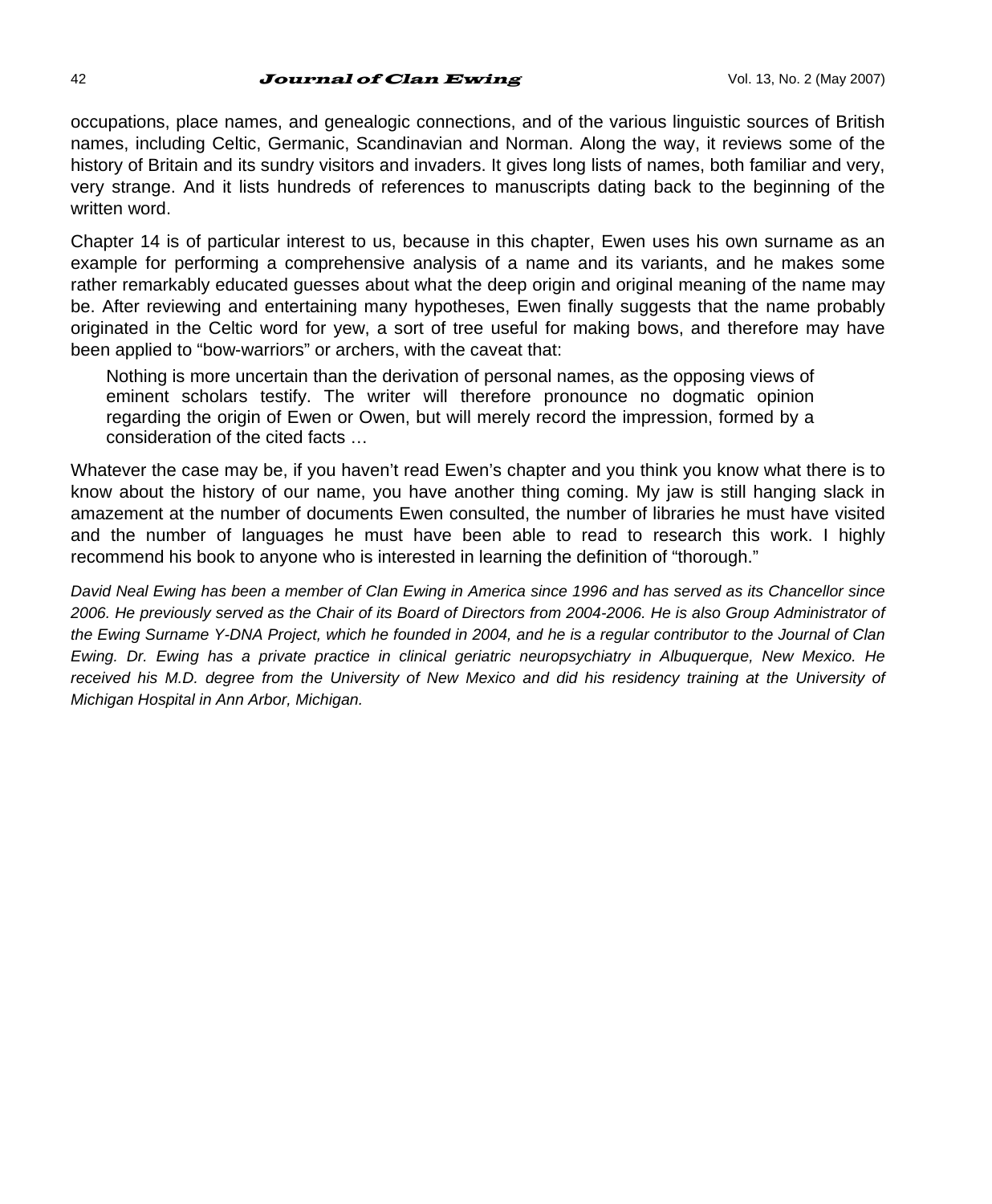occupations, place names, and genealogic connections, and of the various linguistic sources of British names, including Celtic, Germanic, Scandinavian and Norman. Along the way, it reviews some of the history of Britain and its sundry visitors and invaders. It gives long lists of names, both familiar and very, very strange. And it lists hundreds of references to manuscripts dating back to the beginning of the written word.

Chapter 14 is of particular interest to us, because in this chapter, Ewen uses his own surname as an example for performing a comprehensive analysis of a name and its variants, and he makes some rather remarkably educated guesses about what the deep origin and original meaning of the name may be. After reviewing and entertaining many hypotheses, Ewen finally suggests that the name probably originated in the Celtic word for yew, a sort of tree useful for making bows, and therefore may have been applied to "bow-warriors" or archers, with the caveat that:

> Nothing is more uncertain than the derivation of personal names, as the opposing views of eminent scholars testify. The writer will therefore pronounce no dogmatic opinion regarding the origin of Ewen or Owen, but will merely record the impression, formed by a consideration of the cited facts …

Whatever the case may be, if you haven't read Ewen's chapter and you think you know what there is to know about the history of our name, you have another thing coming. My jaw is still hanging slack in amazement at the number of documents Ewen consulted, the number of libraries he must have visited and the number of languages he must have been able to read to research this work. I highly recommend his book to anyone who is interested in learning the definition of "thorough."

*David Neal Ewing has been a member of Clan Ewing in America since 1996 and has served as its Chancellor since 2006. He previously served as the Chair of its Board of Directors from 2004-2006. He is also Group Administrator of the Ewing Surname Y-DNA Project, which he founded in 2004, and he is a regular contributor to the Journal of Clan Ewing. Dr. Ewing has a private practice in clinical geriatric neuropsychiatry in Albuquerque, New Mexico. He received his M.D. degree from the University of New Mexico and did his residency training at the University of Michigan Hospital in Ann Arbor, Michigan.*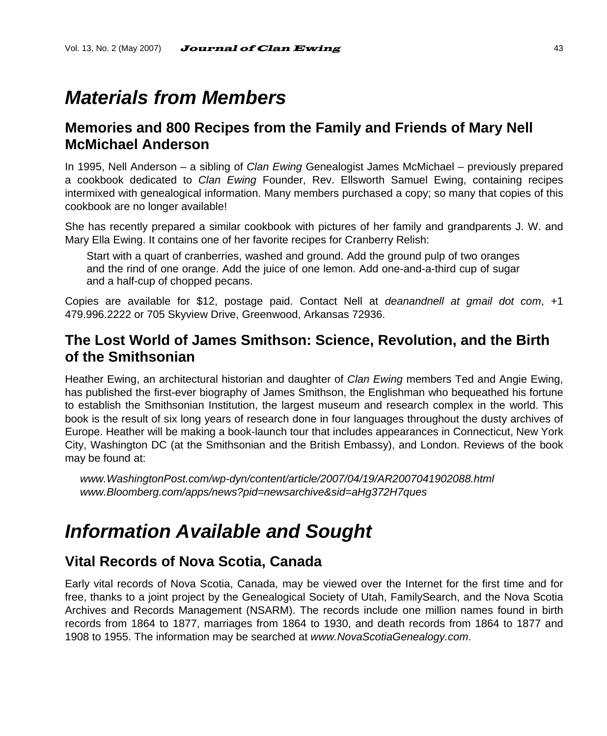# *Materials from Members*

## Memories and 800 Recipes from the Family and Friends of Mary Nell McMichael Anderson

In 1995, Nell Anderson – a sibling of *Clan Ewing* Genealogist James McMichael – previously prepared a cookbook dedicated to *Clan Ewing* Founder, Rev. Ellsworth Samuel Ewing, containing recipes intermixed with genealogical information. Many members purchased a copy; so many that copies of this cookbook are no longer available!

She has recently prepared a similar cookbook with pictures of her family and grandparents J. W. and Mary Ella Ewing. It contains one of her favorite recipes for Cranberry Relish:

> Start with a quart of cranberries, washed and ground. Add the ground pulp of two oranges and the rind of one orange. Add the juice of one lemon. Add one-and-a-third cup of sugar and a half-cup of chopped pecans.

Copies are available for $12, postage paid. Contact Nell at *deanandnell at gmail dot com*, +1 479.996.2222 or 705 Skyview Drive, Greenwood, Arkansas 72936.

## The Lost World of James Smithson: Science, Revolution, and the Birth of the Smithsonian

Heather Ewing, an architectural historian and daughter of *Clan Ewing* members Ted and Angie Ewing, has published the first-ever biography of James Smithson, the Englishman who bequeathed his fortune to establish the Smithsonian Institution, the largest museum and research complex in the world. This book is the result of six long years of research done in four languages throughout the dusty archives of Europe. Heather will be making a book-launch tour that includes appearances in Connecticut, New York City, Washington DC (at the Smithsonian and the British Embassy), and London. Reviews of the book may be found at:

*www.WashingtonPost.com/wp-dyn/content/article/2007/04/19/AR2007041902088.html*
*www.Bloomberg.com/apps/news?pid=newsarchive&sid=aHg372H7ques*

# *Information Available and Sought*

## Vital Records of Nova Scotia, Canada

Early vital records of Nova Scotia, Canada, may be viewed over the Internet for the first time and for free, thanks to a joint project by the Genealogical Society of Utah, FamilySearch, and the Nova Scotia Archives and Records Management (NSARM). The records include one million names found in birth records from 1864 to 1877, marriages from 1864 to 1930, and death records from 1864 to 1877 and 1908 to 1955. The information may be searched at *www.NovaScotiaGenealogy.com*.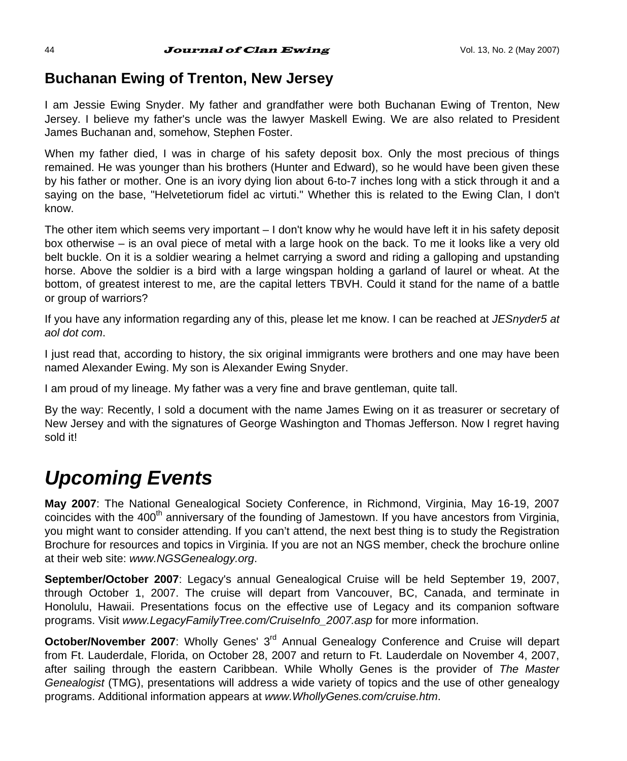## Buchanan Ewing of Trenton, New Jersey

I am Jessie Ewing Snyder. My father and grandfather were both Buchanan Ewing of Trenton, New Jersey. I believe my father's uncle was the lawyer Maskell Ewing. We are also related to President James Buchanan and, somehow, Stephen Foster.

When my father died, I was in charge of his safety deposit box. Only the most precious of things remained. He was younger than his brothers (Hunter and Edward), so he would have been given these by his father or mother. One is an ivory dying lion about 6-to-7 inches long with a stick through it and a saying on the base, "Helvetetiorum fidel ac virtuti." Whether this is related to the Ewing Clan, I don't know.

The other item which seems very important – I don't know why he would have left it in his safety deposit box otherwise – is an oval piece of metal with a large hook on the back. To me it looks like a very old belt buckle. On it is a soldier wearing a helmet carrying a sword and riding a galloping and upstanding horse. Above the soldier is a bird with a large wingspan holding a garland of laurel or wheat. At the bottom, of greatest interest to me, are the capital letters TBVH. Could it stand for the name of a battle or group of warriors?

If you have any information regarding any of this, please let me know. I can be reached at *JESnyder5 at aol dot com*.

I just read that, according to history, the six original immigrants were brothers and one may have been named Alexander Ewing. My son is Alexander Ewing Snyder.

I am proud of my lineage. My father was a very fine and brave gentleman, quite tall.

By the way: Recently, I sold a document with the name James Ewing on it as treasurer or secretary of New Jersey and with the signatures of George Washington and Thomas Jefferson. Now I regret having sold it!

# *Upcoming Events*

**May 2007**: The National Genealogical Society Conference, in Richmond, Virginia, May 16-19, 2007 coincides with the 400th anniversary of the founding of Jamestown. If you have ancestors from Virginia, you might want to consider attending. If you can't attend, the next best thing is to study the Registration Brochure for resources and topics in Virginia. If you are not an NGS member, check the brochure online at their web site: *www.NGSGenealogy.org*.

**September/October 2007**: Legacy's annual Genealogical Cruise will be held September 19, 2007, through October 1, 2007. The cruise will depart from Vancouver, BC, Canada, and terminate in Honolulu, Hawaii. Presentations focus on the effective use of Legacy and its companion software programs. Visit *www.LegacyFamilyTree.com/CruiseInfo_2007.asp* for more information.

**October/November 2007**: Wholly Genes' 3rd Annual Genealogy Conference and Cruise will depart from Ft. Lauderdale, Florida, on October 28, 2007 and return to Ft. Lauderdale on November 4, 2007, after sailing through the eastern Caribbean. While Wholly Genes is the provider of *The Master Genealogist* (TMG), presentations will address a wide variety of topics and the use of other genealogy programs. Additional information appears at *www.WhollyGenes.com/cruise.htm*.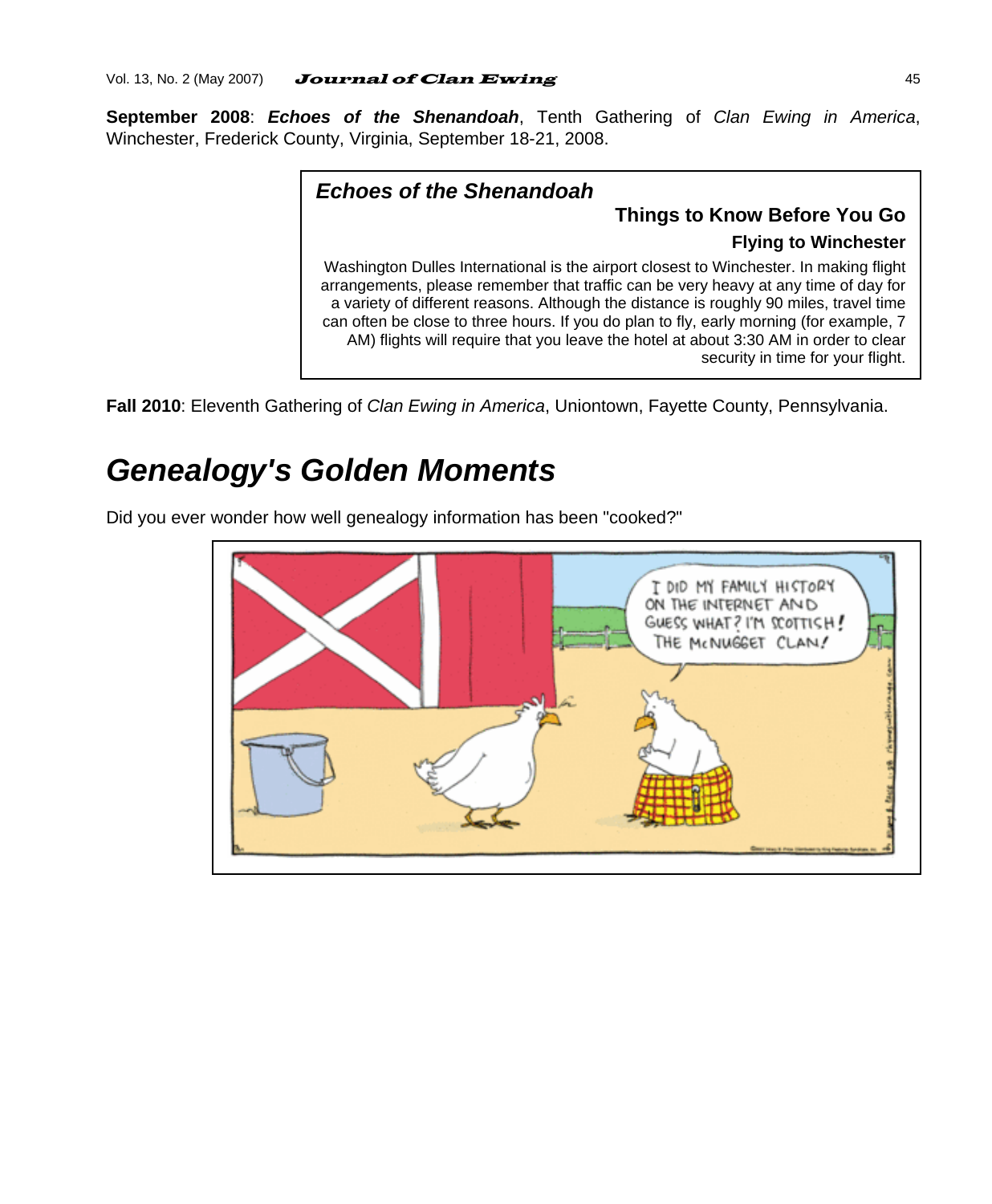**September 2008**: ***Echoes of the Shenandoah***, Tenth Gathering of *Clan Ewing in America*, Winchester, Frederick County, Virginia, September 18-21, 2008.

> ***Echoes of the Shenandoah***
>
> **Things to Know Before You Go**
>
> **Flying to Winchester**
>
> Washington Dulles International is the airport closest to Winchester. In making flight arrangements, please remember that traffic can be very heavy at any time of day for a variety of different reasons. Although the distance is roughly 90 miles, travel time can often be close to three hours. If you do plan to fly, early morning (for example, 7 AM) flights will require that you leave the hotel at about 3:30 AM in order to clear security in time for your flight.

**Fall 2010**: Eleventh Gathering of *Clan Ewing in America*, Uniontown, Fayette County, Pennsylvania.

# *Genealogy's Golden Moments*

Did you ever wonder how well genealogy information has been "cooked?"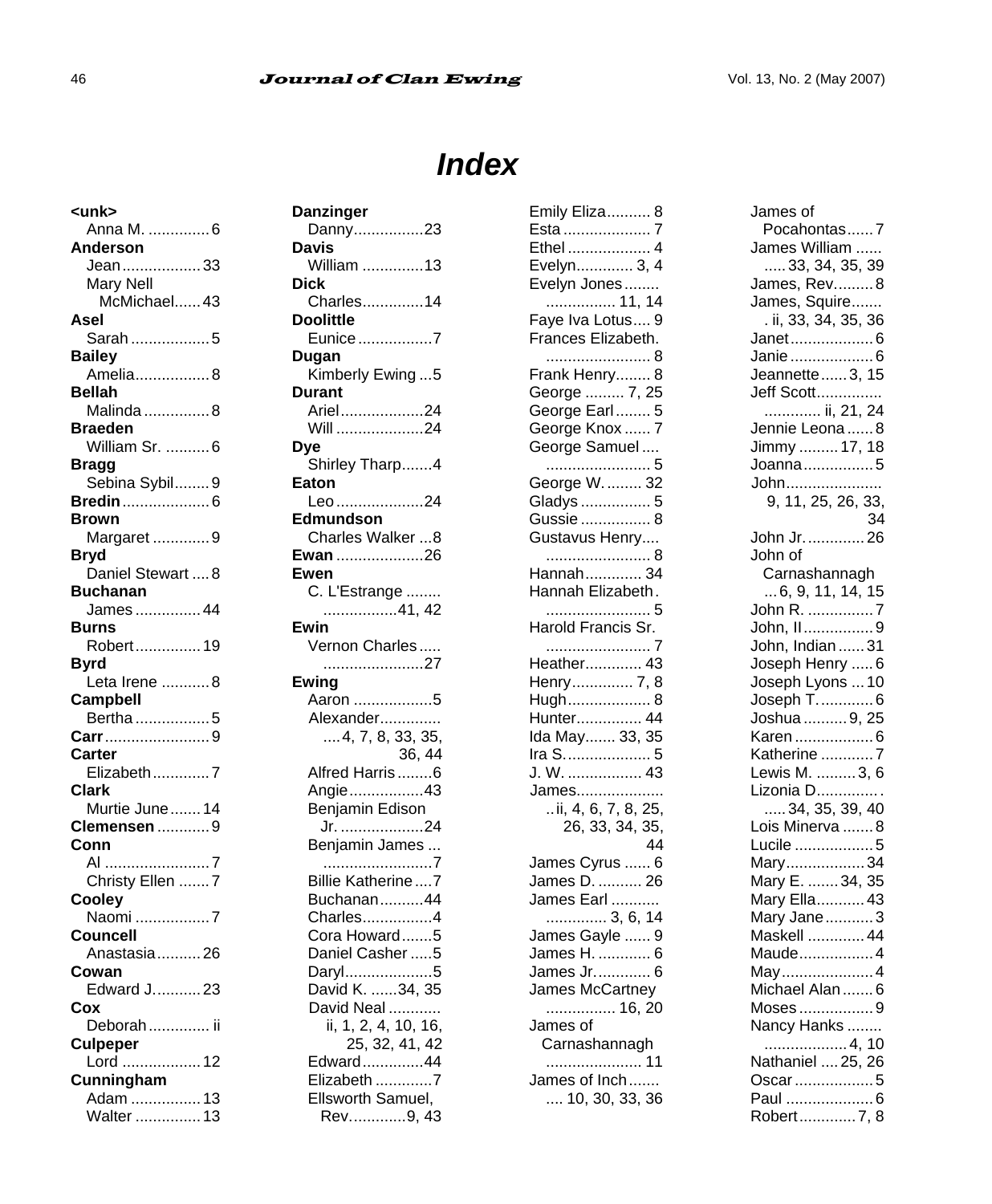# Index

**<unk>**
- Anna M. .............. 6

**Anderson**
- Jean .................. 33
- Mary Nell McMichael...... 43

**Asel**
- Sarah .................. 5

**Bailey**
- Amelia................. 8

**Bellah**
- Malinda ............... 8

**Braeden**
- William Sr. .......... 6

**Bragg**
- Sebina Sybil........ 9

**Bredin** .................... 6

**Brown**
- Margaret ............. 9

**Bryd**
- Daniel Stewart .... 8

**Buchanan**
- James ............... 44

**Burns**
- Robert ............... 19

**Byrd**
- Leta Irene ........... 8

**Campbell**
- Bertha ................. 5

**Carr** ........................ 9

**Carter**
- Elizabeth ............. 7

**Clark**
- Murtie June ....... 14

**Clemensen** ............ 9

**Conn**
- Al ........................ 7
- Christy Ellen ....... 7

**Cooley**
- Naomi ................. 7

**Councell**
- Anastasia .......... 26

**Cowan**
- Edward J. .......... 23

**Cox**
- Deborah .............. ii

**Culpeper**
- Lord .................. 12

**Cunningham**
- Adam ................ 13
- Walter ............... 13

**Danzinger**
- Danny................23

**Davis**
- William ..............13

**Dick**
- Charles..............14

**Doolittle**
- Eunice ................7

**Dugan**
- Kimberly Ewing ...5

**Durant**
- Ariel...................24
- Will ....................24

**Dye**
- Shirley Tharp.......4

**Eaton**
- Leo ....................24

**Edmundson**
- Charles Walker ...8

**Ewan** ....................26

**Ewen**
- C. L'Estrange ........ .................41, 42

**Ewin**
- Vernon Charles ..... .......................27

**Ewing**
- Aaron ..................5
- Alexander.............. ....4, 7, 8, 33, 35, 36, 44
- Alfred Harris ........6
- Angie.................43
- Benjamin Edison Jr. ...................24
- Benjamin James ... .........................7
- Billie Katherine ....7
- Buchanan..........44
- Charles................4
- Cora Howard.......5
- Daniel Casher .....5
- Daryl....................5
- David K. ......34, 35
- David Neal ........... ii, 1, 2, 4, 10, 16, 25, 32, 41, 42
- Edward..............44
- Elizabeth .............7
- Ellsworth Samuel, Rev. ............9, 43
- Emily Eliza.......... 8
- Esta .................... 7
- Ethel ................... 4
- Evelyn............. 3, 4
- Evelyn Jones........ ............... 11, 14
- Faye Iva Lotus.... 9
- Frances Elizabeth. ........................ 8
- Frank Henry........ 8
- George ......... 7, 25
- George Earl ........ 5
- George Knox ...... 7
- George Samuel .... ........................ 5
- George W. ........ 32
- Gladys ................ 5
- Gussie ................ 8
- Gustavus Henry.... ........................ 8
- Hannah............. 34
- Hannah Elizabeth. ........................ 5
- Harold Francis Sr. ........................ 7
- Heather............. 43
- Henry.............. 7, 8
- Hugh................... 8
- Hunter............... 44
- Ida May....... 33, 35
- Ira S. ................... 5
- J. W. ................. 43
- James.................... ..ii, 4, 6, 7, 8, 25, 26, 33, 34, 35, 44
- James Cyrus ...... 6
- James D. .......... 26
- James Earl ........... ............. 3, 6, 14
- James Gayle ...... 9
- James H. ............ 6
- James Jr. ............ 6
- James McCartney ................ 16, 20
- James of Carnashannagh ...................... 11
- James of Inch ....... .... 10, 30, 33, 36
- James of Pocahontas ...... 7
- James William ...... .....33, 34, 35, 39
- James, Rev. ........ 8
- James, Squire....... . ii, 33, 34, 35, 36
- Janet ................... 6
- Janie ................... 6
- Jeannette ...... 3, 15
- Jeff Scott............... ............ ii, 21, 24
- Jennie Leona ...... 8
- Jimmy ......... 17, 18
- Joanna ................ 5
- John...................... 9, 11, 25, 26, 33, 34
- John Jr. ............. 26
- John of Carnashannagh ...6, 9, 11, 14, 15
- John R. ............... 7
- John, II ................ 9
- John, Indian ...... 31
- Joseph Henry ..... 6
- Joseph Lyons ... 10
- Joseph T. ............ 6
- Joshua .......... 9, 25
- Karen .................. 6
- Katherine ............ 7
- Lewis M. ......... 3, 6
- Lizonia D............... .....34, 35, 39, 40
- Lois Minerva ....... 8
- Lucile .................. 5
- Mary.................. 34
- Mary E. ....... 34, 35
- Mary Ella........... 43
- Mary Jane ........... 3
- Maskell ............. 44
- Maude................. 4
- May..................... 4
- Michael Alan ....... 6
- Moses ................. 9
- Nancy Hanks ........ ................... 4, 10
- Nathaniel .... 25, 26
- Oscar .................. 5
- Paul .................... 6
- Robert ............. 7, 8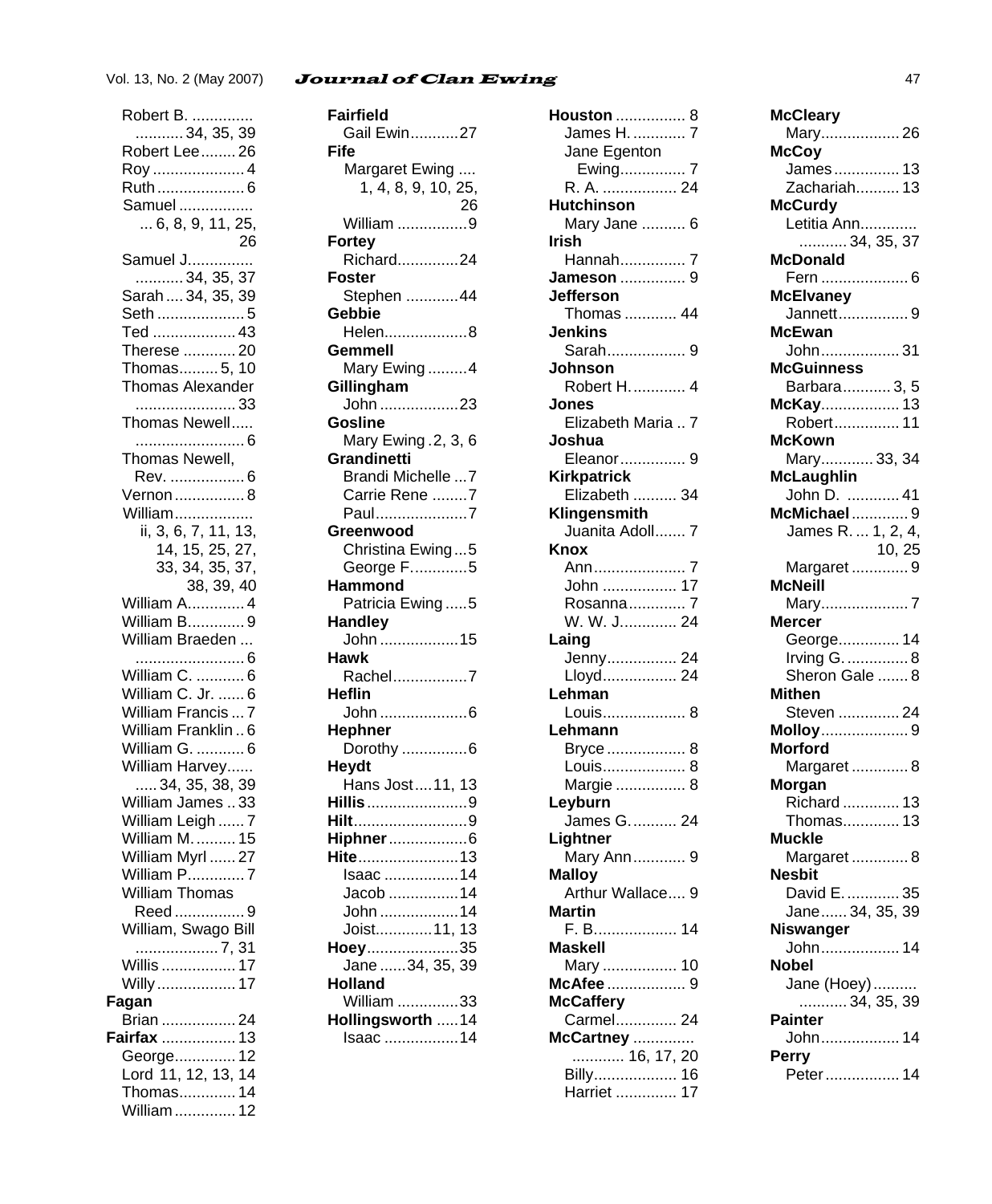Robert B. .............. ........... 34, 35, 39
Robert Lee........ 26
Roy ..................... 4
Ruth.................... 6
Samuel ................. ... 6, 8, 9, 11, 25, 26
Samuel J............... ........... 34, 35, 37
Sarah .... 34, 35, 39
Seth .................... 5
Ted ................... 43
Therese ............ 20
Thomas......... 5, 10
Thomas Alexander ....................... 33
Thomas Newell..... ......................... 6
Thomas Newell, Rev. ................. 6
Vernon................ 8
William.................. ii, 3, 6, 7, 11, 13, 14, 15, 25, 27, 33, 34, 35, 37, 38, 39, 40
William A............. 4
William B............. 9
William Braeden ... ......................... 6
William C. ........... 6
William C. Jr. ...... 6
William Francis ... 7
William Franklin .. 6
William G. ........... 6
William Harvey...... ..... 34, 35, 38, 39
William James .. 33
William Leigh ...... 7
William M. .......... 15
William Myrl ...... 27
William P............. 7
William Thomas Reed ................ 9
William, Swago Bill ................... 7, 31
Willis ................. 17
Willy .................. 17

**Fagan**
Brian ................. 24

**Fairfax** ................. 13
George.............. 12
Lord 11, 12, 13, 14
Thomas............. 14
William.............. 12

**Fairfield**
Gail Ewin...........27

**Fife**
Margaret Ewing .... 1, 4, 8, 9, 10, 25, 26
William ................9

**Fortey**
Richard..............24

**Foster**
Stephen ............44

**Gebbie**
Helen..................8

**Gemmell**
Mary Ewing .........4

**Gillingham**
John ..................23

**Gosline**
Mary Ewing .2, 3, 6

**Grandinetti**
Brandi Michelle ...7
Carrie Rene ........7
Paul.....................7

**Greenwood**
Christina Ewing...5
George F.............5

**Hammond**
Patricia Ewing .....5

**Handley**
John ..................15

**Hawk**
Rachel.................7

**Heflin**
John ....................6

**Hephner**
Dorothy ...............6

**Heydt**
Hans Jost....11, 13

**Hillis**.......................9

**Hilt**..........................9

**Hiphner**..................6

**Hite**.......................13
Isaac .................14
Jacob ................14
John ..................14
Joist.............11, 13

**Hoey**.....................35
Jane ......34, 35, 39

**Holland**
William ..............33

**Hollingsworth** .....14
Isaac .................14

**Houston** ................ 8
James H. ............ 7
Jane Egenton Ewing............... 7
R. A. ................. 24

**Hutchinson**
Mary Jane .......... 6

**Irish**
Hannah............... 7

**Jameson** ............... 9

**Jefferson**
Thomas ............ 44

**Jenkins**
Sarah.................. 9

**Johnson**
Robert H. ............ 4

**Jones**
Elizabeth Maria .. 7

**Joshua**
Eleanor............... 9

**Kirkpatrick**
Elizabeth .......... 34

**Klingensmith**
Juanita Adoll....... 7

**Knox**
Ann..................... 7
John ................. 17
Rosanna............. 7
W. W. J............. 24

**Laing**
Jenny................ 24
Lloyd................. 24

**Lehman**
Louis................... 8

**Lehmann**
Bryce .................. 8
Louis................... 8
Margie ................ 8

**Leyburn**
James G. .......... 24

**Lightner**
Mary Ann............ 9

**Malloy**
Arthur Wallace.... 9

**Martin**
F. B................... 14

**Maskell**
Mary ................. 10

**McAfee** .................. 9

**McCaffery**
Carmel.............. 24

**McCartney** .............. ............ 16, 17, 20
Billy................... 16
Harriet .............. 17

**McCleary**
Mary.................. 26

**McCoy**
James............... 13
Zachariah.......... 13

**McCurdy**
Letitia Ann............. ........... 34, 35, 37

**McDonald**
Fern .................... 6

**McElvaney**
Jannett................ 9

**McEwan**
John.................. 31

**McGuinness**
Barbara........... 3, 5

**McKay**.................. 13
Robert............... 11

**McKown**
Mary............ 33, 34

**McLaughlin**
John D. ............ 41

**McMichael**............. 9
James R. ... 1, 2, 4, 10, 25
Margaret ............. 9

**McNeill**
Mary.................... 7

**Mercer**
George.............. 14
Irving G. .............. 8
Sheron Gale ....... 8

**Mithen**
Steven .............. 24

**Molloy**.................... 9

**Morford**
Margaret ............. 8

**Morgan**
Richard ............. 13
Thomas............. 13

**Muckle**
Margaret ............. 8

**Nesbit**
David E. ............ 35
Jane...... 34, 35, 39

**Niswanger**
John.................. 14

**Nobel**
Jane (Hoey).......... ........... 34, 35, 39

**Painter**
John.................. 14

**Perry**
Peter ................. 14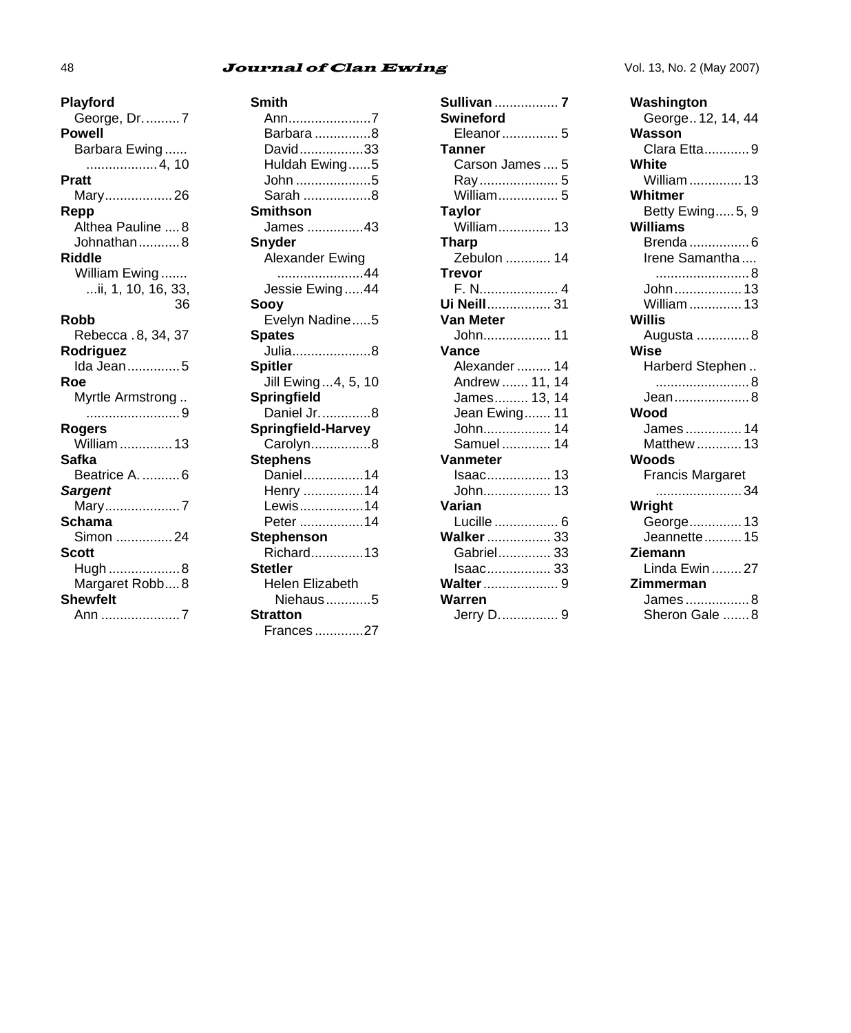**Playford**
George, Dr. .........7
**Powell**
Barbara Ewing ...... ................... 4, 10
**Pratt**
Mary.................. 26
**Repp**
Althea Pauline .... 8
Johnathan........... 8
**Riddle**
William Ewing ....... ...ii, 1, 10, 16, 33, 36
**Robb**
Rebecca . 8, 34, 37
**Rodriguez**
Ida Jean............. 5
**Roe**
Myrtle Armstrong .. ......................... 9
**Rogers**
William .............. 13
**Safka**
Beatrice A. .......... 6
***Sargent***
Mary.................... 7
**Schama**
Simon ............... 24
**Scott**
Hugh ................... 8
Margaret Robb.... 8
**Shewfelt**
Ann ..................... 7

**Smith**
Ann......................7
Barbara ...............8
David.................33
Huldah Ewing......5
John ....................5
Sarah ..................8
**Smithson**
James ...............43
**Snyder**
Alexander Ewing .......................44
Jessie Ewing .....44
**Sooy**
Evelyn Nadine.....5
**Spates**
Julia.....................8
**Spitler**
Jill Ewing ...4, 5, 10
**Springfield**
Daniel Jr. .............8
**Springfield-Harvey**
Carolyn................8
**Stephens**
Daniel................14
Henry ................14
Lewis.................14
Peter .................14
**Stephenson**
Richard..............13
**Stetler**
Helen Elizabeth Niehaus............5
**Stratton**
Frances.............27

**Sullivan ................. 7**
**Swineford**
Eleanor............... 5
**Tanner**
Carson James .... 5
Ray..................... 5
William................ 5
**Taylor**
William.............. 13
**Tharp**
Zebulon ............ 14
**Trevor**
F. N..................... 4
**Ui Neill**................. 31
**Van Meter**
John.................. 11
**Vance**
Alexander ......... 14
Andrew ....... 11, 14
James......... 13, 14
Jean Ewing....... 11
John.................. 14
Samuel ............. 14
**Vanmeter**
Isaac................. 13
John.................. 13
**Varian**
Lucille ................. 6
**Walker** ................. 33
Gabriel.............. 33
Isaac................. 33
**Walter** .................... 9
**Warren**
Jerry D................ 9

**Washington**
George .. 12, 14, 44
**Wasson**
Clara Etta............ 9
**White**
William .............. 13
**Whitmer**
Betty Ewing..... 5, 9
**Williams**
Brenda ................ 6
Irene Samantha .... ......................... 8
John.................. 13
William .............. 13
**Willis**
Augusta .............. 8
**Wise**
Harberd Stephen .. ......................... 8
Jean .................... 8
**Wood**
James ............... 14
Matthew ............ 13
**Woods**
Francis Margaret ....................... 34
**Wright**
George.............. 13
Jeannette .......... 15
**Ziemann**
Linda Ewin ........ 27
**Zimmerman**
James ................. 8
Sheron Gale ....... 8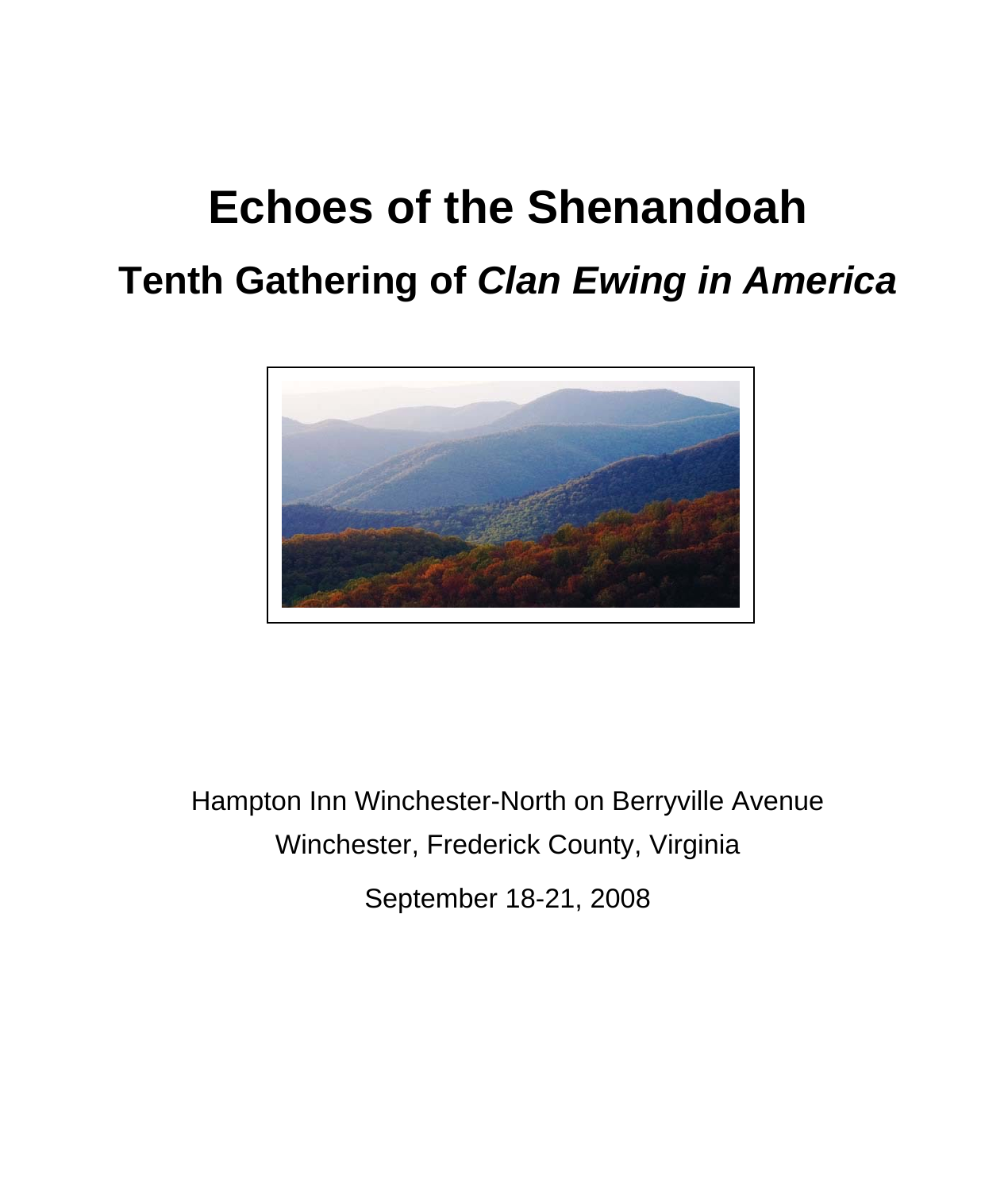# Echoes of the Shenandoah

## Tenth Gathering of *Clan Ewing in America*

Hampton Inn Winchester-North on Berryville Avenue

Winchester, Frederick County, Virginia

September 18-21, 2008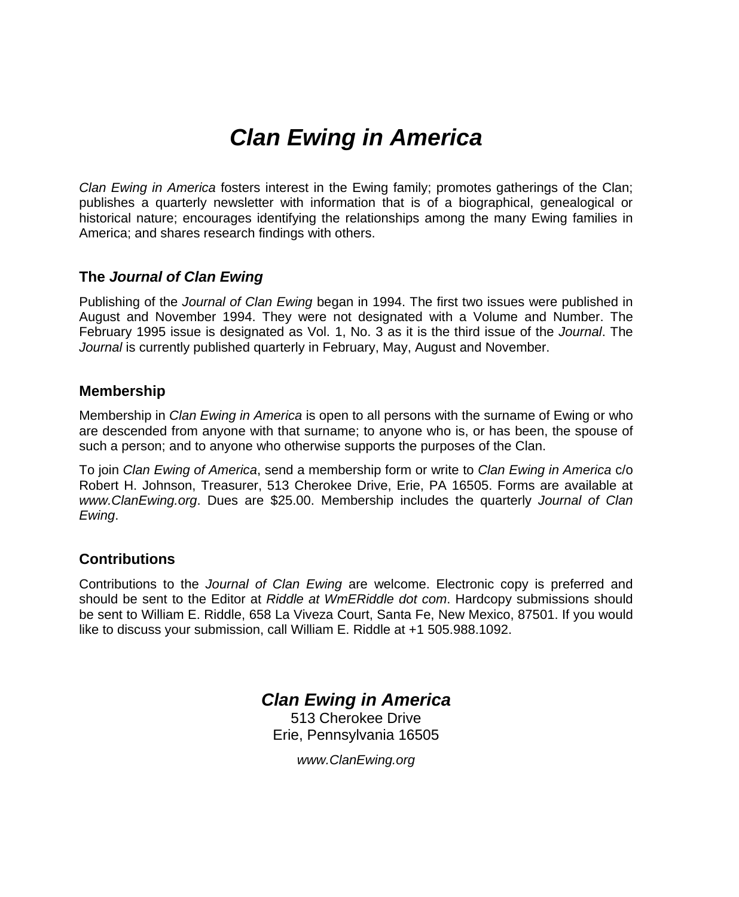# *Clan Ewing in America*

*Clan Ewing in America* fosters interest in the Ewing family; promotes gatherings of the Clan; publishes a quarterly newsletter with information that is of a biographical, genealogical or historical nature; encourages identifying the relationships among the many Ewing families in America; and shares research findings with others.

## The *Journal of Clan Ewing*

Publishing of the *Journal of Clan Ewing* began in 1994. The first two issues were published in August and November 1994. They were not designated with a Volume and Number. The February 1995 issue is designated as Vol. 1, No. 3 as it is the third issue of the *Journal*. The *Journal* is currently published quarterly in February, May, August and November.

## Membership

Membership in *Clan Ewing in America* is open to all persons with the surname of Ewing or who are descended from anyone with that surname; to anyone who is, or has been, the spouse of such a person; and to anyone who otherwise supports the purposes of the Clan.

To join *Clan Ewing of America*, send a membership form or write to *Clan Ewing in America* c/o Robert H. Johnson, Treasurer, 513 Cherokee Drive, Erie, PA 16505. Forms are available at *www.ClanEwing.org*. Dues are $25.00. Membership includes the quarterly *Journal of Clan Ewing*.

## Contributions

Contributions to the *Journal of Clan Ewing* are welcome. Electronic copy is preferred and should be sent to the Editor at *Riddle at WmERiddle dot com*. Hardcopy submissions should be sent to William E. Riddle, 658 La Viveza Court, Santa Fe, New Mexico, 87501. If you would like to discuss your submission, call William E. Riddle at +1 505.988.1092.

***Clan Ewing in America***
513 Cherokee Drive
Erie, Pennsylvania 16505

*www.ClanEwing.org*